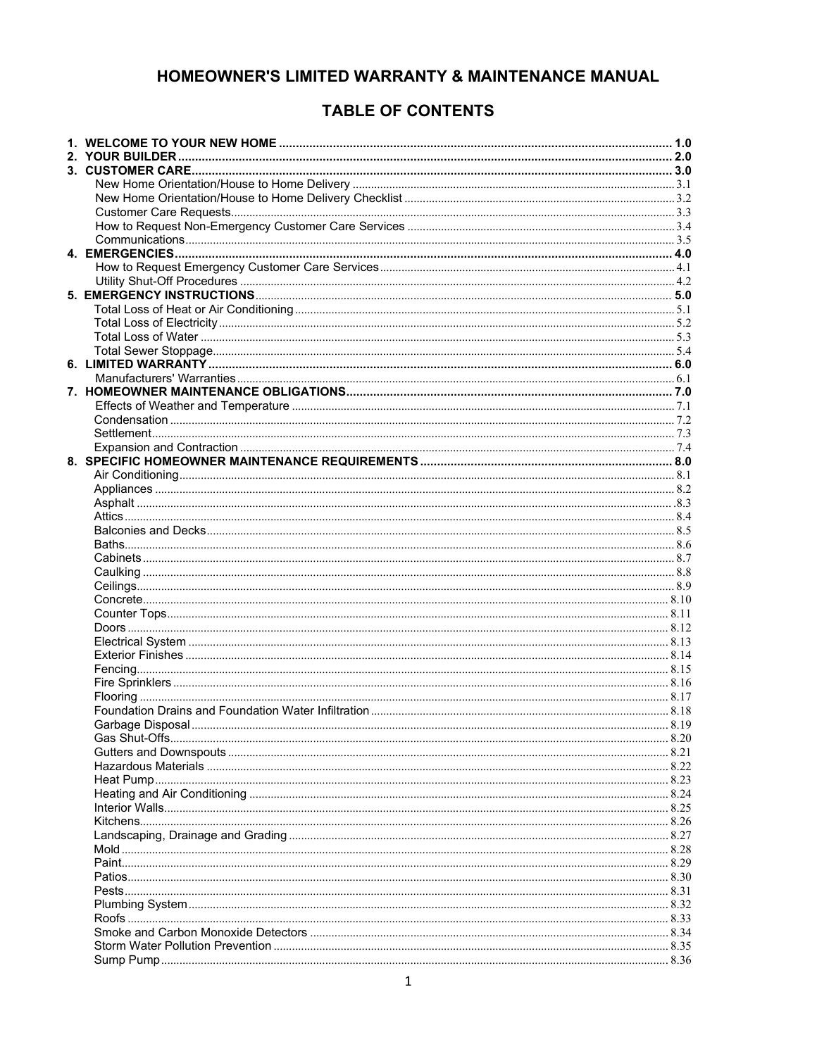# HOMEOWNER'S LIMITED WARRANTY & MAINTENANCE MANUAL

## TABLE OF CONTENTS

**1. WELCOME TO YOUR NEW HOME** .......... **1.0**
**2. YOUR BUILDER** .......... **2.0**
**3. CUSTOMER CARE** .......... **3.0**
- New Home Orientation/House to Home Delivery .......... 3.1
- New Home Orientation/House to Home Delivery Checklist .......... 3.2
- Customer Care Requests .......... 3.3
- How to Request Non-Emergency Customer Care Services .......... 3.4
- Communications .......... 3.5

**4. EMERGENCIES** .......... **4.0**
- How to Request Emergency Customer Care Services .......... 4.1
- Utility Shut-Off Procedures .......... 4.2

**5. EMERGENCY INSTRUCTIONS** .......... **5.0**
- Total Loss of Heat or Air Conditioning .......... 5.1
- Total Loss of Electricity .......... 5.2
- Total Loss of Water .......... 5.3
- Total Sewer Stoppage .......... 5.4

**6. LIMITED WARRANTY** .......... **6.0**
- Manufacturers' Warranties .......... 6.1

**7. HOMEOWNER MAINTENANCE OBLIGATIONS** .......... **7.0**
- Effects of Weather and Temperature .......... 7.1
- Condensation .......... 7.2
- Settlement .......... 7.3
- Expansion and Contraction .......... 7.4

**8. SPECIFIC HOMEOWNER MAINTENANCE REQUIREMENTS** .......... **8.0**
- Air Conditioning .......... 8.1
- Appliances .......... 8.2
- Asphalt .......... 8.3
- Attics .......... 8.4
- Balconies and Decks .......... 8.5
- Baths .......... 8.6
- Cabinets .......... 8.7
- Caulking .......... 8.8
- Ceilings .......... 8.9
- Concrete .......... 8.10
- Counter Tops .......... 8.11
- Doors .......... 8.12
- Electrical System .......... 8.13
- Exterior Finishes .......... 8.14
- Fencing .......... 8.15
- Fire Sprinklers .......... 8.16
- Flooring .......... 8.17
- Foundation Drains and Foundation Water Infiltration .......... 8.18
- Garbage Disposal .......... 8.19
- Gas Shut-Offs .......... 8.20
- Gutters and Downspouts .......... 8.21
- Hazardous Materials .......... 8.22
- Heat Pump .......... 8.23
- Heating and Air Conditioning .......... 8.24
- Interior Walls .......... 8.25
- Kitchens .......... 8.26
- Landscaping, Drainage and Grading .......... 8.27
- Mold .......... 8.28
- Paint .......... 8.29
- Patios .......... 8.30
- Pests .......... 8.31
- Plumbing System .......... 8.32
- Roofs .......... 8.33
- Smoke and Carbon Monoxide Detectors .......... 8.34
- Storm Water Pollution Prevention .......... 8.35
- Sump Pump .......... 8.36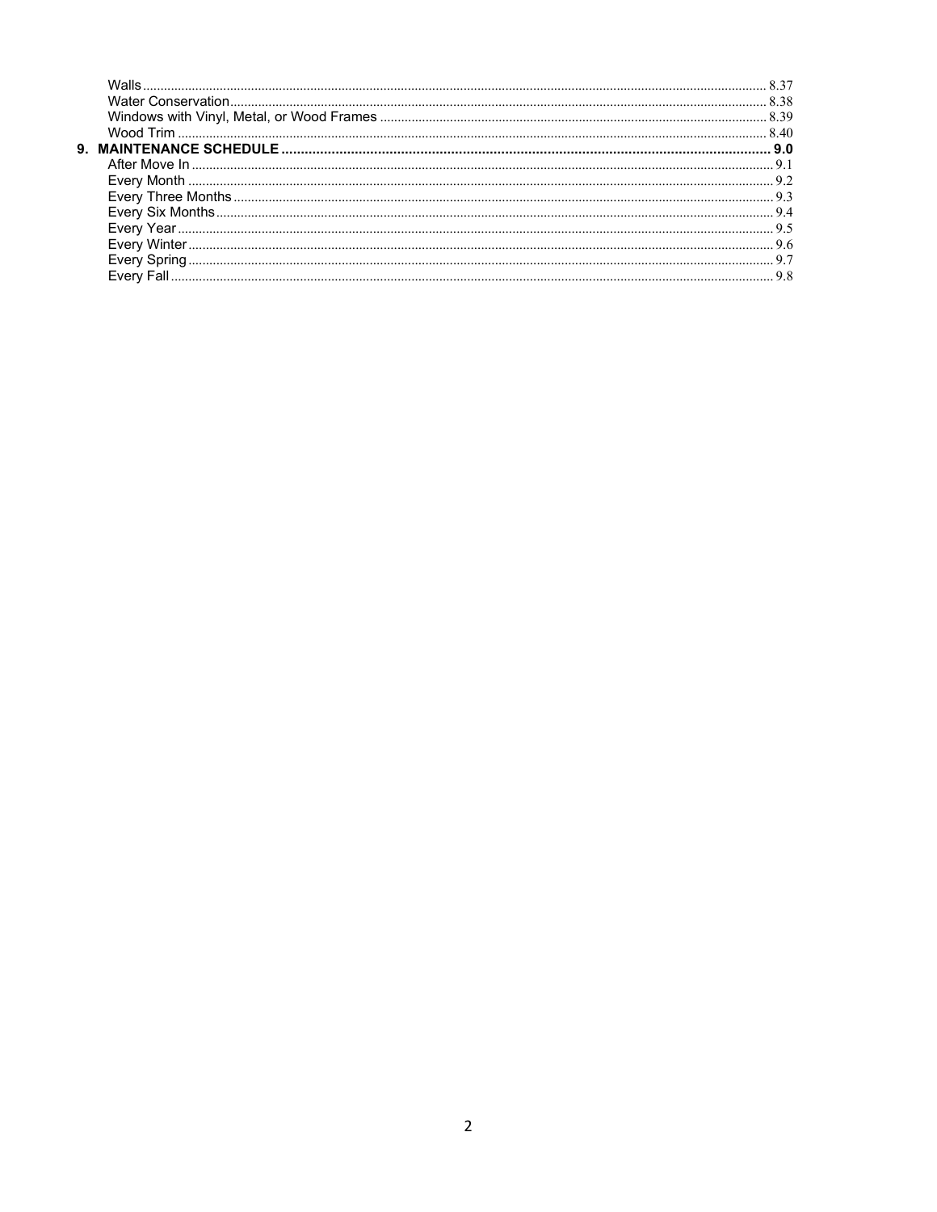Walls ........ 8.37
Water Conservation ........ 8.38
Windows with Vinyl, Metal, or Wood Frames ........ 8.39
Wood Trim ........ 8.40

**9. MAINTENANCE SCHEDULE ........ 9.0**

After Move In ........ 9.1
Every Month ........ 9.2
Every Three Months ........ 9.3
Every Six Months ........ 9.4
Every Year ........ 9.5
Every Winter ........ 9.6
Every Spring ........ 9.7
Every Fall ........ 9.8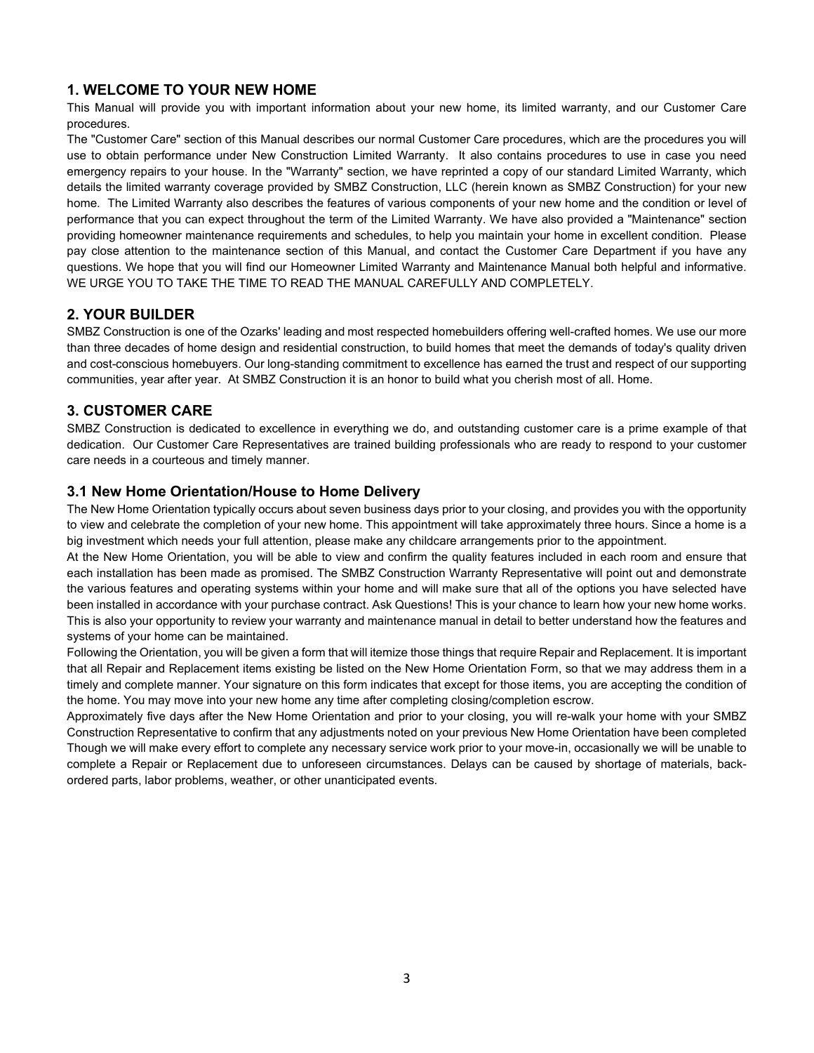## 1. WELCOME TO YOUR NEW HOME

This Manual will provide you with important information about your new home, its limited warranty, and our Customer Care procedures.

The "Customer Care" section of this Manual describes our normal Customer Care procedures, which are the procedures you will use to obtain performance under New Construction Limited Warranty. It also contains procedures to use in case you need emergency repairs to your house. In the "Warranty" section, we have reprinted a copy of our standard Limited Warranty, which details the limited warranty coverage provided by SMBZ Construction, LLC (herein known as SMBZ Construction) for your new home. The Limited Warranty also describes the features of various components of your new home and the condition or level of performance that you can expect throughout the term of the Limited Warranty. We have also provided a "Maintenance" section providing homeowner maintenance requirements and schedules, to help you maintain your home in excellent condition. Please pay close attention to the maintenance section of this Manual, and contact the Customer Care Department if you have any questions. We hope that you will find our Homeowner Limited Warranty and Maintenance Manual both helpful and informative. WE URGE YOU TO TAKE THE TIME TO READ THE MANUAL CAREFULLY AND COMPLETELY.

## 2. YOUR BUILDER

SMBZ Construction is one of the Ozarks' leading and most respected homebuilders offering well-crafted homes. We use our more than three decades of home design and residential construction, to build homes that meet the demands of today's quality driven and cost-conscious homebuyers. Our long-standing commitment to excellence has earned the trust and respect of our supporting communities, year after year. At SMBZ Construction it is an honor to build what you cherish most of all. Home.

## 3. CUSTOMER CARE

SMBZ Construction is dedicated to excellence in everything we do, and outstanding customer care is a prime example of that dedication. Our Customer Care Representatives are trained building professionals who are ready to respond to your customer care needs in a courteous and timely manner.

### 3.1 New Home Orientation/House to Home Delivery

The New Home Orientation typically occurs about seven business days prior to your closing, and provides you with the opportunity to view and celebrate the completion of your new home. This appointment will take approximately three hours. Since a home is a big investment which needs your full attention, please make any childcare arrangements prior to the appointment.

At the New Home Orientation, you will be able to view and confirm the quality features included in each room and ensure that each installation has been made as promised. The SMBZ Construction Warranty Representative will point out and demonstrate the various features and operating systems within your home and will make sure that all of the options you have selected have been installed in accordance with your purchase contract. Ask Questions! This is your chance to learn how your new home works. This is also your opportunity to review your warranty and maintenance manual in detail to better understand how the features and systems of your home can be maintained.

Following the Orientation, you will be given a form that will itemize those things that require Repair and Replacement. It is important that all Repair and Replacement items existing be listed on the New Home Orientation Form, so that we may address them in a timely and complete manner. Your signature on this form indicates that except for those items, you are accepting the condition of the home. You may move into your new home any time after completing closing/completion escrow.

Approximately five days after the New Home Orientation and prior to your closing, you will re-walk your home with your SMBZ Construction Representative to confirm that any adjustments noted on your previous New Home Orientation have been completed Though we will make every effort to complete any necessary service work prior to your move-in, occasionally we will be unable to complete a Repair or Replacement due to unforeseen circumstances. Delays can be caused by shortage of materials, back-ordered parts, labor problems, weather, or other unanticipated events.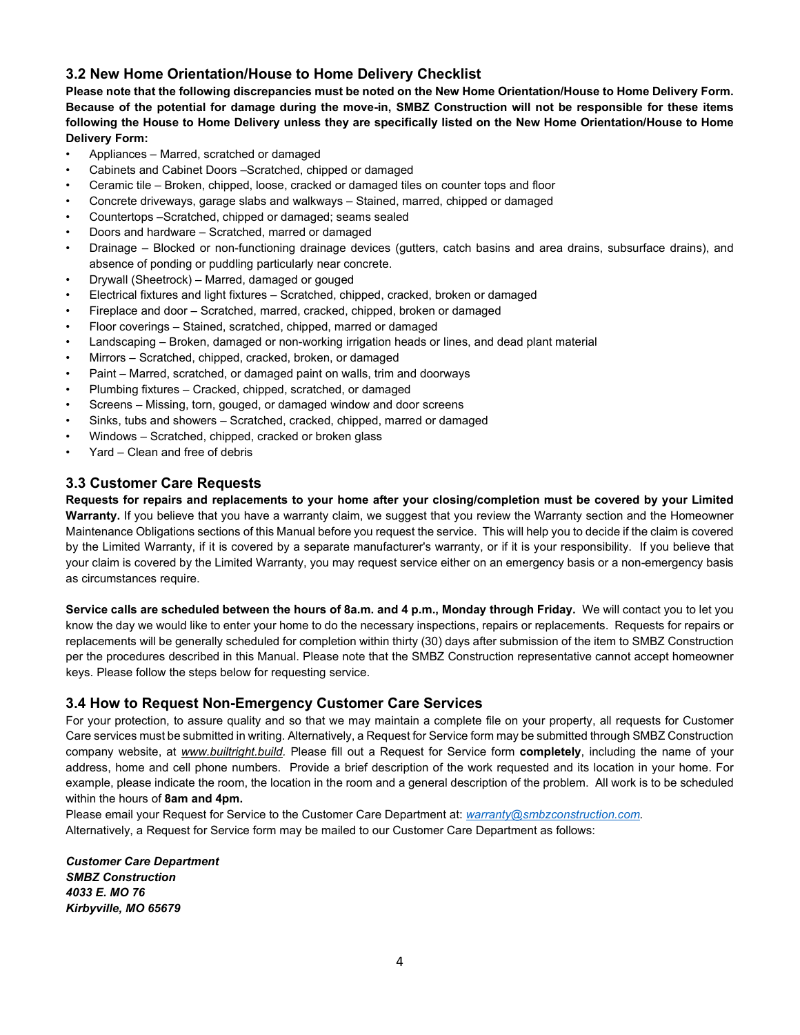## 3.2 New Home Orientation/House to Home Delivery Checklist

**Please note that the following discrepancies must be noted on the New Home Orientation/House to Home Delivery Form. Because of the potential for damage during the move-in, SMBZ Construction will not be responsible for these items following the House to Home Delivery unless they are specifically listed on the New Home Orientation/House to Home Delivery Form:**

- Appliances – Marred, scratched or damaged
- Cabinets and Cabinet Doors –Scratched, chipped or damaged
- Ceramic tile – Broken, chipped, loose, cracked or damaged tiles on counter tops and floor
- Concrete driveways, garage slabs and walkways – Stained, marred, chipped or damaged
- Countertops –Scratched, chipped or damaged; seams sealed
- Doors and hardware – Scratched, marred or damaged
- Drainage – Blocked or non-functioning drainage devices (gutters, catch basins and area drains, subsurface drains), and absence of ponding or puddling particularly near concrete.
- Drywall (Sheetrock) – Marred, damaged or gouged
- Electrical fixtures and light fixtures – Scratched, chipped, cracked, broken or damaged
- Fireplace and door – Scratched, marred, cracked, chipped, broken or damaged
- Floor coverings – Stained, scratched, chipped, marred or damaged
- Landscaping – Broken, damaged or non-working irrigation heads or lines, and dead plant material
- Mirrors – Scratched, chipped, cracked, broken, or damaged
- Paint – Marred, scratched, or damaged paint on walls, trim and doorways
- Plumbing fixtures – Cracked, chipped, scratched, or damaged
- Screens – Missing, torn, gouged, or damaged window and door screens
- Sinks, tubs and showers – Scratched, cracked, chipped, marred or damaged
- Windows – Scratched, chipped, cracked or broken glass
- Yard – Clean and free of debris

## 3.3 Customer Care Requests

**Requests for repairs and replacements to your home after your closing/completion must be covered by your Limited Warranty.** If you believe that you have a warranty claim, we suggest that you review the Warranty section and the Homeowner Maintenance Obligations sections of this Manual before you request the service. This will help you to decide if the claim is covered by the Limited Warranty, if it is covered by a separate manufacturer's warranty, or if it is your responsibility. If you believe that your claim is covered by the Limited Warranty, you may request service either on an emergency basis or a non-emergency basis as circumstances require.

**Service calls are scheduled between the hours of 8a.m. and 4 p.m., Monday through Friday.** We will contact you to let you know the day we would like to enter your home to do the necessary inspections, repairs or replacements. Requests for repairs or replacements will be generally scheduled for completion within thirty (30) days after submission of the item to SMBZ Construction per the procedures described in this Manual. Please note that the SMBZ Construction representative cannot accept homeowner keys. Please follow the steps below for requesting service.

## 3.4 How to Request Non-Emergency Customer Care Services

For your protection, to assure quality and so that we may maintain a complete file on your property, all requests for Customer Care services must be submitted in writing. Alternatively, a Request for Service form may be submitted through SMBZ Construction company website, at *www.builtright.build*. Please fill out a Request for Service form **completely**, including the name of your address, home and cell phone numbers. Provide a brief description of the work requested and its location in your home. For example, please indicate the room, the location in the room and a general description of the problem. All work is to be scheduled within the hours of **8am and 4pm.**

Please email your Request for Service to the Customer Care Department at: *warranty@smbzconstruction.com*.
Alternatively, a Request for Service form may be mailed to our Customer Care Department as follows:

***Customer Care Department***
***SMBZ Construction***
***4033 E. MO 76***
***Kirbyville, MO 65679***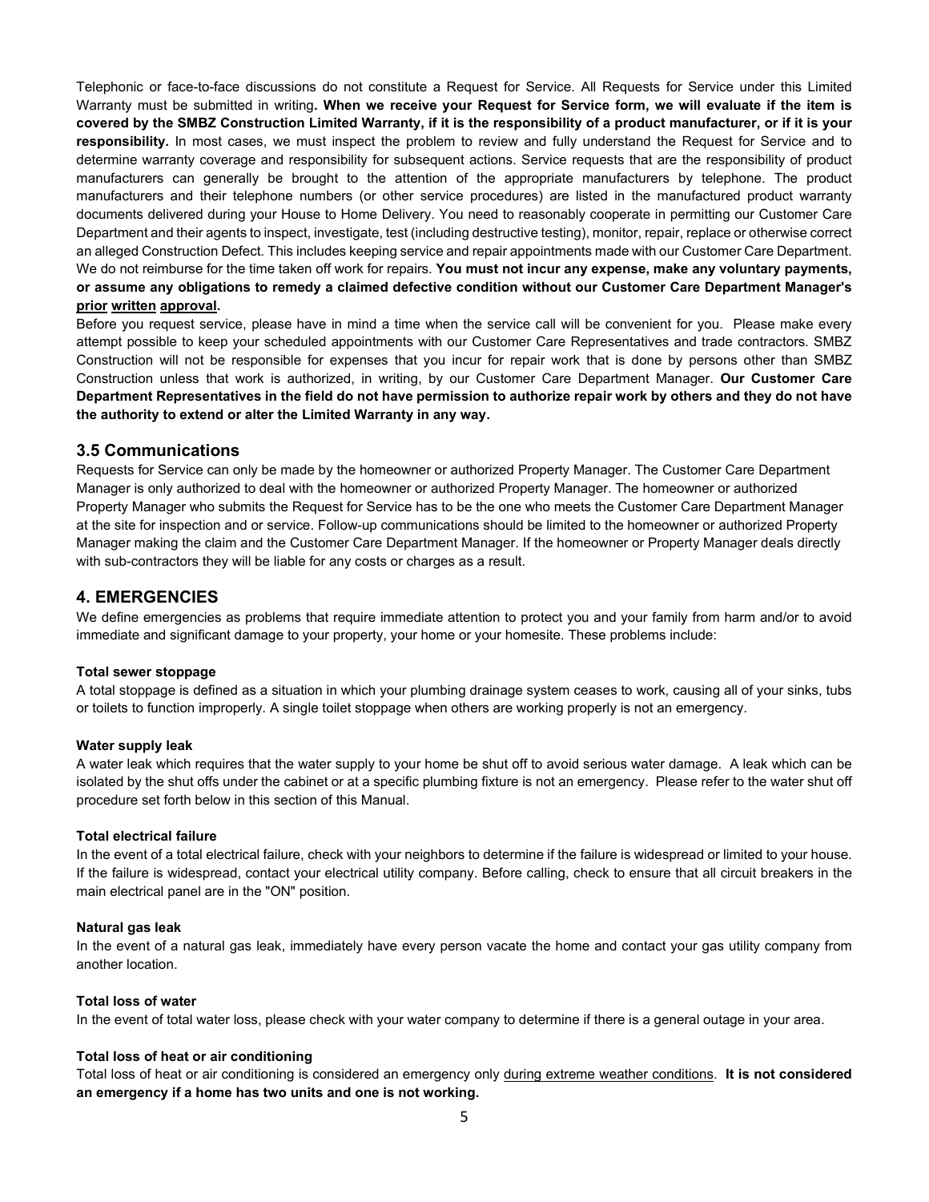Telephonic or face-to-face discussions do not constitute a Request for Service. All Requests for Service under this Limited Warranty must be submitted in writing**. When we receive your Request for Service form, we will evaluate if the item is covered by the SMBZ Construction Limited Warranty, if it is the responsibility of a product manufacturer, or if it is your responsibility.** In most cases, we must inspect the problem to review and fully understand the Request for Service and to determine warranty coverage and responsibility for subsequent actions. Service requests that are the responsibility of product manufacturers can generally be brought to the attention of the appropriate manufacturers by telephone. The product manufacturers and their telephone numbers (or other service procedures) are listed in the manufactured product warranty documents delivered during your House to Home Delivery. You need to reasonably cooperate in permitting our Customer Care Department and their agents to inspect, investigate, test (including destructive testing), monitor, repair, replace or otherwise correct an alleged Construction Defect. This includes keeping service and repair appointments made with our Customer Care Department. We do not reimburse for the time taken off work for repairs. **You must not incur any expense, make any voluntary payments, or assume any obligations to remedy a claimed defective condition without our Customer Care Department Manager's <u>prior</u> <u>written</u> <u>approval</u>.**

Before you request service, please have in mind a time when the service call will be convenient for you. Please make every attempt possible to keep your scheduled appointments with our Customer Care Representatives and trade contractors. SMBZ Construction will not be responsible for expenses that you incur for repair work that is done by persons other than SMBZ Construction unless that work is authorized, in writing, by our Customer Care Department Manager. **Our Customer Care Department Representatives in the field do not have permission to authorize repair work by others and they do not have the authority to extend or alter the Limited Warranty in any way.**

### 3.5 Communications

Requests for Service can only be made by the homeowner or authorized Property Manager. The Customer Care Department Manager is only authorized to deal with the homeowner or authorized Property Manager. The homeowner or authorized Property Manager who submits the Request for Service has to be the one who meets the Customer Care Department Manager at the site for inspection and or service. Follow-up communications should be limited to the homeowner or authorized Property Manager making the claim and the Customer Care Department Manager. If the homeowner or Property Manager deals directly with sub-contractors they will be liable for any costs or charges as a result.

## 4. EMERGENCIES

We define emergencies as problems that require immediate attention to protect you and your family from harm and/or to avoid immediate and significant damage to your property, your home or your homesite. These problems include:

**Total sewer stoppage**

A total stoppage is defined as a situation in which your plumbing drainage system ceases to work, causing all of your sinks, tubs or toilets to function improperly. A single toilet stoppage when others are working properly is not an emergency.

**Water supply leak**

A water leak which requires that the water supply to your home be shut off to avoid serious water damage. A leak which can be isolated by the shut offs under the cabinet or at a specific plumbing fixture is not an emergency. Please refer to the water shut off procedure set forth below in this section of this Manual.

**Total electrical failure**

In the event of a total electrical failure, check with your neighbors to determine if the failure is widespread or limited to your house. If the failure is widespread, contact your electrical utility company. Before calling, check to ensure that all circuit breakers in the main electrical panel are in the "ON" position.

**Natural gas leak**

In the event of a natural gas leak, immediately have every person vacate the home and contact your gas utility company from another location.

**Total loss of water**

In the event of total water loss, please check with your water company to determine if there is a general outage in your area.

**Total loss of heat or air conditioning**

Total loss of heat or air conditioning is considered an emergency only <u>during extreme weather conditions</u>. **It is not considered an emergency if a home has two units and one is not working.**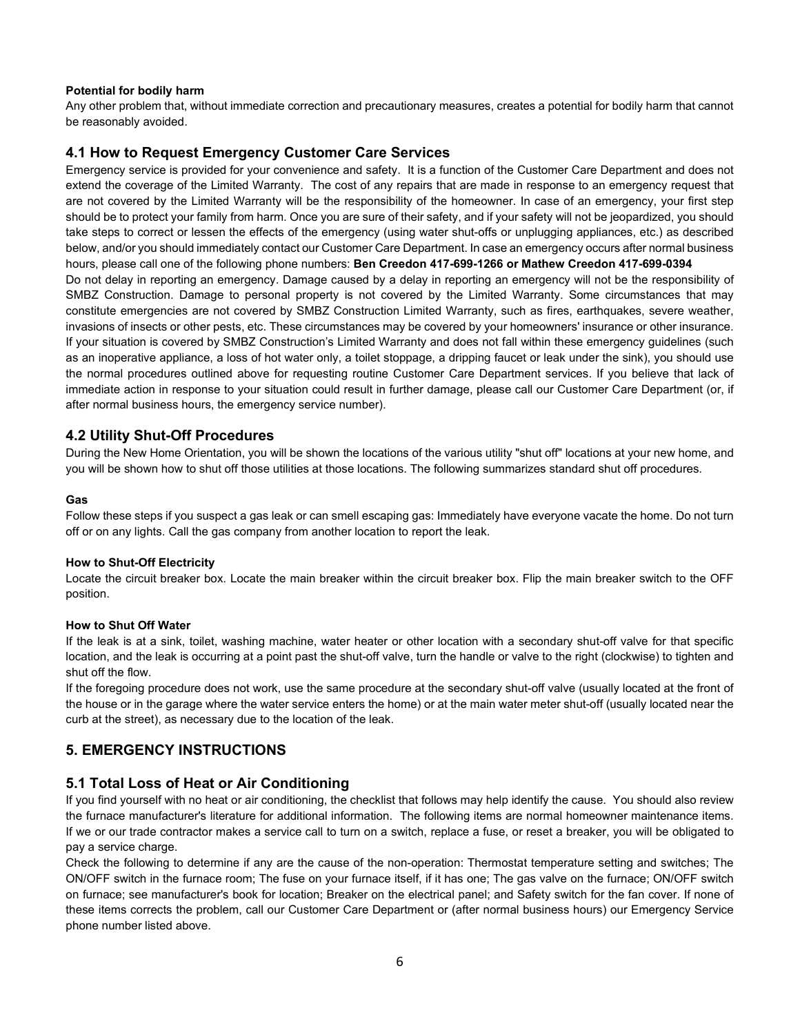#### Potential for bodily harm

Any other problem that, without immediate correction and precautionary measures, creates a potential for bodily harm that cannot be reasonably avoided.

### 4.1 How to Request Emergency Customer Care Services

Emergency service is provided for your convenience and safety. It is a function of the Customer Care Department and does not extend the coverage of the Limited Warranty. The cost of any repairs that are made in response to an emergency request that are not covered by the Limited Warranty will be the responsibility of the homeowner. In case of an emergency, your first step should be to protect your family from harm. Once you are sure of their safety, and if your safety will not be jeopardized, you should take steps to correct or lessen the effects of the emergency (using water shut-offs or unplugging appliances, etc.) as described below, and/or you should immediately contact our Customer Care Department. In case an emergency occurs after normal business hours, please call one of the following phone numbers: **Ben Creedon 417-699-1266 or Mathew Creedon 417-699-0394**

Do not delay in reporting an emergency. Damage caused by a delay in reporting an emergency will not be the responsibility of SMBZ Construction. Damage to personal property is not covered by the Limited Warranty. Some circumstances that may constitute emergencies are not covered by SMBZ Construction Limited Warranty, such as fires, earthquakes, severe weather, invasions of insects or other pests, etc. These circumstances may be covered by your homeowners' insurance or other insurance. If your situation is covered by SMBZ Construction's Limited Warranty and does not fall within these emergency guidelines (such as an inoperative appliance, a loss of hot water only, a toilet stoppage, a dripping faucet or leak under the sink), you should use the normal procedures outlined above for requesting routine Customer Care Department services. If you believe that lack of immediate action in response to your situation could result in further damage, please call our Customer Care Department (or, if after normal business hours, the emergency service number).

### 4.2 Utility Shut-Off Procedures

During the New Home Orientation, you will be shown the locations of the various utility "shut off" locations at your new home, and you will be shown how to shut off those utilities at those locations. The following summarizes standard shut off procedures.

#### Gas

Follow these steps if you suspect a gas leak or can smell escaping gas: Immediately have everyone vacate the home. Do not turn off or on any lights. Call the gas company from another location to report the leak.

#### How to Shut-Off Electricity

Locate the circuit breaker box. Locate the main breaker within the circuit breaker box. Flip the main breaker switch to the OFF position.

#### How to Shut Off Water

If the leak is at a sink, toilet, washing machine, water heater or other location with a secondary shut-off valve for that specific location, and the leak is occurring at a point past the shut-off valve, turn the handle or valve to the right (clockwise) to tighten and shut off the flow.

If the foregoing procedure does not work, use the same procedure at the secondary shut-off valve (usually located at the front of the house or in the garage where the water service enters the home) or at the main water meter shut-off (usually located near the curb at the street), as necessary due to the location of the leak.

## 5. EMERGENCY INSTRUCTIONS

### 5.1 Total Loss of Heat or Air Conditioning

If you find yourself with no heat or air conditioning, the checklist that follows may help identify the cause. You should also review the furnace manufacturer's literature for additional information. The following items are normal homeowner maintenance items. If we or our trade contractor makes a service call to turn on a switch, replace a fuse, or reset a breaker, you will be obligated to pay a service charge.

Check the following to determine if any are the cause of the non-operation: Thermostat temperature setting and switches; The ON/OFF switch in the furnace room; The fuse on your furnace itself, if it has one; The gas valve on the furnace; ON/OFF switch on furnace; see manufacturer's book for location; Breaker on the electrical panel; and Safety switch for the fan cover. If none of these items corrects the problem, call our Customer Care Department or (after normal business hours) our Emergency Service phone number listed above.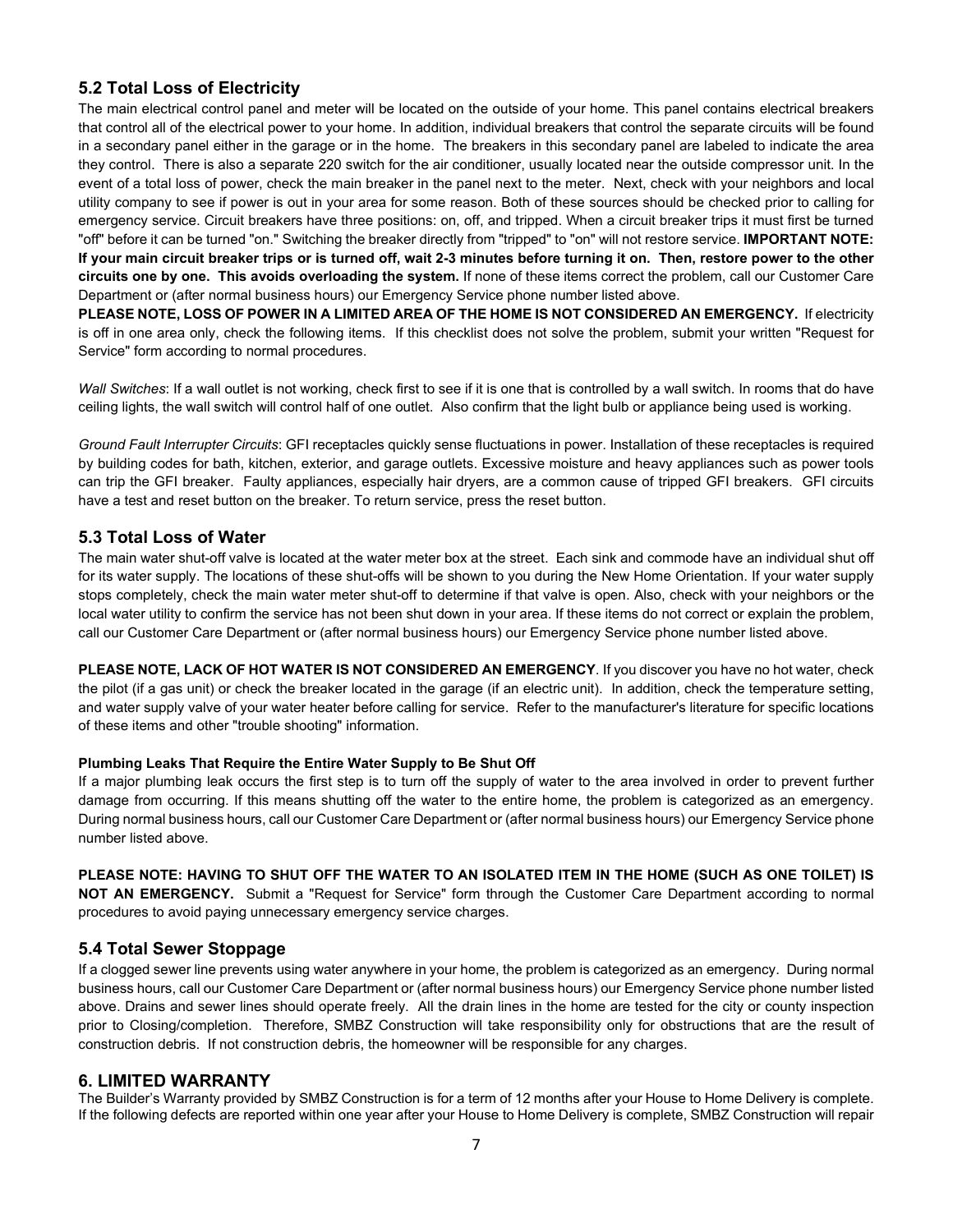## 5.2 Total Loss of Electricity

The main electrical control panel and meter will be located on the outside of your home. This panel contains electrical breakers that control all of the electrical power to your home. In addition, individual breakers that control the separate circuits will be found in a secondary panel either in the garage or in the home. The breakers in this secondary panel are labeled to indicate the area they control. There is also a separate 220 switch for the air conditioner, usually located near the outside compressor unit. In the event of a total loss of power, check the main breaker in the panel next to the meter. Next, check with your neighbors and local utility company to see if power is out in your area for some reason. Both of these sources should be checked prior to calling for emergency service. Circuit breakers have three positions: on, off, and tripped. When a circuit breaker trips it must first be turned "off" before it can be turned "on." Switching the breaker directly from "tripped" to "on" will not restore service. **IMPORTANT NOTE: If your main circuit breaker trips or is turned off, wait 2-3 minutes before turning it on. Then, restore power to the other circuits one by one. This avoids overloading the system.** If none of these items correct the problem, call our Customer Care Department or (after normal business hours) our Emergency Service phone number listed above.

**PLEASE NOTE, LOSS OF POWER IN A LIMITED AREA OF THE HOME IS NOT CONSIDERED AN EMERGENCY.** If electricity is off in one area only, check the following items. If this checklist does not solve the problem, submit your written "Request for Service" form according to normal procedures.

*Wall Switches*: If a wall outlet is not working, check first to see if it is one that is controlled by a wall switch. In rooms that do have ceiling lights, the wall switch will control half of one outlet. Also confirm that the light bulb or appliance being used is working.

*Ground Fault Interrupter Circuits*: GFI receptacles quickly sense fluctuations in power. Installation of these receptacles is required by building codes for bath, kitchen, exterior, and garage outlets. Excessive moisture and heavy appliances such as power tools can trip the GFI breaker. Faulty appliances, especially hair dryers, are a common cause of tripped GFI breakers. GFI circuits have a test and reset button on the breaker. To return service, press the reset button.

## 5.3 Total Loss of Water

The main water shut-off valve is located at the water meter box at the street. Each sink and commode have an individual shut off for its water supply. The locations of these shut-offs will be shown to you during the New Home Orientation. If your water supply stops completely, check the main water meter shut-off to determine if that valve is open. Also, check with your neighbors or the local water utility to confirm the service has not been shut down in your area. If these items do not correct or explain the problem, call our Customer Care Department or (after normal business hours) our Emergency Service phone number listed above.

**PLEASE NOTE, LACK OF HOT WATER IS NOT CONSIDERED AN EMERGENCY**. If you discover you have no hot water, check the pilot (if a gas unit) or check the breaker located in the garage (if an electric unit). In addition, check the temperature setting, and water supply valve of your water heater before calling for service. Refer to the manufacturer's literature for specific locations of these items and other "trouble shooting" information.

**Plumbing Leaks That Require the Entire Water Supply to Be Shut Off**

If a major plumbing leak occurs the first step is to turn off the supply of water to the area involved in order to prevent further damage from occurring. If this means shutting off the water to the entire home, the problem is categorized as an emergency. During normal business hours, call our Customer Care Department or (after normal business hours) our Emergency Service phone number listed above.

**PLEASE NOTE: HAVING TO SHUT OFF THE WATER TO AN ISOLATED ITEM IN THE HOME (SUCH AS ONE TOILET) IS NOT AN EMERGENCY.** Submit a "Request for Service" form through the Customer Care Department according to normal procedures to avoid paying unnecessary emergency service charges.

## 5.4 Total Sewer Stoppage

If a clogged sewer line prevents using water anywhere in your home, the problem is categorized as an emergency. During normal business hours, call our Customer Care Department or (after normal business hours) our Emergency Service phone number listed above. Drains and sewer lines should operate freely. All the drain lines in the home are tested for the city or county inspection prior to Closing/completion. Therefore, SMBZ Construction will take responsibility only for obstructions that are the result of construction debris. If not construction debris, the homeowner will be responsible for any charges.

# 6. LIMITED WARRANTY

The Builder's Warranty provided by SMBZ Construction is for a term of 12 months after your House to Home Delivery is complete. If the following defects are reported within one year after your House to Home Delivery is complete, SMBZ Construction will repair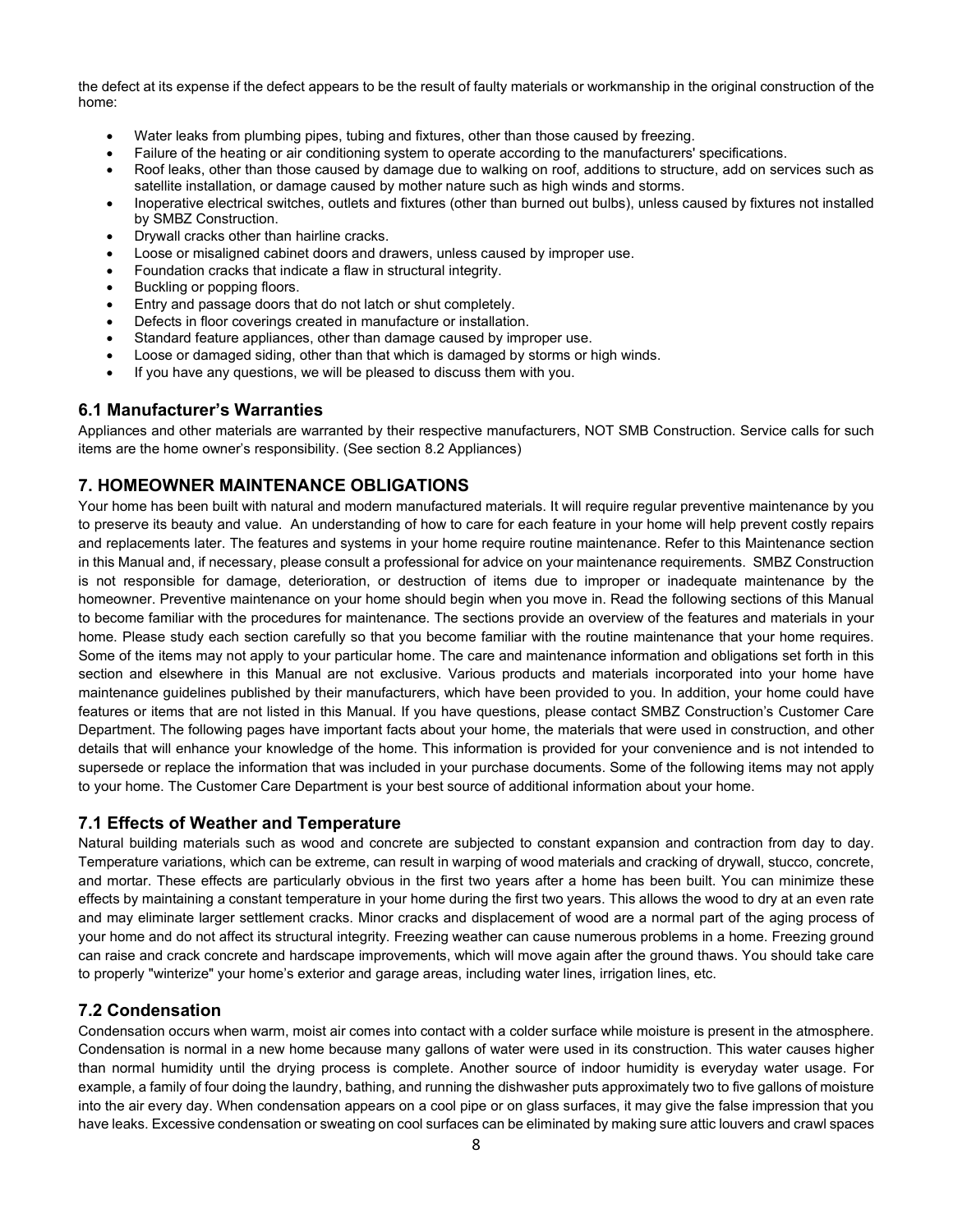the defect at its expense if the defect appears to be the result of faulty materials or workmanship in the original construction of the home:

- Water leaks from plumbing pipes, tubing and fixtures, other than those caused by freezing.
- Failure of the heating or air conditioning system to operate according to the manufacturers' specifications.
- Roof leaks, other than those caused by damage due to walking on roof, additions to structure, add on services such as satellite installation, or damage caused by mother nature such as high winds and storms.
- Inoperative electrical switches, outlets and fixtures (other than burned out bulbs), unless caused by fixtures not installed by SMBZ Construction.
- Drywall cracks other than hairline cracks.
- Loose or misaligned cabinet doors and drawers, unless caused by improper use.
- Foundation cracks that indicate a flaw in structural integrity.
- Buckling or popping floors.
- Entry and passage doors that do not latch or shut completely.
- Defects in floor coverings created in manufacture or installation.
- Standard feature appliances, other than damage caused by improper use.
- Loose or damaged siding, other than that which is damaged by storms or high winds.
- If you have any questions, we will be pleased to discuss them with you.

### 6.1 Manufacturer's Warranties

Appliances and other materials are warranted by their respective manufacturers, NOT SMB Construction. Service calls for such items are the home owner's responsibility. (See section 8.2 Appliances)

## 7. HOMEOWNER MAINTENANCE OBLIGATIONS

Your home has been built with natural and modern manufactured materials. It will require regular preventive maintenance by you to preserve its beauty and value. An understanding of how to care for each feature in your home will help prevent costly repairs and replacements later. The features and systems in your home require routine maintenance. Refer to this Maintenance section in this Manual and, if necessary, please consult a professional for advice on your maintenance requirements. SMBZ Construction is not responsible for damage, deterioration, or destruction of items due to improper or inadequate maintenance by the homeowner. Preventive maintenance on your home should begin when you move in. Read the following sections of this Manual to become familiar with the procedures for maintenance. The sections provide an overview of the features and materials in your home. Please study each section carefully so that you become familiar with the routine maintenance that your home requires. Some of the items may not apply to your particular home. The care and maintenance information and obligations set forth in this section and elsewhere in this Manual are not exclusive. Various products and materials incorporated into your home have maintenance guidelines published by their manufacturers, which have been provided to you. In addition, your home could have features or items that are not listed in this Manual. If you have questions, please contact SMBZ Construction's Customer Care Department. The following pages have important facts about your home, the materials that were used in construction, and other details that will enhance your knowledge of the home. This information is provided for your convenience and is not intended to supersede or replace the information that was included in your purchase documents. Some of the following items may not apply to your home. The Customer Care Department is your best source of additional information about your home.

### 7.1 Effects of Weather and Temperature

Natural building materials such as wood and concrete are subjected to constant expansion and contraction from day to day. Temperature variations, which can be extreme, can result in warping of wood materials and cracking of drywall, stucco, concrete, and mortar. These effects are particularly obvious in the first two years after a home has been built. You can minimize these effects by maintaining a constant temperature in your home during the first two years. This allows the wood to dry at an even rate and may eliminate larger settlement cracks. Minor cracks and displacement of wood are a normal part of the aging process of your home and do not affect its structural integrity. Freezing weather can cause numerous problems in a home. Freezing ground can raise and crack concrete and hardscape improvements, which will move again after the ground thaws. You should take care to properly "winterize" your home's exterior and garage areas, including water lines, irrigation lines, etc.

### 7.2 Condensation

Condensation occurs when warm, moist air comes into contact with a colder surface while moisture is present in the atmosphere. Condensation is normal in a new home because many gallons of water were used in its construction. This water causes higher than normal humidity until the drying process is complete. Another source of indoor humidity is everyday water usage. For example, a family of four doing the laundry, bathing, and running the dishwasher puts approximately two to five gallons of moisture into the air every day. When condensation appears on a cool pipe or on glass surfaces, it may give the false impression that you have leaks. Excessive condensation or sweating on cool surfaces can be eliminated by making sure attic louvers and crawl spaces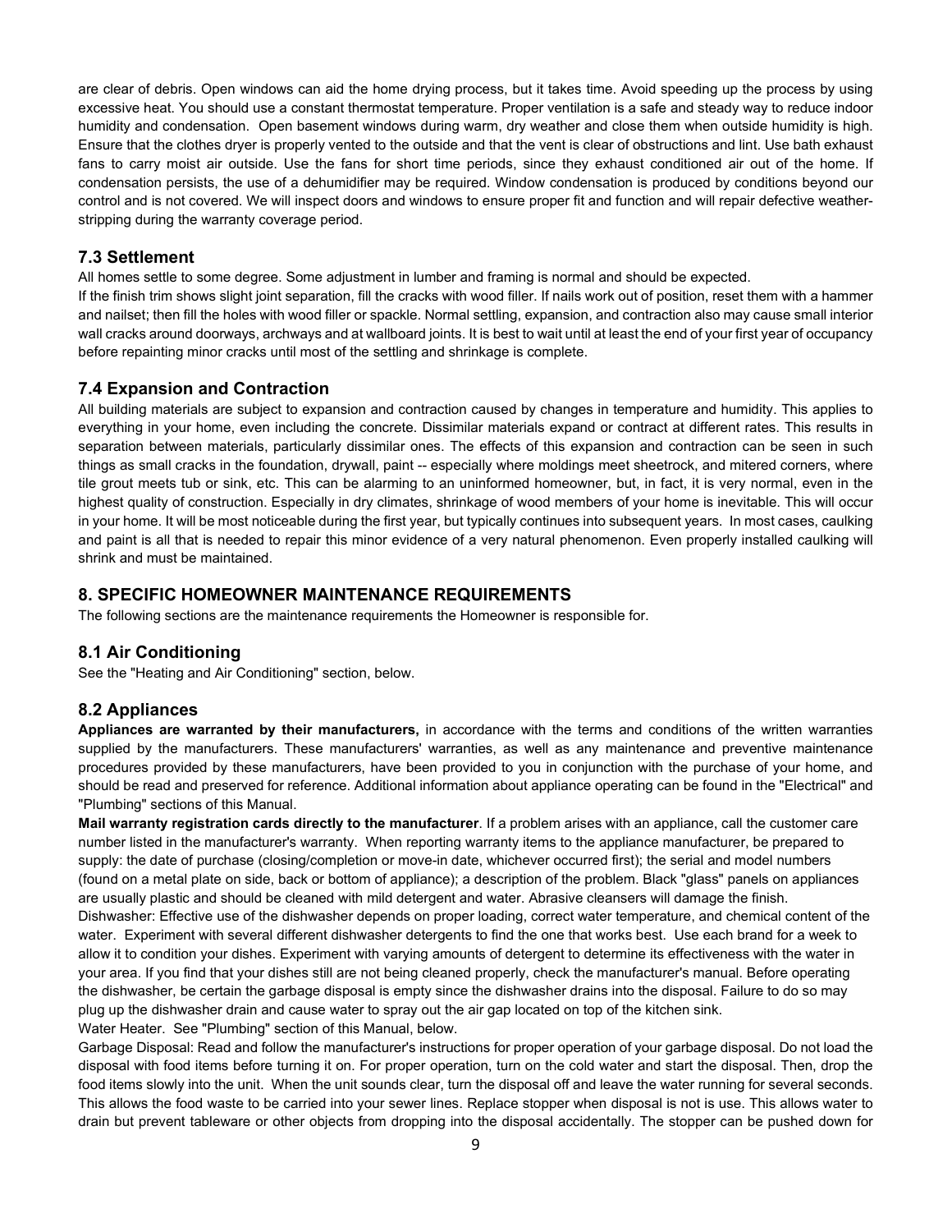are clear of debris. Open windows can aid the home drying process, but it takes time. Avoid speeding up the process by using excessive heat. You should use a constant thermostat temperature. Proper ventilation is a safe and steady way to reduce indoor humidity and condensation. Open basement windows during warm, dry weather and close them when outside humidity is high. Ensure that the clothes dryer is properly vented to the outside and that the vent is clear of obstructions and lint. Use bath exhaust fans to carry moist air outside. Use the fans for short time periods, since they exhaust conditioned air out of the home. If condensation persists, the use of a dehumidifier may be required. Window condensation is produced by conditions beyond our control and is not covered. We will inspect doors and windows to ensure proper fit and function and will repair defective weather-stripping during the warranty coverage period.

### 7.3 Settlement

All homes settle to some degree. Some adjustment in lumber and framing is normal and should be expected.

If the finish trim shows slight joint separation, fill the cracks with wood filler. If nails work out of position, reset them with a hammer and nailset; then fill the holes with wood filler or spackle. Normal settling, expansion, and contraction also may cause small interior wall cracks around doorways, archways and at wallboard joints. It is best to wait until at least the end of your first year of occupancy before repainting minor cracks until most of the settling and shrinkage is complete.

### 7.4 Expansion and Contraction

All building materials are subject to expansion and contraction caused by changes in temperature and humidity. This applies to everything in your home, even including the concrete. Dissimilar materials expand or contract at different rates. This results in separation between materials, particularly dissimilar ones. The effects of this expansion and contraction can be seen in such things as small cracks in the foundation, drywall, paint -- especially where moldings meet sheetrock, and mitered corners, where tile grout meets tub or sink, etc. This can be alarming to an uninformed homeowner, but, in fact, it is very normal, even in the highest quality of construction. Especially in dry climates, shrinkage of wood members of your home is inevitable. This will occur in your home. It will be most noticeable during the first year, but typically continues into subsequent years. In most cases, caulking and paint is all that is needed to repair this minor evidence of a very natural phenomenon. Even properly installed caulking will shrink and must be maintained.

## 8. SPECIFIC HOMEOWNER MAINTENANCE REQUIREMENTS

The following sections are the maintenance requirements the Homeowner is responsible for.

### 8.1 Air Conditioning

See the "Heating and Air Conditioning" section, below.

### 8.2 Appliances

**Appliances are warranted by their manufacturers,** in accordance with the terms and conditions of the written warranties supplied by the manufacturers. These manufacturers' warranties, as well as any maintenance and preventive maintenance procedures provided by these manufacturers, have been provided to you in conjunction with the purchase of your home, and should be read and preserved for reference. Additional information about appliance operating can be found in the "Electrical" and "Plumbing" sections of this Manual.

**Mail warranty registration cards directly to the manufacturer**. If a problem arises with an appliance, call the customer care number listed in the manufacturer's warranty. When reporting warranty items to the appliance manufacturer, be prepared to supply: the date of purchase (closing/completion or move-in date, whichever occurred first); the serial and model numbers (found on a metal plate on side, back or bottom of appliance); a description of the problem. Black "glass" panels on appliances are usually plastic and should be cleaned with mild detergent and water. Abrasive cleansers will damage the finish.

Dishwasher: Effective use of the dishwasher depends on proper loading, correct water temperature, and chemical content of the water. Experiment with several different dishwasher detergents to find the one that works best. Use each brand for a week to allow it to condition your dishes. Experiment with varying amounts of detergent to determine its effectiveness with the water in your area. If you find that your dishes still are not being cleaned properly, check the manufacturer's manual. Before operating the dishwasher, be certain the garbage disposal is empty since the dishwasher drains into the disposal. Failure to do so may plug up the dishwasher drain and cause water to spray out the air gap located on top of the kitchen sink.

Water Heater. See "Plumbing" section of this Manual, below.

Garbage Disposal: Read and follow the manufacturer's instructions for proper operation of your garbage disposal. Do not load the disposal with food items before turning it on. For proper operation, turn on the cold water and start the disposal. Then, drop the food items slowly into the unit. When the unit sounds clear, turn the disposal off and leave the water running for several seconds. This allows the food waste to be carried into your sewer lines. Replace stopper when disposal is not is use. This allows water to drain but prevent tableware or other objects from dropping into the disposal accidentally. The stopper can be pushed down for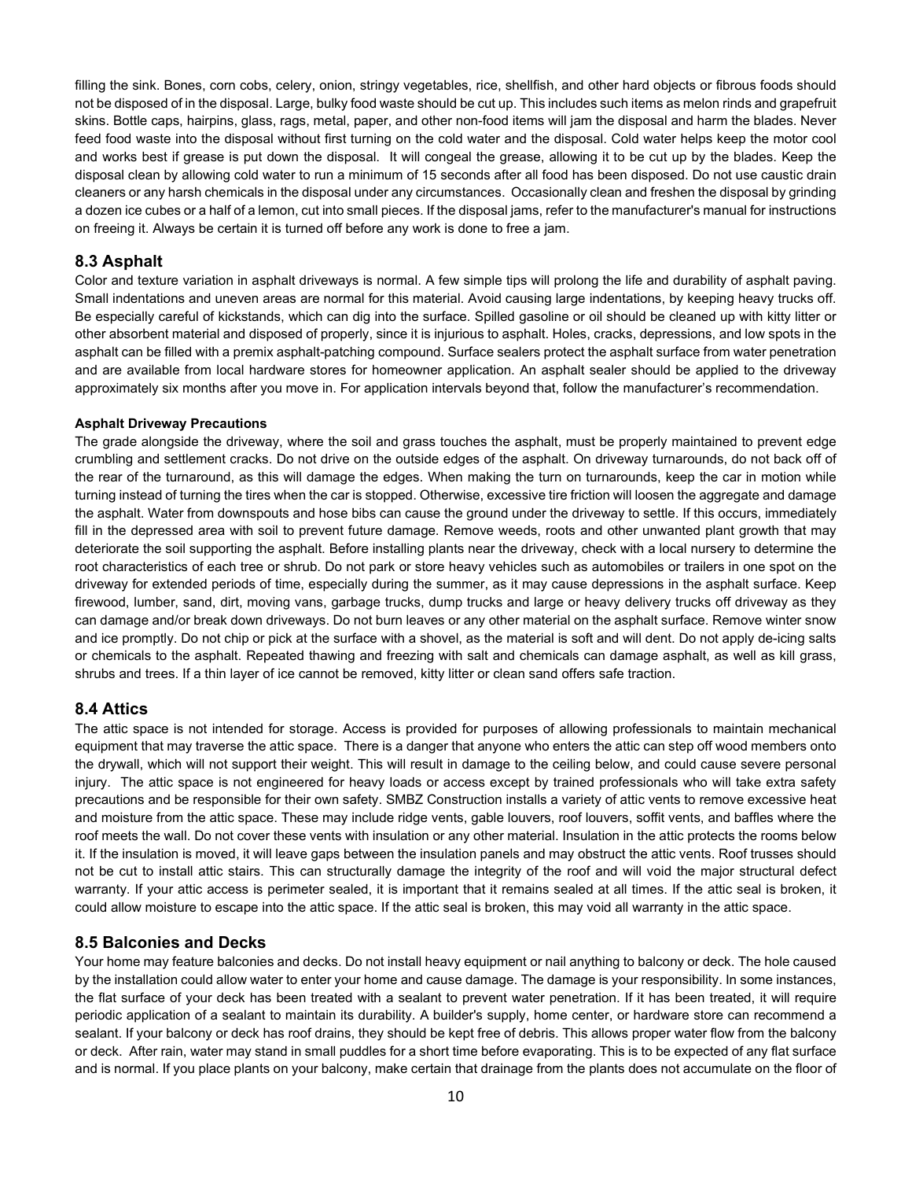filling the sink. Bones, corn cobs, celery, onion, stringy vegetables, rice, shellfish, and other hard objects or fibrous foods should not be disposed of in the disposal. Large, bulky food waste should be cut up. This includes such items as melon rinds and grapefruit skins. Bottle caps, hairpins, glass, rags, metal, paper, and other non-food items will jam the disposal and harm the blades. Never feed food waste into the disposal without first turning on the cold water and the disposal. Cold water helps keep the motor cool and works best if grease is put down the disposal. It will congeal the grease, allowing it to be cut up by the blades. Keep the disposal clean by allowing cold water to run a minimum of 15 seconds after all food has been disposed. Do not use caustic drain cleaners or any harsh chemicals in the disposal under any circumstances. Occasionally clean and freshen the disposal by grinding a dozen ice cubes or a half of a lemon, cut into small pieces. If the disposal jams, refer to the manufacturer's manual for instructions on freeing it. Always be certain it is turned off before any work is done to free a jam.

## 8.3 Asphalt

Color and texture variation in asphalt driveways is normal. A few simple tips will prolong the life and durability of asphalt paving. Small indentations and uneven areas are normal for this material. Avoid causing large indentations, by keeping heavy trucks off. Be especially careful of kickstands, which can dig into the surface. Spilled gasoline or oil should be cleaned up with kitty litter or other absorbent material and disposed of properly, since it is injurious to asphalt. Holes, cracks, depressions, and low spots in the asphalt can be filled with a premix asphalt-patching compound. Surface sealers protect the asphalt surface from water penetration and are available from local hardware stores for homeowner application. An asphalt sealer should be applied to the driveway approximately six months after you move in. For application intervals beyond that, follow the manufacturer's recommendation.

#### Asphalt Driveway Precautions

The grade alongside the driveway, where the soil and grass touches the asphalt, must be properly maintained to prevent edge crumbling and settlement cracks. Do not drive on the outside edges of the asphalt. On driveway turnarounds, do not back off of the rear of the turnaround, as this will damage the edges. When making the turn on turnarounds, keep the car in motion while turning instead of turning the tires when the car is stopped. Otherwise, excessive tire friction will loosen the aggregate and damage the asphalt. Water from downspouts and hose bibs can cause the ground under the driveway to settle. If this occurs, immediately fill in the depressed area with soil to prevent future damage. Remove weeds, roots and other unwanted plant growth that may deteriorate the soil supporting the asphalt. Before installing plants near the driveway, check with a local nursery to determine the root characteristics of each tree or shrub. Do not park or store heavy vehicles such as automobiles or trailers in one spot on the driveway for extended periods of time, especially during the summer, as it may cause depressions in the asphalt surface. Keep firewood, lumber, sand, dirt, moving vans, garbage trucks, dump trucks and large or heavy delivery trucks off driveway as they can damage and/or break down driveways. Do not burn leaves or any other material on the asphalt surface. Remove winter snow and ice promptly. Do not chip or pick at the surface with a shovel, as the material is soft and will dent. Do not apply de-icing salts or chemicals to the asphalt. Repeated thawing and freezing with salt and chemicals can damage asphalt, as well as kill grass, shrubs and trees. If a thin layer of ice cannot be removed, kitty litter or clean sand offers safe traction.

## 8.4 Attics

The attic space is not intended for storage. Access is provided for purposes of allowing professionals to maintain mechanical equipment that may traverse the attic space. There is a danger that anyone who enters the attic can step off wood members onto the drywall, which will not support their weight. This will result in damage to the ceiling below, and could cause severe personal injury. The attic space is not engineered for heavy loads or access except by trained professionals who will take extra safety precautions and be responsible for their own safety. SMBZ Construction installs a variety of attic vents to remove excessive heat and moisture from the attic space. These may include ridge vents, gable louvers, roof louvers, soffit vents, and baffles where the roof meets the wall. Do not cover these vents with insulation or any other material. Insulation in the attic protects the rooms below it. If the insulation is moved, it will leave gaps between the insulation panels and may obstruct the attic vents. Roof trusses should not be cut to install attic stairs. This can structurally damage the integrity of the roof and will void the major structural defect warranty. If your attic access is perimeter sealed, it is important that it remains sealed at all times. If the attic seal is broken, it could allow moisture to escape into the attic space. If the attic seal is broken, this may void all warranty in the attic space.

## 8.5 Balconies and Decks

Your home may feature balconies and decks. Do not install heavy equipment or nail anything to balcony or deck. The hole caused by the installation could allow water to enter your home and cause damage. The damage is your responsibility. In some instances, the flat surface of your deck has been treated with a sealant to prevent water penetration. If it has been treated, it will require periodic application of a sealant to maintain its durability. A builder's supply, home center, or hardware store can recommend a sealant. If your balcony or deck has roof drains, they should be kept free of debris. This allows proper water flow from the balcony or deck. After rain, water may stand in small puddles for a short time before evaporating. This is to be expected of any flat surface and is normal. If you place plants on your balcony, make certain that drainage from the plants does not accumulate on the floor of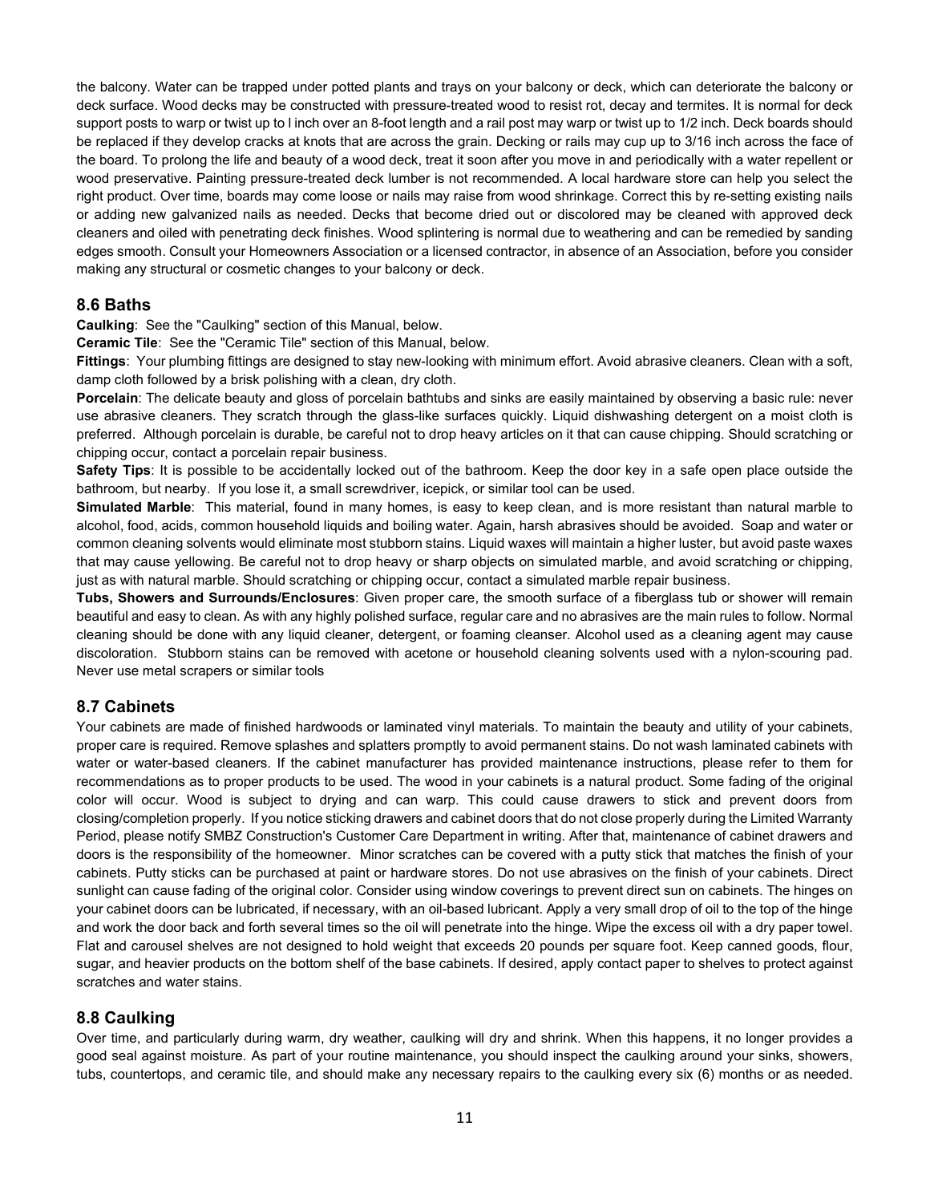the balcony. Water can be trapped under potted plants and trays on your balcony or deck, which can deteriorate the balcony or deck surface. Wood decks may be constructed with pressure-treated wood to resist rot, decay and termites. It is normal for deck support posts to warp or twist up to l inch over an 8-foot length and a rail post may warp or twist up to 1/2 inch. Deck boards should be replaced if they develop cracks at knots that are across the grain. Decking or rails may cup up to 3/16 inch across the face of the board. To prolong the life and beauty of a wood deck, treat it soon after you move in and periodically with a water repellent or wood preservative. Painting pressure-treated deck lumber is not recommended. A local hardware store can help you select the right product. Over time, boards may come loose or nails may raise from wood shrinkage. Correct this by re-setting existing nails or adding new galvanized nails as needed. Decks that become dried out or discolored may be cleaned with approved deck cleaners and oiled with penetrating deck finishes. Wood splintering is normal due to weathering and can be remedied by sanding edges smooth. Consult your Homeowners Association or a licensed contractor, in absence of an Association, before you consider making any structural or cosmetic changes to your balcony or deck.

## 8.6 Baths

**Caulking**: See the "Caulking" section of this Manual, below.

**Ceramic Tile**: See the "Ceramic Tile" section of this Manual, below.

**Fittings**: Your plumbing fittings are designed to stay new-looking with minimum effort. Avoid abrasive cleaners. Clean with a soft, damp cloth followed by a brisk polishing with a clean, dry cloth.

**Porcelain**: The delicate beauty and gloss of porcelain bathtubs and sinks are easily maintained by observing a basic rule: never use abrasive cleaners. They scratch through the glass-like surfaces quickly. Liquid dishwashing detergent on a moist cloth is preferred. Although porcelain is durable, be careful not to drop heavy articles on it that can cause chipping. Should scratching or chipping occur, contact a porcelain repair business.

**Safety Tips**: It is possible to be accidentally locked out of the bathroom. Keep the door key in a safe open place outside the bathroom, but nearby. If you lose it, a small screwdriver, icepick, or similar tool can be used.

**Simulated Marble**: This material, found in many homes, is easy to keep clean, and is more resistant than natural marble to alcohol, food, acids, common household liquids and boiling water. Again, harsh abrasives should be avoided. Soap and water or common cleaning solvents would eliminate most stubborn stains. Liquid waxes will maintain a higher luster, but avoid paste waxes that may cause yellowing. Be careful not to drop heavy or sharp objects on simulated marble, and avoid scratching or chipping, just as with natural marble. Should scratching or chipping occur, contact a simulated marble repair business.

**Tubs, Showers and Surrounds/Enclosures**: Given proper care, the smooth surface of a fiberglass tub or shower will remain beautiful and easy to clean. As with any highly polished surface, regular care and no abrasives are the main rules to follow. Normal cleaning should be done with any liquid cleaner, detergent, or foaming cleanser. Alcohol used as a cleaning agent may cause discoloration. Stubborn stains can be removed with acetone or household cleaning solvents used with a nylon-scouring pad. Never use metal scrapers or similar tools

## 8.7 Cabinets

Your cabinets are made of finished hardwoods or laminated vinyl materials. To maintain the beauty and utility of your cabinets, proper care is required. Remove splashes and splatters promptly to avoid permanent stains. Do not wash laminated cabinets with water or water-based cleaners. If the cabinet manufacturer has provided maintenance instructions, please refer to them for recommendations as to proper products to be used. The wood in your cabinets is a natural product. Some fading of the original color will occur. Wood is subject to drying and can warp. This could cause drawers to stick and prevent doors from closing/completion properly. If you notice sticking drawers and cabinet doors that do not close properly during the Limited Warranty Period, please notify SMBZ Construction's Customer Care Department in writing. After that, maintenance of cabinet drawers and doors is the responsibility of the homeowner. Minor scratches can be covered with a putty stick that matches the finish of your cabinets. Putty sticks can be purchased at paint or hardware stores. Do not use abrasives on the finish of your cabinets. Direct sunlight can cause fading of the original color. Consider using window coverings to prevent direct sun on cabinets. The hinges on your cabinet doors can be lubricated, if necessary, with an oil-based lubricant. Apply a very small drop of oil to the top of the hinge and work the door back and forth several times so the oil will penetrate into the hinge. Wipe the excess oil with a dry paper towel. Flat and carousel shelves are not designed to hold weight that exceeds 20 pounds per square foot. Keep canned goods, flour, sugar, and heavier products on the bottom shelf of the base cabinets. If desired, apply contact paper to shelves to protect against scratches and water stains.

## 8.8 Caulking

Over time, and particularly during warm, dry weather, caulking will dry and shrink. When this happens, it no longer provides a good seal against moisture. As part of your routine maintenance, you should inspect the caulking around your sinks, showers, tubs, countertops, and ceramic tile, and should make any necessary repairs to the caulking every six (6) months or as needed.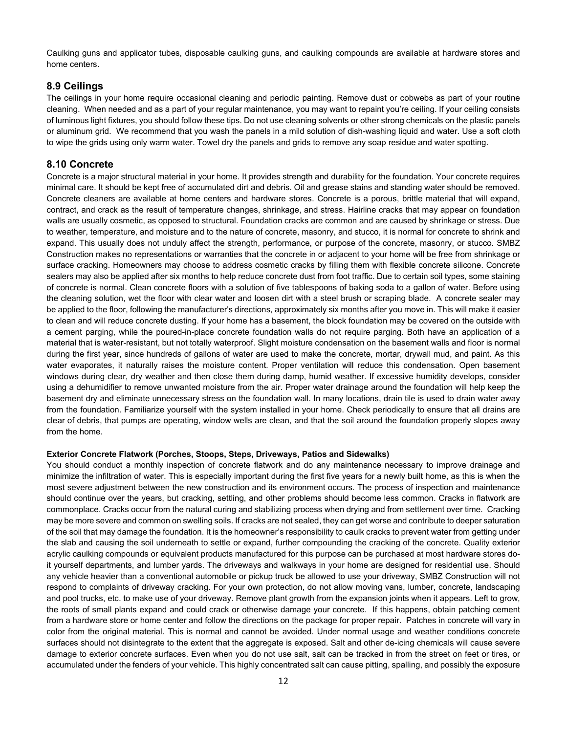Caulking guns and applicator tubes, disposable caulking guns, and caulking compounds are available at hardware stores and home centers.

## 8.9 Ceilings

The ceilings in your home require occasional cleaning and periodic painting. Remove dust or cobwebs as part of your routine cleaning. When needed and as a part of your regular maintenance, you may want to repaint you're ceiling. If your ceiling consists of luminous light fixtures, you should follow these tips. Do not use cleaning solvents or other strong chemicals on the plastic panels or aluminum grid. We recommend that you wash the panels in a mild solution of dish-washing liquid and water. Use a soft cloth to wipe the grids using only warm water. Towel dry the panels and grids to remove any soap residue and water spotting.

## 8.10 Concrete

Concrete is a major structural material in your home. It provides strength and durability for the foundation. Your concrete requires minimal care. It should be kept free of accumulated dirt and debris. Oil and grease stains and standing water should be removed. Concrete cleaners are available at home centers and hardware stores. Concrete is a porous, brittle material that will expand, contract, and crack as the result of temperature changes, shrinkage, and stress. Hairline cracks that may appear on foundation walls are usually cosmetic, as opposed to structural. Foundation cracks are common and are caused by shrinkage or stress. Due to weather, temperature, and moisture and to the nature of concrete, masonry, and stucco, it is normal for concrete to shrink and expand. This usually does not unduly affect the strength, performance, or purpose of the concrete, masonry, or stucco. SMBZ Construction makes no representations or warranties that the concrete in or adjacent to your home will be free from shrinkage or surface cracking. Homeowners may choose to address cosmetic cracks by filling them with flexible concrete silicone. Concrete sealers may also be applied after six months to help reduce concrete dust from foot traffic. Due to certain soil types, some staining of concrete is normal. Clean concrete floors with a solution of five tablespoons of baking soda to a gallon of water. Before using the cleaning solution, wet the floor with clear water and loosen dirt with a steel brush or scraping blade. A concrete sealer may be applied to the floor, following the manufacturer's directions, approximately six months after you move in. This will make it easier to clean and will reduce concrete dusting. If your home has a basement, the block foundation may be covered on the outside with a cement parging, while the poured-in-place concrete foundation walls do not require parging. Both have an application of a material that is water-resistant, but not totally waterproof. Slight moisture condensation on the basement walls and floor is normal during the first year, since hundreds of gallons of water are used to make the concrete, mortar, drywall mud, and paint. As this water evaporates, it naturally raises the moisture content. Proper ventilation will reduce this condensation. Open basement windows during clear, dry weather and then close them during damp, humid weather. If excessive humidity develops, consider using a dehumidifier to remove unwanted moisture from the air. Proper water drainage around the foundation will help keep the basement dry and eliminate unnecessary stress on the foundation wall. In many locations, drain tile is used to drain water away from the foundation. Familiarize yourself with the system installed in your home. Check periodically to ensure that all drains are clear of debris, that pumps are operating, window wells are clean, and that the soil around the foundation properly slopes away from the home.

#### Exterior Concrete Flatwork (Porches, Stoops, Steps, Driveways, Patios and Sidewalks)

You should conduct a monthly inspection of concrete flatwork and do any maintenance necessary to improve drainage and minimize the infiltration of water. This is especially important during the first five years for a newly built home, as this is when the most severe adjustment between the new construction and its environment occurs. The process of inspection and maintenance should continue over the years, but cracking, settling, and other problems should become less common. Cracks in flatwork are commonplace. Cracks occur from the natural curing and stabilizing process when drying and from settlement over time. Cracking may be more severe and common on swelling soils. If cracks are not sealed, they can get worse and contribute to deeper saturation of the soil that may damage the foundation. It is the homeowner's responsibility to caulk cracks to prevent water from getting under the slab and causing the soil underneath to settle or expand, further compounding the cracking of the concrete. Quality exterior acrylic caulking compounds or equivalent products manufactured for this purpose can be purchased at most hardware stores do-it yourself departments, and lumber yards. The driveways and walkways in your home are designed for residential use. Should any vehicle heavier than a conventional automobile or pickup truck be allowed to use your driveway, SMBZ Construction will not respond to complaints of driveway cracking. For your own protection, do not allow moving vans, lumber, concrete, landscaping and pool trucks, etc. to make use of your driveway. Remove plant growth from the expansion joints when it appears. Left to grow, the roots of small plants expand and could crack or otherwise damage your concrete. If this happens, obtain patching cement from a hardware store or home center and follow the directions on the package for proper repair. Patches in concrete will vary in color from the original material. This is normal and cannot be avoided. Under normal usage and weather conditions concrete surfaces should not disintegrate to the extent that the aggregate is exposed. Salt and other de-icing chemicals will cause severe damage to exterior concrete surfaces. Even when you do not use salt, salt can be tracked in from the street on feet or tires, or accumulated under the fenders of your vehicle. This highly concentrated salt can cause pitting, spalling, and possibly the exposure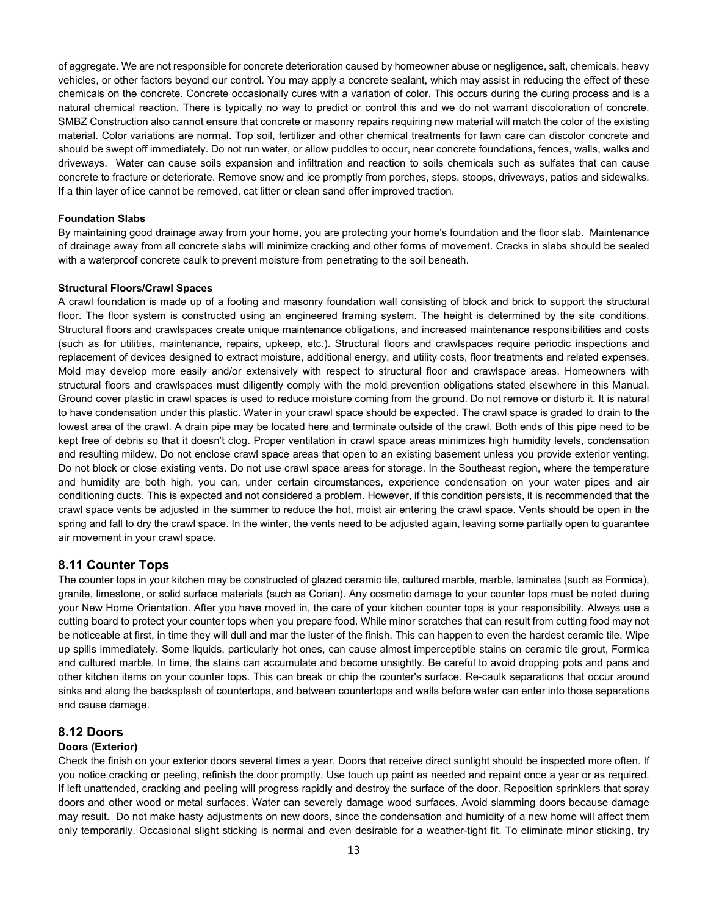of aggregate. We are not responsible for concrete deterioration caused by homeowner abuse or negligence, salt, chemicals, heavy vehicles, or other factors beyond our control. You may apply a concrete sealant, which may assist in reducing the effect of these chemicals on the concrete. Concrete occasionally cures with a variation of color. This occurs during the curing process and is a natural chemical reaction. There is typically no way to predict or control this and we do not warrant discoloration of concrete. SMBZ Construction also cannot ensure that concrete or masonry repairs requiring new material will match the color of the existing material. Color variations are normal. Top soil, fertilizer and other chemical treatments for lawn care can discolor concrete and should be swept off immediately. Do not run water, or allow puddles to occur, near concrete foundations, fences, walls, walks and driveways. Water can cause soils expansion and infiltration and reaction to soils chemicals such as sulfates that can cause concrete to fracture or deteriorate. Remove snow and ice promptly from porches, steps, stoops, driveways, patios and sidewalks. If a thin layer of ice cannot be removed, cat litter or clean sand offer improved traction.

**Foundation Slabs**

By maintaining good drainage away from your home, you are protecting your home's foundation and the floor slab. Maintenance of drainage away from all concrete slabs will minimize cracking and other forms of movement. Cracks in slabs should be sealed with a waterproof concrete caulk to prevent moisture from penetrating to the soil beneath.

**Structural Floors/Crawl Spaces**

A crawl foundation is made up of a footing and masonry foundation wall consisting of block and brick to support the structural floor. The floor system is constructed using an engineered framing system. The height is determined by the site conditions. Structural floors and crawlspaces create unique maintenance obligations, and increased maintenance responsibilities and costs (such as for utilities, maintenance, repairs, upkeep, etc.). Structural floors and crawlspaces require periodic inspections and replacement of devices designed to extract moisture, additional energy, and utility costs, floor treatments and related expenses. Mold may develop more easily and/or extensively with respect to structural floor and crawlspace areas. Homeowners with structural floors and crawlspaces must diligently comply with the mold prevention obligations stated elsewhere in this Manual. Ground cover plastic in crawl spaces is used to reduce moisture coming from the ground. Do not remove or disturb it. It is natural to have condensation under this plastic. Water in your crawl space should be expected. The crawl space is graded to drain to the lowest area of the crawl. A drain pipe may be located here and terminate outside of the crawl. Both ends of this pipe need to be kept free of debris so that it doesn't clog. Proper ventilation in crawl space areas minimizes high humidity levels, condensation and resulting mildew. Do not enclose crawl space areas that open to an existing basement unless you provide exterior venting. Do not block or close existing vents. Do not use crawl space areas for storage. In the Southeast region, where the temperature and humidity are both high, you can, under certain circumstances, experience condensation on your water pipes and air conditioning ducts. This is expected and not considered a problem. However, if this condition persists, it is recommended that the crawl space vents be adjusted in the summer to reduce the hot, moist air entering the crawl space. Vents should be open in the spring and fall to dry the crawl space. In the winter, the vents need to be adjusted again, leaving some partially open to guarantee air movement in your crawl space.

## 8.11 Counter Tops

The counter tops in your kitchen may be constructed of glazed ceramic tile, cultured marble, marble, laminates (such as Formica), granite, limestone, or solid surface materials (such as Corian). Any cosmetic damage to your counter tops must be noted during your New Home Orientation. After you have moved in, the care of your kitchen counter tops is your responsibility. Always use a cutting board to protect your counter tops when you prepare food. While minor scratches that can result from cutting food may not be noticeable at first, in time they will dull and mar the luster of the finish. This can happen to even the hardest ceramic tile. Wipe up spills immediately. Some liquids, particularly hot ones, can cause almost imperceptible stains on ceramic tile grout, Formica and cultured marble. In time, the stains can accumulate and become unsightly. Be careful to avoid dropping pots and pans and other kitchen items on your counter tops. This can break or chip the counter's surface. Re-caulk separations that occur around sinks and along the backsplash of countertops, and between countertops and walls before water can enter into those separations and cause damage.

## 8.12 Doors

**Doors (Exterior)**

Check the finish on your exterior doors several times a year. Doors that receive direct sunlight should be inspected more often. If you notice cracking or peeling, refinish the door promptly. Use touch up paint as needed and repaint once a year or as required. If left unattended, cracking and peeling will progress rapidly and destroy the surface of the door. Reposition sprinklers that spray doors and other wood or metal surfaces. Water can severely damage wood surfaces. Avoid slamming doors because damage may result. Do not make hasty adjustments on new doors, since the condensation and humidity of a new home will affect them only temporarily. Occasional slight sticking is normal and even desirable for a weather-tight fit. To eliminate minor sticking, try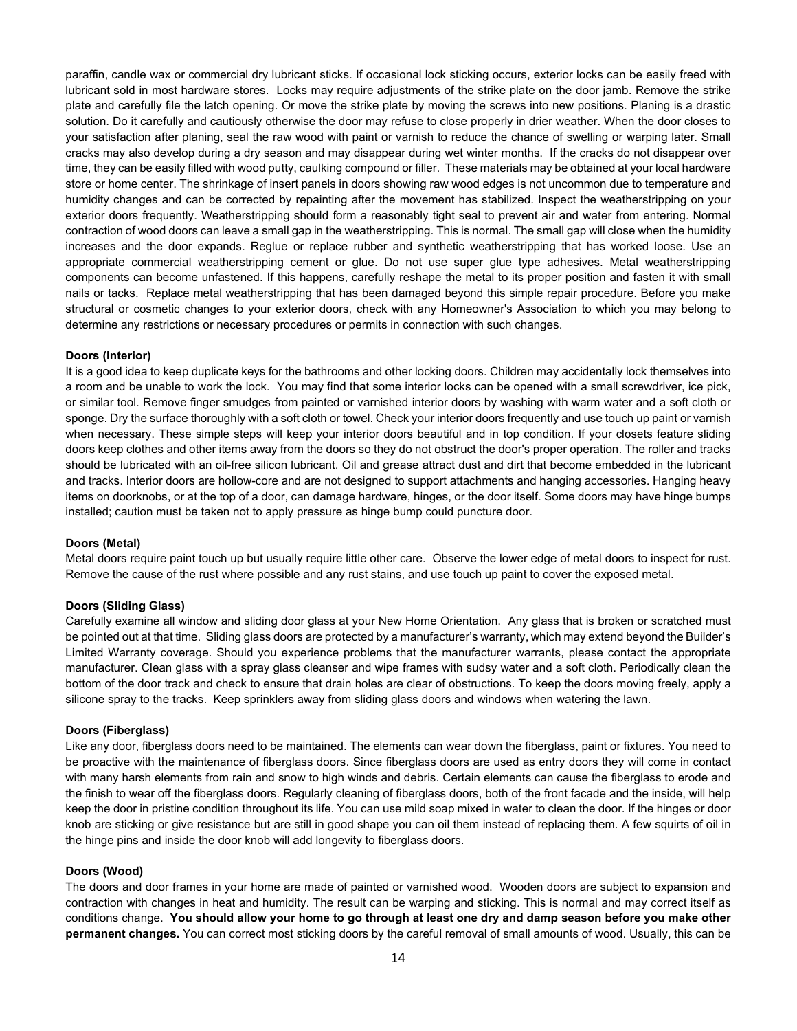paraffin, candle wax or commercial dry lubricant sticks. If occasional lock sticking occurs, exterior locks can be easily freed with lubricant sold in most hardware stores. Locks may require adjustments of the strike plate on the door jamb. Remove the strike plate and carefully file the latch opening. Or move the strike plate by moving the screws into new positions. Planing is a drastic solution. Do it carefully and cautiously otherwise the door may refuse to close properly in drier weather. When the door closes to your satisfaction after planing, seal the raw wood with paint or varnish to reduce the chance of swelling or warping later. Small cracks may also develop during a dry season and may disappear during wet winter months. If the cracks do not disappear over time, they can be easily filled with wood putty, caulking compound or filler. These materials may be obtained at your local hardware store or home center. The shrinkage of insert panels in doors showing raw wood edges is not uncommon due to temperature and humidity changes and can be corrected by repainting after the movement has stabilized. Inspect the weatherstripping on your exterior doors frequently. Weatherstripping should form a reasonably tight seal to prevent air and water from entering. Normal contraction of wood doors can leave a small gap in the weatherstripping. This is normal. The small gap will close when the humidity increases and the door expands. Reglue or replace rubber and synthetic weatherstripping that has worked loose. Use an appropriate commercial weatherstripping cement or glue. Do not use super glue type adhesives. Metal weatherstripping components can become unfastened. If this happens, carefully reshape the metal to its proper position and fasten it with small nails or tacks. Replace metal weatherstripping that has been damaged beyond this simple repair procedure. Before you make structural or cosmetic changes to your exterior doors, check with any Homeowner's Association to which you may belong to determine any restrictions or necessary procedures or permits in connection with such changes.

**Doors (Interior)**

It is a good idea to keep duplicate keys for the bathrooms and other locking doors. Children may accidentally lock themselves into a room and be unable to work the lock. You may find that some interior locks can be opened with a small screwdriver, ice pick, or similar tool. Remove finger smudges from painted or varnished interior doors by washing with warm water and a soft cloth or sponge. Dry the surface thoroughly with a soft cloth or towel. Check your interior doors frequently and use touch up paint or varnish when necessary. These simple steps will keep your interior doors beautiful and in top condition. If your closets feature sliding doors keep clothes and other items away from the doors so they do not obstruct the door's proper operation. The roller and tracks should be lubricated with an oil-free silicon lubricant. Oil and grease attract dust and dirt that become embedded in the lubricant and tracks. Interior doors are hollow-core and are not designed to support attachments and hanging accessories. Hanging heavy items on doorknobs, or at the top of a door, can damage hardware, hinges, or the door itself. Some doors may have hinge bumps installed; caution must be taken not to apply pressure as hinge bump could puncture door.

**Doors (Metal)**

Metal doors require paint touch up but usually require little other care. Observe the lower edge of metal doors to inspect for rust. Remove the cause of the rust where possible and any rust stains, and use touch up paint to cover the exposed metal.

**Doors (Sliding Glass)**

Carefully examine all window and sliding door glass at your New Home Orientation. Any glass that is broken or scratched must be pointed out at that time. Sliding glass doors are protected by a manufacturer's warranty, which may extend beyond the Builder's Limited Warranty coverage. Should you experience problems that the manufacturer warrants, please contact the appropriate manufacturer. Clean glass with a spray glass cleanser and wipe frames with sudsy water and a soft cloth. Periodically clean the bottom of the door track and check to ensure that drain holes are clear of obstructions. To keep the doors moving freely, apply a silicone spray to the tracks. Keep sprinklers away from sliding glass doors and windows when watering the lawn.

**Doors (Fiberglass)**

Like any door, fiberglass doors need to be maintained. The elements can wear down the fiberglass, paint or fixtures. You need to be proactive with the maintenance of fiberglass doors. Since fiberglass doors are used as entry doors they will come in contact with many harsh elements from rain and snow to high winds and debris. Certain elements can cause the fiberglass to erode and the finish to wear off the fiberglass doors. Regularly cleaning of fiberglass doors, both of the front facade and the inside, will help keep the door in pristine condition throughout its life. You can use mild soap mixed in water to clean the door. If the hinges or door knob are sticking or give resistance but are still in good shape you can oil them instead of replacing them. A few squirts of oil in the hinge pins and inside the door knob will add longevity to fiberglass doors.

**Doors (Wood)**

The doors and door frames in your home are made of painted or varnished wood. Wooden doors are subject to expansion and contraction with changes in heat and humidity. The result can be warping and sticking. This is normal and may correct itself as conditions change. **You should allow your home to go through at least one dry and damp season before you make other permanent changes.** You can correct most sticking doors by the careful removal of small amounts of wood. Usually, this can be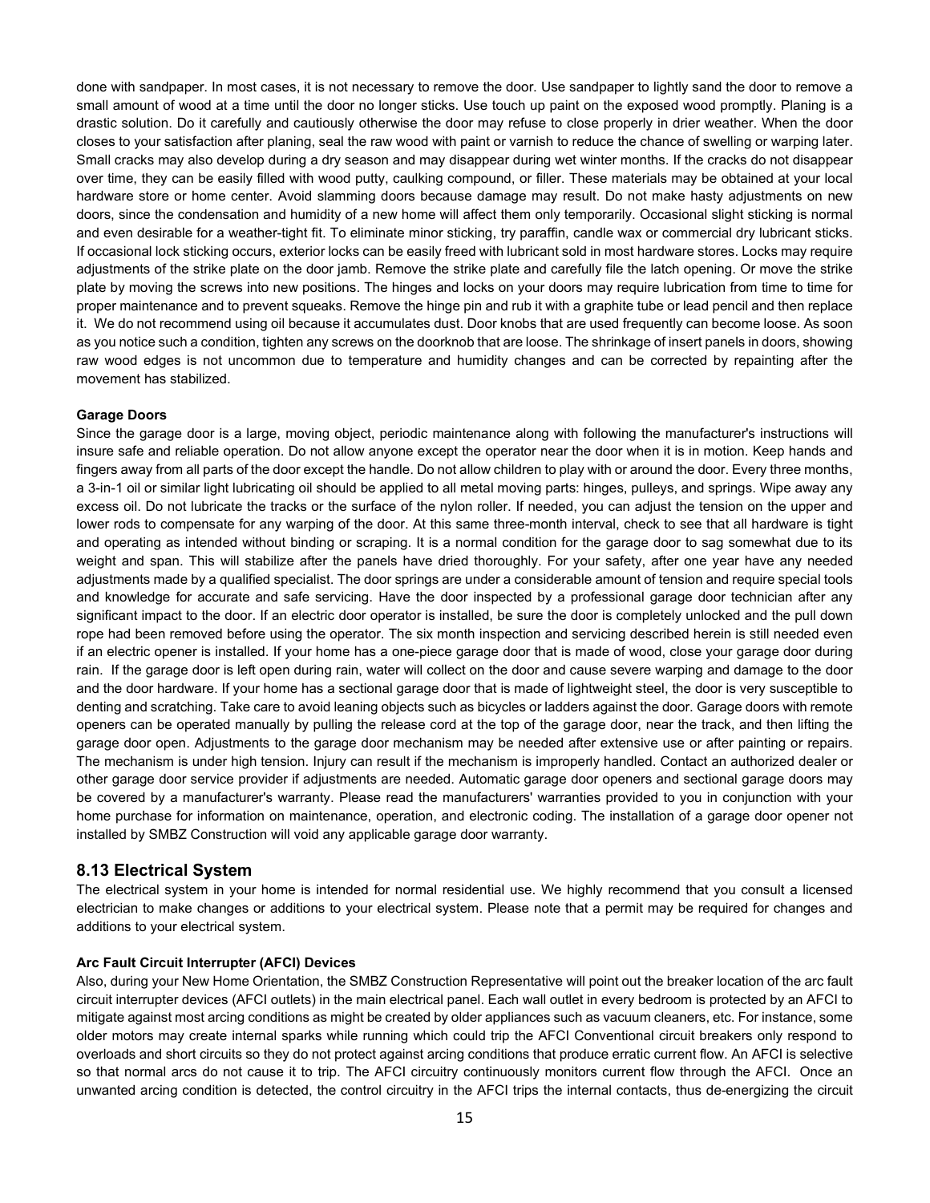done with sandpaper. In most cases, it is not necessary to remove the door. Use sandpaper to lightly sand the door to remove a small amount of wood at a time until the door no longer sticks. Use touch up paint on the exposed wood promptly. Planing is a drastic solution. Do it carefully and cautiously otherwise the door may refuse to close properly in drier weather. When the door closes to your satisfaction after planing, seal the raw wood with paint or varnish to reduce the chance of swelling or warping later. Small cracks may also develop during a dry season and may disappear during wet winter months. If the cracks do not disappear over time, they can be easily filled with wood putty, caulking compound, or filler. These materials may be obtained at your local hardware store or home center. Avoid slamming doors because damage may result. Do not make hasty adjustments on new doors, since the condensation and humidity of a new home will affect them only temporarily. Occasional slight sticking is normal and even desirable for a weather-tight fit. To eliminate minor sticking, try paraffin, candle wax or commercial dry lubricant sticks. If occasional lock sticking occurs, exterior locks can be easily freed with lubricant sold in most hardware stores. Locks may require adjustments of the strike plate on the door jamb. Remove the strike plate and carefully file the latch opening. Or move the strike plate by moving the screws into new positions. The hinges and locks on your doors may require lubrication from time to time for proper maintenance and to prevent squeaks. Remove the hinge pin and rub it with a graphite tube or lead pencil and then replace it. We do not recommend using oil because it accumulates dust. Door knobs that are used frequently can become loose. As soon as you notice such a condition, tighten any screws on the doorknob that are loose. The shrinkage of insert panels in doors, showing raw wood edges is not uncommon due to temperature and humidity changes and can be corrected by repainting after the movement has stabilized.

**Garage Doors**

Since the garage door is a large, moving object, periodic maintenance along with following the manufacturer's instructions will insure safe and reliable operation. Do not allow anyone except the operator near the door when it is in motion. Keep hands and fingers away from all parts of the door except the handle. Do not allow children to play with or around the door. Every three months, a 3-in-1 oil or similar light lubricating oil should be applied to all metal moving parts: hinges, pulleys, and springs. Wipe away any excess oil. Do not lubricate the tracks or the surface of the nylon roller. If needed, you can adjust the tension on the upper and lower rods to compensate for any warping of the door. At this same three-month interval, check to see that all hardware is tight and operating as intended without binding or scraping. It is a normal condition for the garage door to sag somewhat due to its weight and span. This will stabilize after the panels have dried thoroughly. For your safety, after one year have any needed adjustments made by a qualified specialist. The door springs are under a considerable amount of tension and require special tools and knowledge for accurate and safe servicing. Have the door inspected by a professional garage door technician after any significant impact to the door. If an electric door operator is installed, be sure the door is completely unlocked and the pull down rope had been removed before using the operator. The six month inspection and servicing described herein is still needed even if an electric opener is installed. If your home has a one-piece garage door that is made of wood, close your garage door during rain. If the garage door is left open during rain, water will collect on the door and cause severe warping and damage to the door and the door hardware. If your home has a sectional garage door that is made of lightweight steel, the door is very susceptible to denting and scratching. Take care to avoid leaning objects such as bicycles or ladders against the door. Garage doors with remote openers can be operated manually by pulling the release cord at the top of the garage door, near the track, and then lifting the garage door open. Adjustments to the garage door mechanism may be needed after extensive use or after painting or repairs. The mechanism is under high tension. Injury can result if the mechanism is improperly handled. Contact an authorized dealer or other garage door service provider if adjustments are needed. Automatic garage door openers and sectional garage doors may be covered by a manufacturer's warranty. Please read the manufacturers' warranties provided to you in conjunction with your home purchase for information on maintenance, operation, and electronic coding. The installation of a garage door opener not installed by SMBZ Construction will void any applicable garage door warranty.

## 8.13 Electrical System

The electrical system in your home is intended for normal residential use. We highly recommend that you consult a licensed electrician to make changes or additions to your electrical system. Please note that a permit may be required for changes and additions to your electrical system.

**Arc Fault Circuit Interrupter (AFCI) Devices**

Also, during your New Home Orientation, the SMBZ Construction Representative will point out the breaker location of the arc fault circuit interrupter devices (AFCI outlets) in the main electrical panel. Each wall outlet in every bedroom is protected by an AFCI to mitigate against most arcing conditions as might be created by older appliances such as vacuum cleaners, etc. For instance, some older motors may create internal sparks while running which could trip the AFCI Conventional circuit breakers only respond to overloads and short circuits so they do not protect against arcing conditions that produce erratic current flow. An AFCI is selective so that normal arcs do not cause it to trip. The AFCI circuitry continuously monitors current flow through the AFCI. Once an unwanted arcing condition is detected, the control circuitry in the AFCI trips the internal contacts, thus de-energizing the circuit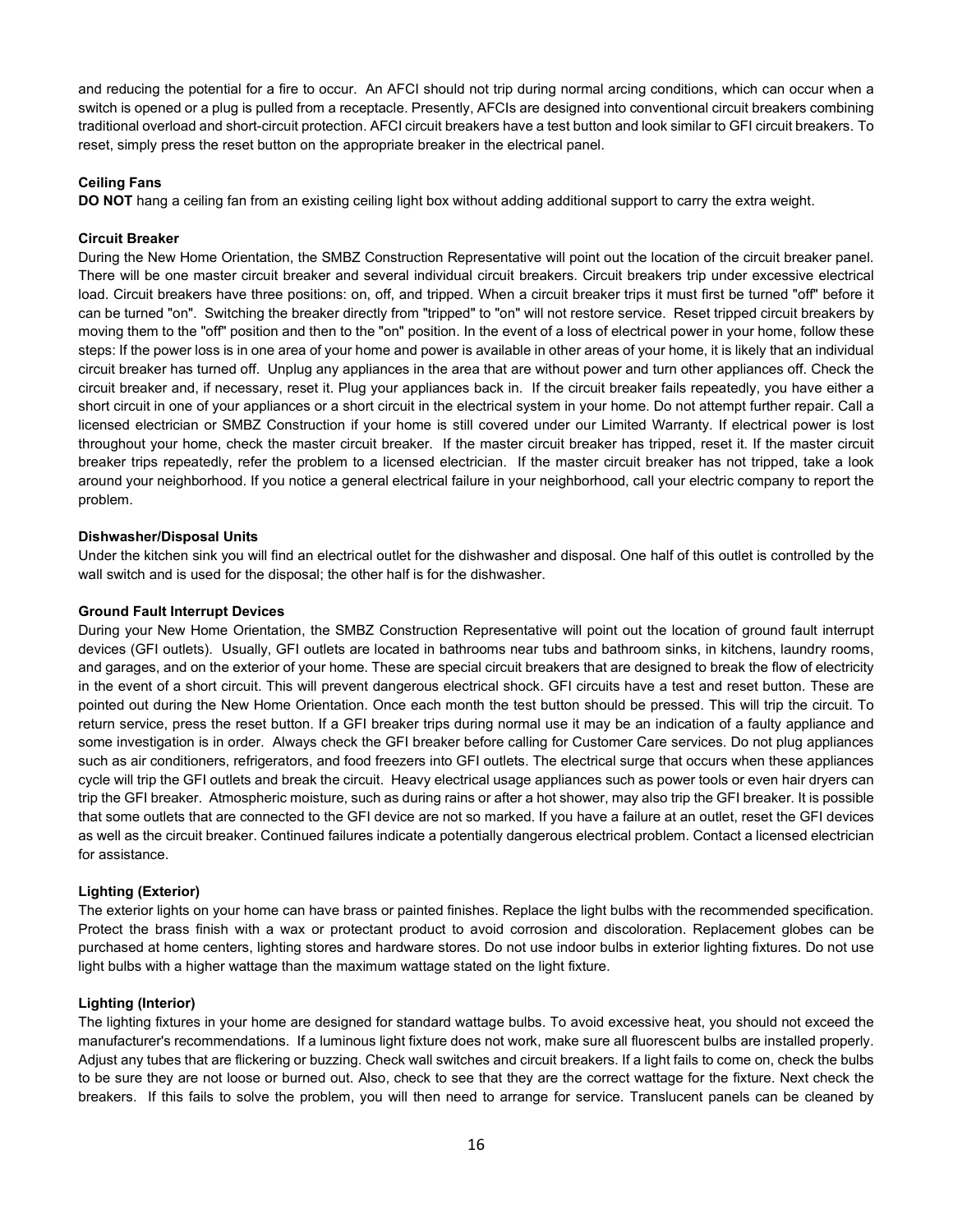and reducing the potential for a fire to occur. An AFCI should not trip during normal arcing conditions, which can occur when a switch is opened or a plug is pulled from a receptacle. Presently, AFCIs are designed into conventional circuit breakers combining traditional overload and short-circuit protection. AFCI circuit breakers have a test button and look similar to GFI circuit breakers. To reset, simply press the reset button on the appropriate breaker in the electrical panel.

**Ceiling Fans**

**DO NOT** hang a ceiling fan from an existing ceiling light box without adding additional support to carry the extra weight.

**Circuit Breaker**

During the New Home Orientation, the SMBZ Construction Representative will point out the location of the circuit breaker panel. There will be one master circuit breaker and several individual circuit breakers. Circuit breakers trip under excessive electrical load. Circuit breakers have three positions: on, off, and tripped. When a circuit breaker trips it must first be turned "off" before it can be turned "on". Switching the breaker directly from "tripped" to "on" will not restore service. Reset tripped circuit breakers by moving them to the "off" position and then to the "on" position. In the event of a loss of electrical power in your home, follow these steps: If the power loss is in one area of your home and power is available in other areas of your home, it is likely that an individual circuit breaker has turned off. Unplug any appliances in the area that are without power and turn other appliances off. Check the circuit breaker and, if necessary, reset it. Plug your appliances back in. If the circuit breaker fails repeatedly, you have either a short circuit in one of your appliances or a short circuit in the electrical system in your home. Do not attempt further repair. Call a licensed electrician or SMBZ Construction if your home is still covered under our Limited Warranty. If electrical power is lost throughout your home, check the master circuit breaker. If the master circuit breaker has tripped, reset it. If the master circuit breaker trips repeatedly, refer the problem to a licensed electrician. If the master circuit breaker has not tripped, take a look around your neighborhood. If you notice a general electrical failure in your neighborhood, call your electric company to report the problem.

**Dishwasher/Disposal Units**

Under the kitchen sink you will find an electrical outlet for the dishwasher and disposal. One half of this outlet is controlled by the wall switch and is used for the disposal; the other half is for the dishwasher.

**Ground Fault Interrupt Devices**

During your New Home Orientation, the SMBZ Construction Representative will point out the location of ground fault interrupt devices (GFI outlets). Usually, GFI outlets are located in bathrooms near tubs and bathroom sinks, in kitchens, laundry rooms, and garages, and on the exterior of your home. These are special circuit breakers that are designed to break the flow of electricity in the event of a short circuit. This will prevent dangerous electrical shock. GFI circuits have a test and reset button. These are pointed out during the New Home Orientation. Once each month the test button should be pressed. This will trip the circuit. To return service, press the reset button. If a GFI breaker trips during normal use it may be an indication of a faulty appliance and some investigation is in order. Always check the GFI breaker before calling for Customer Care services. Do not plug appliances such as air conditioners, refrigerators, and food freezers into GFI outlets. The electrical surge that occurs when these appliances cycle will trip the GFI outlets and break the circuit. Heavy electrical usage appliances such as power tools or even hair dryers can trip the GFI breaker. Atmospheric moisture, such as during rains or after a hot shower, may also trip the GFI breaker. It is possible that some outlets that are connected to the GFI device are not so marked. If you have a failure at an outlet, reset the GFI devices as well as the circuit breaker. Continued failures indicate a potentially dangerous electrical problem. Contact a licensed electrician for assistance.

**Lighting (Exterior)**

The exterior lights on your home can have brass or painted finishes. Replace the light bulbs with the recommended specification. Protect the brass finish with a wax or protectant product to avoid corrosion and discoloration. Replacement globes can be purchased at home centers, lighting stores and hardware stores. Do not use indoor bulbs in exterior lighting fixtures. Do not use light bulbs with a higher wattage than the maximum wattage stated on the light fixture.

**Lighting (Interior)**

The lighting fixtures in your home are designed for standard wattage bulbs. To avoid excessive heat, you should not exceed the manufacturer's recommendations. If a luminous light fixture does not work, make sure all fluorescent bulbs are installed properly. Adjust any tubes that are flickering or buzzing. Check wall switches and circuit breakers. If a light fails to come on, check the bulbs to be sure they are not loose or burned out. Also, check to see that they are the correct wattage for the fixture. Next check the breakers. If this fails to solve the problem, you will then need to arrange for service. Translucent panels can be cleaned by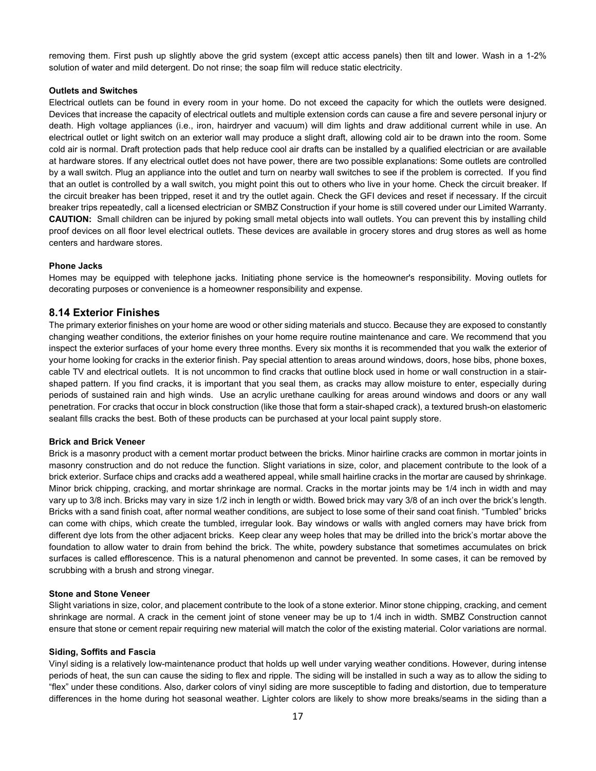removing them. First push up slightly above the grid system (except attic access panels) then tilt and lower. Wash in a 1-2% solution of water and mild detergent. Do not rinse; the soap film will reduce static electricity.

#### Outlets and Switches

Electrical outlets can be found in every room in your home. Do not exceed the capacity for which the outlets were designed. Devices that increase the capacity of electrical outlets and multiple extension cords can cause a fire and severe personal injury or death. High voltage appliances (i.e., iron, hairdryer and vacuum) will dim lights and draw additional current while in use. An electrical outlet or light switch on an exterior wall may produce a slight draft, allowing cold air to be drawn into the room. Some cold air is normal. Draft protection pads that help reduce cool air drafts can be installed by a qualified electrician or are available at hardware stores. If any electrical outlet does not have power, there are two possible explanations: Some outlets are controlled by a wall switch. Plug an appliance into the outlet and turn on nearby wall switches to see if the problem is corrected. If you find that an outlet is controlled by a wall switch, you might point this out to others who live in your home. Check the circuit breaker. If the circuit breaker has been tripped, reset it and try the outlet again. Check the GFI devices and reset if necessary. If the circuit breaker trips repeatedly, call a licensed electrician or SMBZ Construction if your home is still covered under our Limited Warranty. **CAUTION:** Small children can be injured by poking small metal objects into wall outlets. You can prevent this by installing child proof devices on all floor level electrical outlets. These devices are available in grocery stores and drug stores as well as home centers and hardware stores.

#### Phone Jacks

Homes may be equipped with telephone jacks. Initiating phone service is the homeowner's responsibility. Moving outlets for decorating purposes or convenience is a homeowner responsibility and expense.

## 8.14 Exterior Finishes

The primary exterior finishes on your home are wood or other siding materials and stucco. Because they are exposed to constantly changing weather conditions, the exterior finishes on your home require routine maintenance and care. We recommend that you inspect the exterior surfaces of your home every three months. Every six months it is recommended that you walk the exterior of your home looking for cracks in the exterior finish. Pay special attention to areas around windows, doors, hose bibs, phone boxes, cable TV and electrical outlets. It is not uncommon to find cracks that outline block used in home or wall construction in a stair-shaped pattern. If you find cracks, it is important that you seal them, as cracks may allow moisture to enter, especially during periods of sustained rain and high winds. Use an acrylic urethane caulking for areas around windows and doors or any wall penetration. For cracks that occur in block construction (like those that form a stair-shaped crack), a textured brush-on elastomeric sealant fills cracks the best. Both of these products can be purchased at your local paint supply store.

#### Brick and Brick Veneer

Brick is a masonry product with a cement mortar product between the bricks. Minor hairline cracks are common in mortar joints in masonry construction and do not reduce the function. Slight variations in size, color, and placement contribute to the look of a brick exterior. Surface chips and cracks add a weathered appeal, while small hairline cracks in the mortar are caused by shrinkage. Minor brick chipping, cracking, and mortar shrinkage are normal. Cracks in the mortar joints may be 1/4 inch in width and may vary up to 3/8 inch. Bricks may vary in size 1/2 inch in length or width. Bowed brick may vary 3/8 of an inch over the brick's length. Bricks with a sand finish coat, after normal weather conditions, are subject to lose some of their sand coat finish. "Tumbled" bricks can come with chips, which create the tumbled, irregular look. Bay windows or walls with angled corners may have brick from different dye lots from the other adjacent bricks. Keep clear any weep holes that may be drilled into the brick's mortar above the foundation to allow water to drain from behind the brick. The white, powdery substance that sometimes accumulates on brick surfaces is called efflorescence. This is a natural phenomenon and cannot be prevented. In some cases, it can be removed by scrubbing with a brush and strong vinegar.

#### Stone and Stone Veneer

Slight variations in size, color, and placement contribute to the look of a stone exterior. Minor stone chipping, cracking, and cement shrinkage are normal. A crack in the cement joint of stone veneer may be up to 1/4 inch in width. SMBZ Construction cannot ensure that stone or cement repair requiring new material will match the color of the existing material. Color variations are normal.

#### Siding, Soffits and Fascia

Vinyl siding is a relatively low-maintenance product that holds up well under varying weather conditions. However, during intense periods of heat, the sun can cause the siding to flex and ripple. The siding will be installed in such a way as to allow the siding to "flex" under these conditions. Also, darker colors of vinyl siding are more susceptible to fading and distortion, due to temperature differences in the home during hot seasonal weather. Lighter colors are likely to show more breaks/seams in the siding than a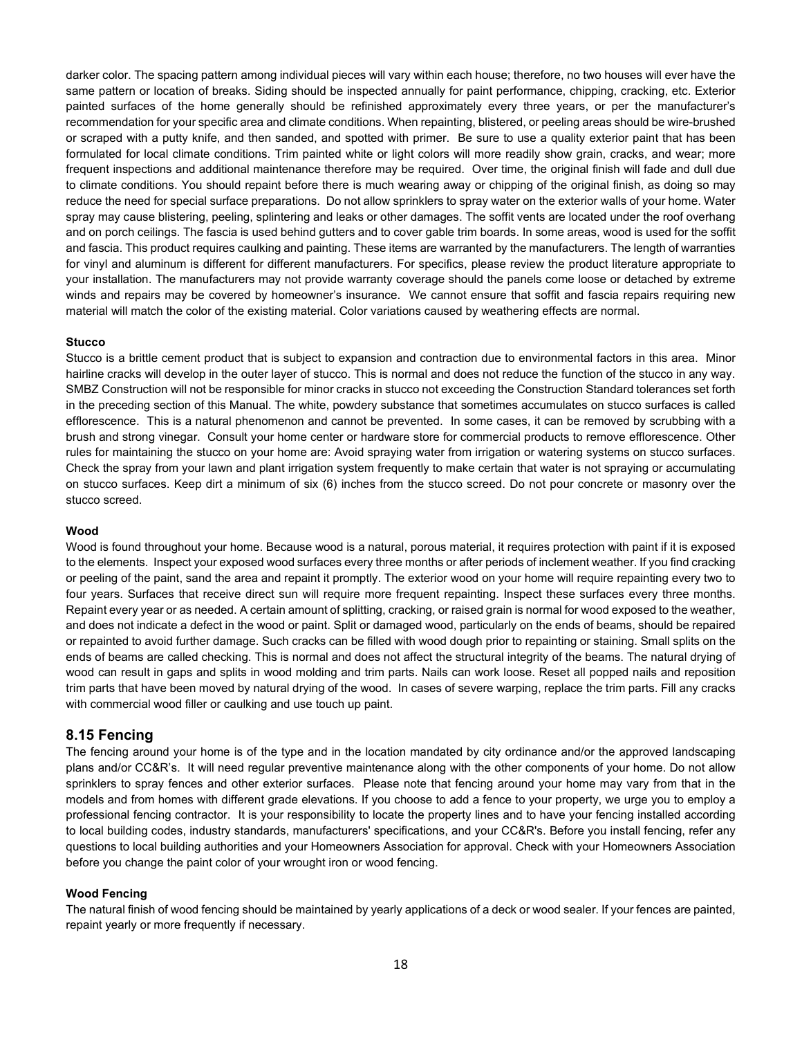darker color. The spacing pattern among individual pieces will vary within each house; therefore, no two houses will ever have the same pattern or location of breaks. Siding should be inspected annually for paint performance, chipping, cracking, etc. Exterior painted surfaces of the home generally should be refinished approximately every three years, or per the manufacturer's recommendation for your specific area and climate conditions. When repainting, blistered, or peeling areas should be wire-brushed or scraped with a putty knife, and then sanded, and spotted with primer. Be sure to use a quality exterior paint that has been formulated for local climate conditions. Trim painted white or light colors will more readily show grain, cracks, and wear; more frequent inspections and additional maintenance therefore may be required. Over time, the original finish will fade and dull due to climate conditions. You should repaint before there is much wearing away or chipping of the original finish, as doing so may reduce the need for special surface preparations. Do not allow sprinklers to spray water on the exterior walls of your home. Water spray may cause blistering, peeling, splintering and leaks or other damages. The soffit vents are located under the roof overhang and on porch ceilings. The fascia is used behind gutters and to cover gable trim boards. In some areas, wood is used for the soffit and fascia. This product requires caulking and painting. These items are warranted by the manufacturers. The length of warranties for vinyl and aluminum is different for different manufacturers. For specifics, please review the product literature appropriate to your installation. The manufacturers may not provide warranty coverage should the panels come loose or detached by extreme winds and repairs may be covered by homeowner's insurance. We cannot ensure that soffit and fascia repairs requiring new material will match the color of the existing material. Color variations caused by weathering effects are normal.

**Stucco**

Stucco is a brittle cement product that is subject to expansion and contraction due to environmental factors in this area. Minor hairline cracks will develop in the outer layer of stucco. This is normal and does not reduce the function of the stucco in any way. SMBZ Construction will not be responsible for minor cracks in stucco not exceeding the Construction Standard tolerances set forth in the preceding section of this Manual. The white, powdery substance that sometimes accumulates on stucco surfaces is called efflorescence. This is a natural phenomenon and cannot be prevented. In some cases, it can be removed by scrubbing with a brush and strong vinegar. Consult your home center or hardware store for commercial products to remove efflorescence. Other rules for maintaining the stucco on your home are: Avoid spraying water from irrigation or watering systems on stucco surfaces. Check the spray from your lawn and plant irrigation system frequently to make certain that water is not spraying or accumulating on stucco surfaces. Keep dirt a minimum of six (6) inches from the stucco screed. Do not pour concrete or masonry over the stucco screed.

**Wood**

Wood is found throughout your home. Because wood is a natural, porous material, it requires protection with paint if it is exposed to the elements. Inspect your exposed wood surfaces every three months or after periods of inclement weather. If you find cracking or peeling of the paint, sand the area and repaint it promptly. The exterior wood on your home will require repainting every two to four years. Surfaces that receive direct sun will require more frequent repainting. Inspect these surfaces every three months. Repaint every year or as needed. A certain amount of splitting, cracking, or raised grain is normal for wood exposed to the weather, and does not indicate a defect in the wood or paint. Split or damaged wood, particularly on the ends of beams, should be repaired or repainted to avoid further damage. Such cracks can be filled with wood dough prior to repainting or staining. Small splits on the ends of beams are called checking. This is normal and does not affect the structural integrity of the beams. The natural drying of wood can result in gaps and splits in wood molding and trim parts. Nails can work loose. Reset all popped nails and reposition trim parts that have been moved by natural drying of the wood. In cases of severe warping, replace the trim parts. Fill any cracks with commercial wood filler or caulking and use touch up paint.

## 8.15 Fencing

The fencing around your home is of the type and in the location mandated by city ordinance and/or the approved landscaping plans and/or CC&R's. It will need regular preventive maintenance along with the other components of your home. Do not allow sprinklers to spray fences and other exterior surfaces. Please note that fencing around your home may vary from that in the models and from homes with different grade elevations. If you choose to add a fence to your property, we urge you to employ a professional fencing contractor. It is your responsibility to locate the property lines and to have your fencing installed according to local building codes, industry standards, manufacturers' specifications, and your CC&R's. Before you install fencing, refer any questions to local building authorities and your Homeowners Association for approval. Check with your Homeowners Association before you change the paint color of your wrought iron or wood fencing.

**Wood Fencing**

The natural finish of wood fencing should be maintained by yearly applications of a deck or wood sealer. If your fences are painted, repaint yearly or more frequently if necessary.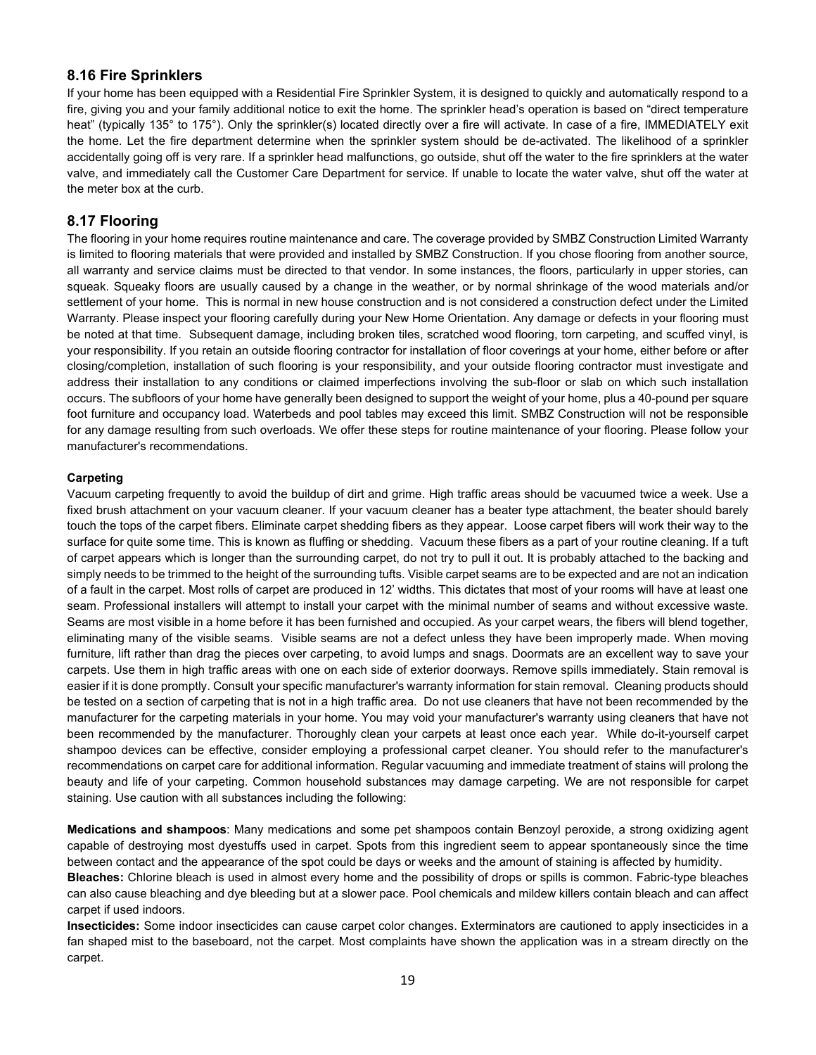## 8.16 Fire Sprinklers

If your home has been equipped with a Residential Fire Sprinkler System, it is designed to quickly and automatically respond to a fire, giving you and your family additional notice to exit the home. The sprinkler head's operation is based on "direct temperature heat" (typically 135° to 175°). Only the sprinkler(s) located directly over a fire will activate. In case of a fire, IMMEDIATELY exit the home. Let the fire department determine when the sprinkler system should be de-activated. The likelihood of a sprinkler accidentally going off is very rare. If a sprinkler head malfunctions, go outside, shut off the water to the fire sprinklers at the water valve, and immediately call the Customer Care Department for service. If unable to locate the water valve, shut off the water at the meter box at the curb.

## 8.17 Flooring

The flooring in your home requires routine maintenance and care. The coverage provided by SMBZ Construction Limited Warranty is limited to flooring materials that were provided and installed by SMBZ Construction. If you chose flooring from another source, all warranty and service claims must be directed to that vendor. In some instances, the floors, particularly in upper stories, can squeak. Squeaky floors are usually caused by a change in the weather, or by normal shrinkage of the wood materials and/or settlement of your home. This is normal in new house construction and is not considered a construction defect under the Limited Warranty. Please inspect your flooring carefully during your New Home Orientation. Any damage or defects in your flooring must be noted at that time. Subsequent damage, including broken tiles, scratched wood flooring, torn carpeting, and scuffed vinyl, is your responsibility. If you retain an outside flooring contractor for installation of floor coverings at your home, either before or after closing/completion, installation of such flooring is your responsibility, and your outside flooring contractor must investigate and address their installation to any conditions or claimed imperfections involving the sub-floor or slab on which such installation occurs. The subfloors of your home have generally been designed to support the weight of your home, plus a 40-pound per square foot furniture and occupancy load. Waterbeds and pool tables may exceed this limit. SMBZ Construction will not be responsible for any damage resulting from such overloads. We offer these steps for routine maintenance of your flooring. Please follow your manufacturer's recommendations.

**Carpeting**

Vacuum carpeting frequently to avoid the buildup of dirt and grime. High traffic areas should be vacuumed twice a week. Use a fixed brush attachment on your vacuum cleaner. If your vacuum cleaner has a beater type attachment, the beater should barely touch the tops of the carpet fibers. Eliminate carpet shedding fibers as they appear. Loose carpet fibers will work their way to the surface for quite some time. This is known as fluffing or shedding. Vacuum these fibers as a part of your routine cleaning. If a tuft of carpet appears which is longer than the surrounding carpet, do not try to pull it out. It is probably attached to the backing and simply needs to be trimmed to the height of the surrounding tufts. Visible carpet seams are to be expected and are not an indication of a fault in the carpet. Most rolls of carpet are produced in 12' widths. This dictates that most of your rooms will have at least one seam. Professional installers will attempt to install your carpet with the minimal number of seams and without excessive waste. Seams are most visible in a home before it has been furnished and occupied. As your carpet wears, the fibers will blend together, eliminating many of the visible seams. Visible seams are not a defect unless they have been improperly made. When moving furniture, lift rather than drag the pieces over carpeting, to avoid lumps and snags. Doormats are an excellent way to save your carpets. Use them in high traffic areas with one on each side of exterior doorways. Remove spills immediately. Stain removal is easier if it is done promptly. Consult your specific manufacturer's warranty information for stain removal. Cleaning products should be tested on a section of carpeting that is not in a high traffic area. Do not use cleaners that have not been recommended by the manufacturer for the carpeting materials in your home. You may void your manufacturer's warranty using cleaners that have not been recommended by the manufacturer. Thoroughly clean your carpets at least once each year. While do-it-yourself carpet shampoo devices can be effective, consider employing a professional carpet cleaner. You should refer to the manufacturer's recommendations on carpet care for additional information. Regular vacuuming and immediate treatment of stains will prolong the beauty and life of your carpeting. Common household substances may damage carpeting. We are not responsible for carpet staining. Use caution with all substances including the following:

**Medications and shampoos**: Many medications and some pet shampoos contain Benzoyl peroxide, a strong oxidizing agent capable of destroying most dyestuffs used in carpet. Spots from this ingredient seem to appear spontaneously since the time between contact and the appearance of the spot could be days or weeks and the amount of staining is affected by humidity.

**Bleaches:** Chlorine bleach is used in almost every home and the possibility of drops or spills is common. Fabric-type bleaches can also cause bleaching and dye bleeding but at a slower pace. Pool chemicals and mildew killers contain bleach and can affect carpet if used indoors.

**Insecticides:** Some indoor insecticides can cause carpet color changes. Exterminators are cautioned to apply insecticides in a fan shaped mist to the baseboard, not the carpet. Most complaints have shown the application was in a stream directly on the carpet.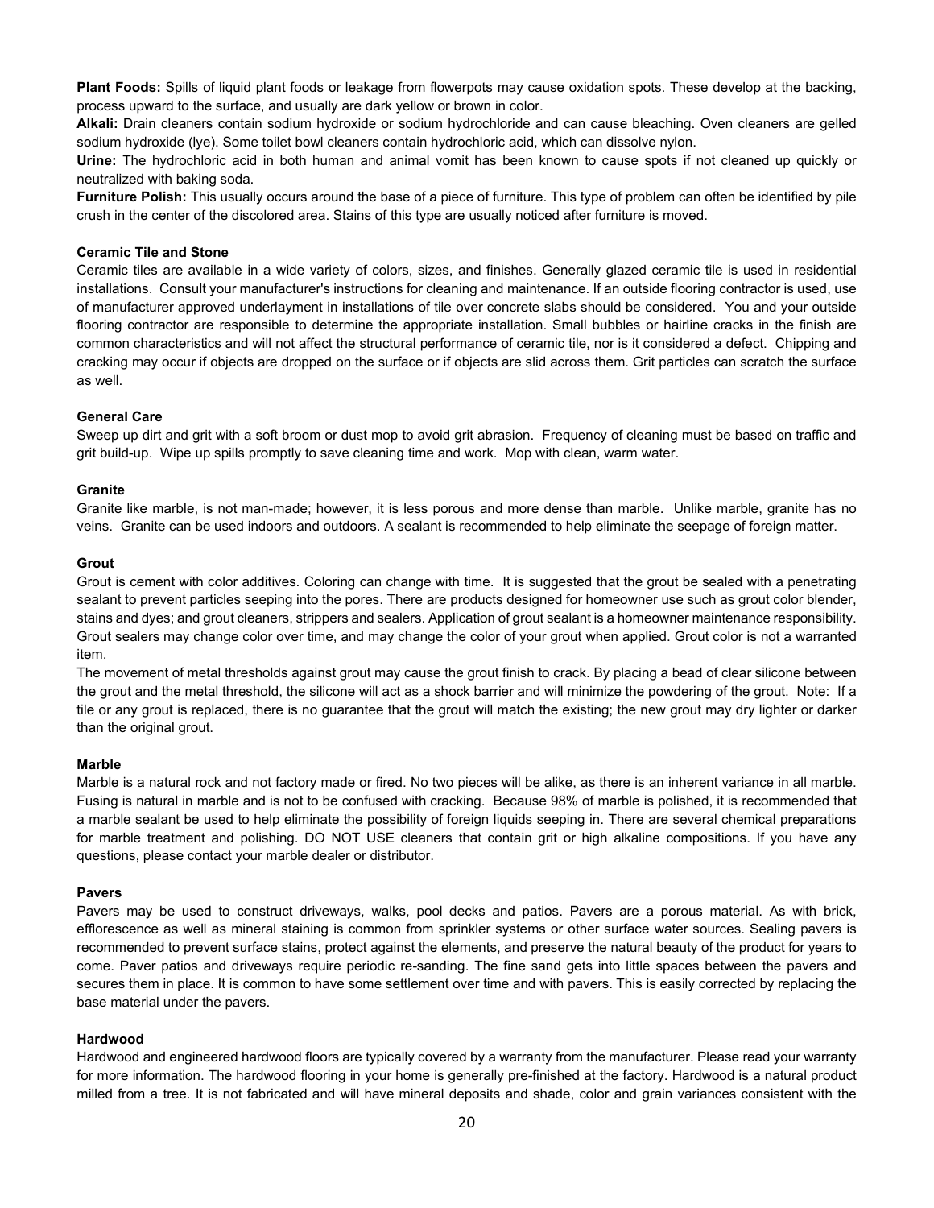**Plant Foods:** Spills of liquid plant foods or leakage from flowerpots may cause oxidation spots. These develop at the backing, process upward to the surface, and usually are dark yellow or brown in color.

**Alkali:** Drain cleaners contain sodium hydroxide or sodium hydrochloride and can cause bleaching. Oven cleaners are gelled sodium hydroxide (lye). Some toilet bowl cleaners contain hydrochloric acid, which can dissolve nylon.

**Urine:** The hydrochloric acid in both human and animal vomit has been known to cause spots if not cleaned up quickly or neutralized with baking soda.

**Furniture Polish:** This usually occurs around the base of a piece of furniture. This type of problem can often be identified by pile crush in the center of the discolored area. Stains of this type are usually noticed after furniture is moved.

### Ceramic Tile and Stone

Ceramic tiles are available in a wide variety of colors, sizes, and finishes. Generally glazed ceramic tile is used in residential installations. Consult your manufacturer's instructions for cleaning and maintenance. If an outside flooring contractor is used, use of manufacturer approved underlayment in installations of tile over concrete slabs should be considered. You and your outside flooring contractor are responsible to determine the appropriate installation. Small bubbles or hairline cracks in the finish are common characteristics and will not affect the structural performance of ceramic tile, nor is it considered a defect. Chipping and cracking may occur if objects are dropped on the surface or if objects are slid across them. Grit particles can scratch the surface as well.

### General Care

Sweep up dirt and grit with a soft broom or dust mop to avoid grit abrasion. Frequency of cleaning must be based on traffic and grit build-up. Wipe up spills promptly to save cleaning time and work. Mop with clean, warm water.

### Granite

Granite like marble, is not man-made; however, it is less porous and more dense than marble. Unlike marble, granite has no veins. Granite can be used indoors and outdoors. A sealant is recommended to help eliminate the seepage of foreign matter.

### Grout

Grout is cement with color additives. Coloring can change with time. It is suggested that the grout be sealed with a penetrating sealant to prevent particles seeping into the pores. There are products designed for homeowner use such as grout color blender, stains and dyes; and grout cleaners, strippers and sealers. Application of grout sealant is a homeowner maintenance responsibility. Grout sealers may change color over time, and may change the color of your grout when applied. Grout color is not a warranted item.

The movement of metal thresholds against grout may cause the grout finish to crack. By placing a bead of clear silicone between the grout and the metal threshold, the silicone will act as a shock barrier and will minimize the powdering of the grout. Note: If a tile or any grout is replaced, there is no guarantee that the grout will match the existing; the new grout may dry lighter or darker than the original grout.

### Marble

Marble is a natural rock and not factory made or fired. No two pieces will be alike, as there is an inherent variance in all marble. Fusing is natural in marble and is not to be confused with cracking. Because 98% of marble is polished, it is recommended that a marble sealant be used to help eliminate the possibility of foreign liquids seeping in. There are several chemical preparations for marble treatment and polishing. DO NOT USE cleaners that contain grit or high alkaline compositions. If you have any questions, please contact your marble dealer or distributor.

### Pavers

Pavers may be used to construct driveways, walks, pool decks and patios. Pavers are a porous material. As with brick, efflorescence as well as mineral staining is common from sprinkler systems or other surface water sources. Sealing pavers is recommended to prevent surface stains, protect against the elements, and preserve the natural beauty of the product for years to come. Paver patios and driveways require periodic re-sanding. The fine sand gets into little spaces between the pavers and secures them in place. It is common to have some settlement over time and with pavers. This is easily corrected by replacing the base material under the pavers.

### Hardwood

Hardwood and engineered hardwood floors are typically covered by a warranty from the manufacturer. Please read your warranty for more information. The hardwood flooring in your home is generally pre-finished at the factory. Hardwood is a natural product milled from a tree. It is not fabricated and will have mineral deposits and shade, color and grain variances consistent with the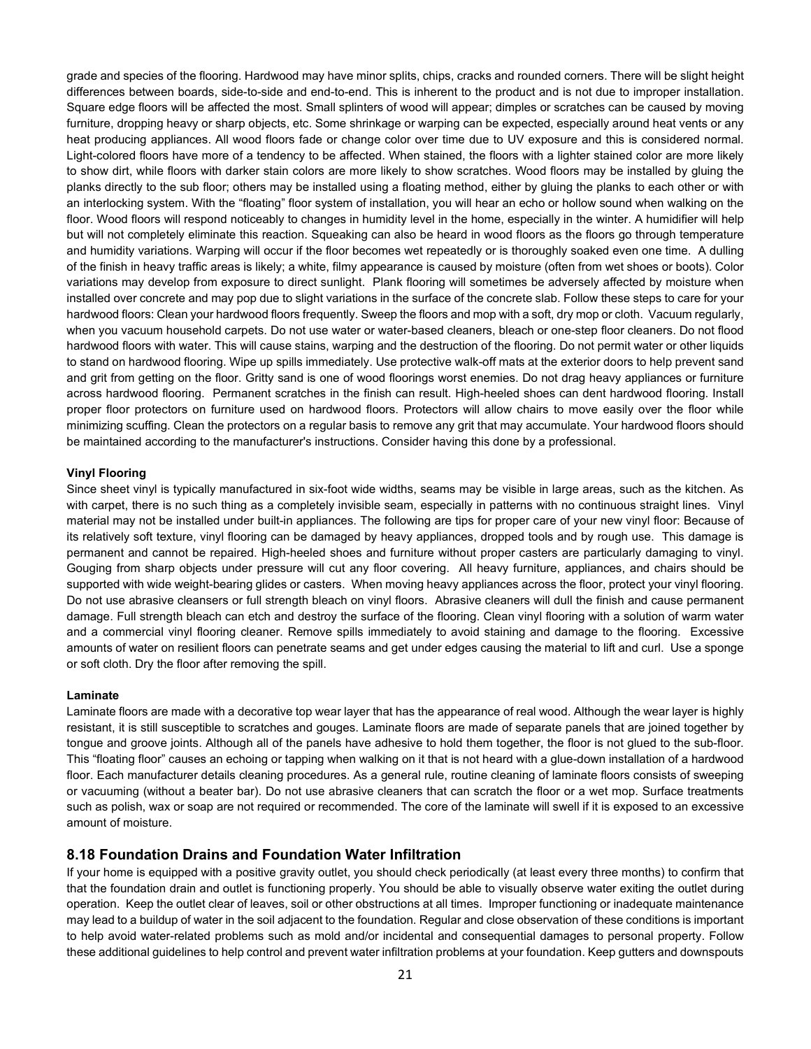grade and species of the flooring. Hardwood may have minor splits, chips, cracks and rounded corners. There will be slight height differences between boards, side-to-side and end-to-end. This is inherent to the product and is not due to improper installation. Square edge floors will be affected the most. Small splinters of wood will appear; dimples or scratches can be caused by moving furniture, dropping heavy or sharp objects, etc. Some shrinkage or warping can be expected, especially around heat vents or any heat producing appliances. All wood floors fade or change color over time due to UV exposure and this is considered normal. Light-colored floors have more of a tendency to be affected. When stained, the floors with a lighter stained color are more likely to show dirt, while floors with darker stain colors are more likely to show scratches. Wood floors may be installed by gluing the planks directly to the sub floor; others may be installed using a floating method, either by gluing the planks to each other or with an interlocking system. With the "floating" floor system of installation, you will hear an echo or hollow sound when walking on the floor. Wood floors will respond noticeably to changes in humidity level in the home, especially in the winter. A humidifier will help but will not completely eliminate this reaction. Squeaking can also be heard in wood floors as the floors go through temperature and humidity variations. Warping will occur if the floor becomes wet repeatedly or is thoroughly soaked even one time. A dulling of the finish in heavy traffic areas is likely; a white, filmy appearance is caused by moisture (often from wet shoes or boots). Color variations may develop from exposure to direct sunlight. Plank flooring will sometimes be adversely affected by moisture when installed over concrete and may pop due to slight variations in the surface of the concrete slab. Follow these steps to care for your hardwood floors: Clean your hardwood floors frequently. Sweep the floors and mop with a soft, dry mop or cloth. Vacuum regularly, when you vacuum household carpets. Do not use water or water-based cleaners, bleach or one-step floor cleaners. Do not flood hardwood floors with water. This will cause stains, warping and the destruction of the flooring. Do not permit water or other liquids to stand on hardwood flooring. Wipe up spills immediately. Use protective walk-off mats at the exterior doors to help prevent sand and grit from getting on the floor. Gritty sand is one of wood floorings worst enemies. Do not drag heavy appliances or furniture across hardwood flooring. Permanent scratches in the finish can result. High-heeled shoes can dent hardwood flooring. Install proper floor protectors on furniture used on hardwood floors. Protectors will allow chairs to move easily over the floor while minimizing scuffing. Clean the protectors on a regular basis to remove any grit that may accumulate. Your hardwood floors should be maintained according to the manufacturer's instructions. Consider having this done by a professional.

**Vinyl Flooring**

Since sheet vinyl is typically manufactured in six-foot wide widths, seams may be visible in large areas, such as the kitchen. As with carpet, there is no such thing as a completely invisible seam, especially in patterns with no continuous straight lines. Vinyl material may not be installed under built-in appliances. The following are tips for proper care of your new vinyl floor: Because of its relatively soft texture, vinyl flooring can be damaged by heavy appliances, dropped tools and by rough use. This damage is permanent and cannot be repaired. High-heeled shoes and furniture without proper casters are particularly damaging to vinyl. Gouging from sharp objects under pressure will cut any floor covering. All heavy furniture, appliances, and chairs should be supported with wide weight-bearing glides or casters. When moving heavy appliances across the floor, protect your vinyl flooring. Do not use abrasive cleansers or full strength bleach on vinyl floors. Abrasive cleaners will dull the finish and cause permanent damage. Full strength bleach can etch and destroy the surface of the flooring. Clean vinyl flooring with a solution of warm water and a commercial vinyl flooring cleaner. Remove spills immediately to avoid staining and damage to the flooring. Excessive amounts of water on resilient floors can penetrate seams and get under edges causing the material to lift and curl. Use a sponge or soft cloth. Dry the floor after removing the spill.

**Laminate**

Laminate floors are made with a decorative top wear layer that has the appearance of real wood. Although the wear layer is highly resistant, it is still susceptible to scratches and gouges. Laminate floors are made of separate panels that are joined together by tongue and groove joints. Although all of the panels have adhesive to hold them together, the floor is not glued to the sub-floor. This "floating floor" causes an echoing or tapping when walking on it that is not heard with a glue-down installation of a hardwood floor. Each manufacturer details cleaning procedures. As a general rule, routine cleaning of laminate floors consists of sweeping or vacuuming (without a beater bar). Do not use abrasive cleaners that can scratch the floor or a wet mop. Surface treatments such as polish, wax or soap are not required or recommended. The core of the laminate will swell if it is exposed to an excessive amount of moisture.

## 8.18 Foundation Drains and Foundation Water Infiltration

If your home is equipped with a positive gravity outlet, you should check periodically (at least every three months) to confirm that that the foundation drain and outlet is functioning properly. You should be able to visually observe water exiting the outlet during operation. Keep the outlet clear of leaves, soil or other obstructions at all times. Improper functioning or inadequate maintenance may lead to a buildup of water in the soil adjacent to the foundation. Regular and close observation of these conditions is important to help avoid water-related problems such as mold and/or incidental and consequential damages to personal property. Follow these additional guidelines to help control and prevent water infiltration problems at your foundation. Keep gutters and downspouts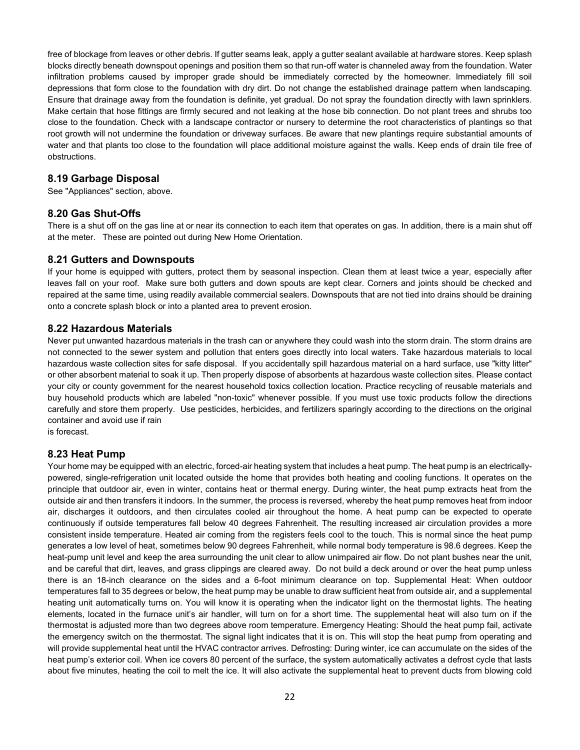free of blockage from leaves or other debris. If gutter seams leak, apply a gutter sealant available at hardware stores. Keep splash blocks directly beneath downspout openings and position them so that run-off water is channeled away from the foundation. Water infiltration problems caused by improper grade should be immediately corrected by the homeowner. Immediately fill soil depressions that form close to the foundation with dry dirt. Do not change the established drainage pattern when landscaping. Ensure that drainage away from the foundation is definite, yet gradual. Do not spray the foundation directly with lawn sprinklers. Make certain that hose fittings are firmly secured and not leaking at the hose bib connection. Do not plant trees and shrubs too close to the foundation. Check with a landscape contractor or nursery to determine the root characteristics of plantings so that root growth will not undermine the foundation or driveway surfaces. Be aware that new plantings require substantial amounts of water and that plants too close to the foundation will place additional moisture against the walls. Keep ends of drain tile free of obstructions.

### 8.19 Garbage Disposal

See "Appliances" section, above.

### 8.20 Gas Shut-Offs

There is a shut off on the gas line at or near its connection to each item that operates on gas. In addition, there is a main shut off at the meter. These are pointed out during New Home Orientation.

### 8.21 Gutters and Downspouts

If your home is equipped with gutters, protect them by seasonal inspection. Clean them at least twice a year, especially after leaves fall on your roof. Make sure both gutters and down spouts are kept clear. Corners and joints should be checked and repaired at the same time, using readily available commercial sealers. Downspouts that are not tied into drains should be draining onto a concrete splash block or into a planted area to prevent erosion.

### 8.22 Hazardous Materials

Never put unwanted hazardous materials in the trash can or anywhere they could wash into the storm drain. The storm drains are not connected to the sewer system and pollution that enters goes directly into local waters. Take hazardous materials to local hazardous waste collection sites for safe disposal. If you accidentally spill hazardous material on a hard surface, use "kitty litter" or other absorbent material to soak it up. Then properly dispose of absorbents at hazardous waste collection sites. Please contact your city or county government for the nearest household toxics collection location. Practice recycling of reusable materials and buy household products which are labeled "non-toxic" whenever possible. If you must use toxic products follow the directions carefully and store them properly. Use pesticides, herbicides, and fertilizers sparingly according to the directions on the original container and avoid use if rain is forecast.

### 8.23 Heat Pump

Your home may be equipped with an electric, forced-air heating system that includes a heat pump. The heat pump is an electrically-powered, single-refrigeration unit located outside the home that provides both heating and cooling functions. It operates on the principle that outdoor air, even in winter, contains heat or thermal energy. During winter, the heat pump extracts heat from the outside air and then transfers it indoors. In the summer, the process is reversed, whereby the heat pump removes heat from indoor air, discharges it outdoors, and then circulates cooled air throughout the home. A heat pump can be expected to operate continuously if outside temperatures fall below 40 degrees Fahrenheit. The resulting increased air circulation provides a more consistent inside temperature. Heated air coming from the registers feels cool to the touch. This is normal since the heat pump generates a low level of heat, sometimes below 90 degrees Fahrenheit, while normal body temperature is 98.6 degrees. Keep the heat-pump unit level and keep the area surrounding the unit clear to allow unimpaired air flow. Do not plant bushes near the unit, and be careful that dirt, leaves, and grass clippings are cleared away. Do not build a deck around or over the heat pump unless there is an 18-inch clearance on the sides and a 6-foot minimum clearance on top. Supplemental Heat: When outdoor temperatures fall to 35 degrees or below, the heat pump may be unable to draw sufficient heat from outside air, and a supplemental heating unit automatically turns on. You will know it is operating when the indicator light on the thermostat lights. The heating elements, located in the furnace unit's air handler, will turn on for a short time. The supplemental heat will also turn on if the thermostat is adjusted more than two degrees above room temperature. Emergency Heating: Should the heat pump fail, activate the emergency switch on the thermostat. The signal light indicates that it is on. This will stop the heat pump from operating and will provide supplemental heat until the HVAC contractor arrives. Defrosting: During winter, ice can accumulate on the sides of the heat pump's exterior coil. When ice covers 80 percent of the surface, the system automatically activates a defrost cycle that lasts about five minutes, heating the coil to melt the ice. It will also activate the supplemental heat to prevent ducts from blowing cold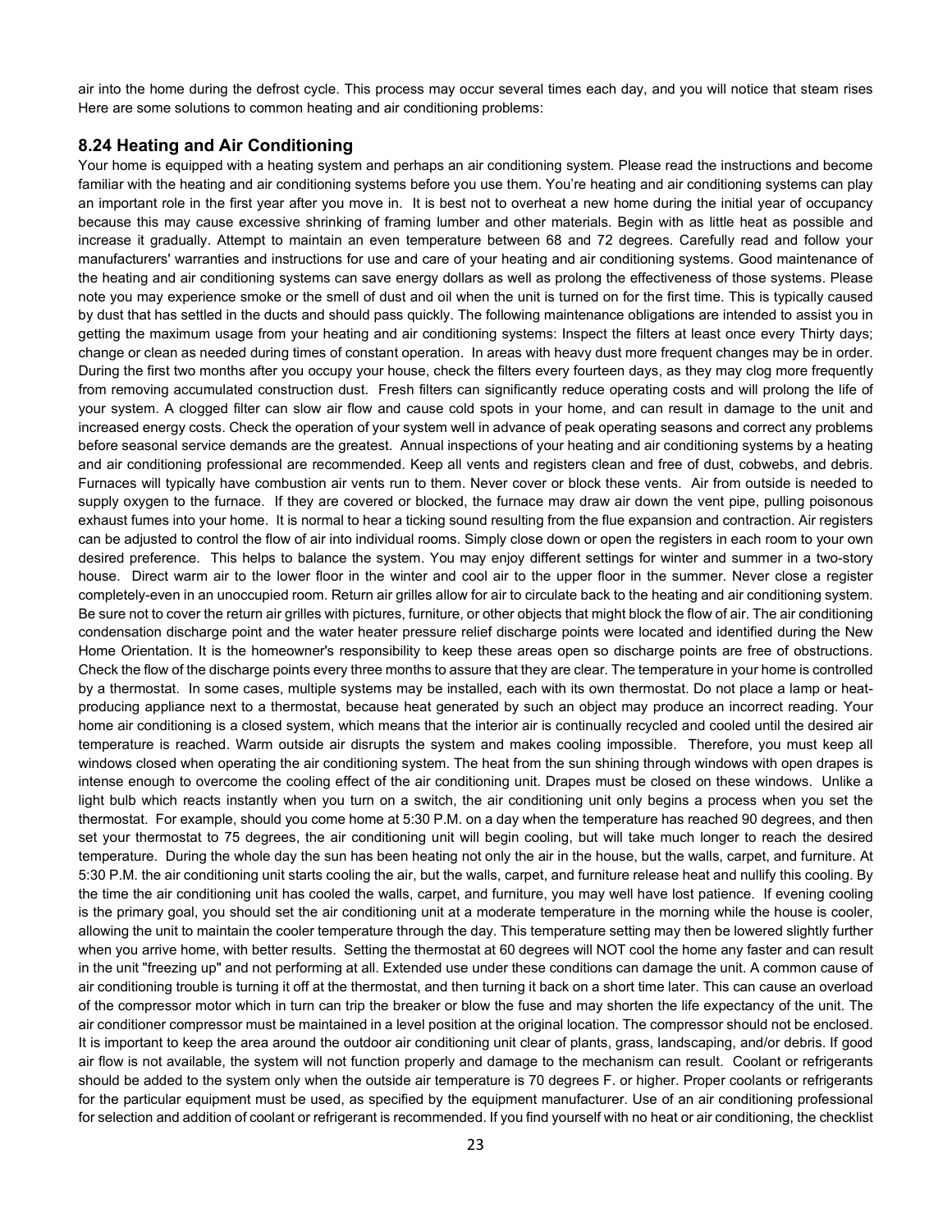air into the home during the defrost cycle. This process may occur several times each day, and you will notice that steam rises Here are some solutions to common heating and air conditioning problems:

### 8.24 Heating and Air Conditioning

Your home is equipped with a heating system and perhaps an air conditioning system. Please read the instructions and become familiar with the heating and air conditioning systems before you use them. You're heating and air conditioning systems can play an important role in the first year after you move in. It is best not to overheat a new home during the initial year of occupancy because this may cause excessive shrinking of framing lumber and other materials. Begin with as little heat as possible and increase it gradually. Attempt to maintain an even temperature between 68 and 72 degrees. Carefully read and follow your manufacturers' warranties and instructions for use and care of your heating and air conditioning systems. Good maintenance of the heating and air conditioning systems can save energy dollars as well as prolong the effectiveness of those systems. Please note you may experience smoke or the smell of dust and oil when the unit is turned on for the first time. This is typically caused by dust that has settled in the ducts and should pass quickly. The following maintenance obligations are intended to assist you in getting the maximum usage from your heating and air conditioning systems: Inspect the filters at least once every Thirty days; change or clean as needed during times of constant operation. In areas with heavy dust more frequent changes may be in order. During the first two months after you occupy your house, check the filters every fourteen days, as they may clog more frequently from removing accumulated construction dust. Fresh filters can significantly reduce operating costs and will prolong the life of your system. A clogged filter can slow air flow and cause cold spots in your home, and can result in damage to the unit and increased energy costs. Check the operation of your system well in advance of peak operating seasons and correct any problems before seasonal service demands are the greatest. Annual inspections of your heating and air conditioning systems by a heating and air conditioning professional are recommended. Keep all vents and registers clean and free of dust, cobwebs, and debris. Furnaces will typically have combustion air vents run to them. Never cover or block these vents. Air from outside is needed to supply oxygen to the furnace. If they are covered or blocked, the furnace may draw air down the vent pipe, pulling poisonous exhaust fumes into your home. It is normal to hear a ticking sound resulting from the flue expansion and contraction. Air registers can be adjusted to control the flow of air into individual rooms. Simply close down or open the registers in each room to your own desired preference. This helps to balance the system. You may enjoy different settings for winter and summer in a two-story house. Direct warm air to the lower floor in the winter and cool air to the upper floor in the summer. Never close a register completely-even in an unoccupied room. Return air grilles allow for air to circulate back to the heating and air conditioning system. Be sure not to cover the return air grilles with pictures, furniture, or other objects that might block the flow of air. The air conditioning condensation discharge point and the water heater pressure relief discharge points were located and identified during the New Home Orientation. It is the homeowner's responsibility to keep these areas open so discharge points are free of obstructions. Check the flow of the discharge points every three months to assure that they are clear. The temperature in your home is controlled by a thermostat. In some cases, multiple systems may be installed, each with its own thermostat. Do not place a lamp or heat-producing appliance next to a thermostat, because heat generated by such an object may produce an incorrect reading. Your home air conditioning is a closed system, which means that the interior air is continually recycled and cooled until the desired air temperature is reached. Warm outside air disrupts the system and makes cooling impossible. Therefore, you must keep all windows closed when operating the air conditioning system. The heat from the sun shining through windows with open drapes is intense enough to overcome the cooling effect of the air conditioning unit. Drapes must be closed on these windows. Unlike a light bulb which reacts instantly when you turn on a switch, the air conditioning unit only begins a process when you set the thermostat. For example, should you come home at 5:30 P.M. on a day when the temperature has reached 90 degrees, and then set your thermostat to 75 degrees, the air conditioning unit will begin cooling, but will take much longer to reach the desired temperature. During the whole day the sun has been heating not only the air in the house, but the walls, carpet, and furniture. At 5:30 P.M. the air conditioning unit starts cooling the air, but the walls, carpet, and furniture release heat and nullify this cooling. By the time the air conditioning unit has cooled the walls, carpet, and furniture, you may well have lost patience. If evening cooling is the primary goal, you should set the air conditioning unit at a moderate temperature in the morning while the house is cooler, allowing the unit to maintain the cooler temperature through the day. This temperature setting may then be lowered slightly further when you arrive home, with better results. Setting the thermostat at 60 degrees will NOT cool the home any faster and can result in the unit "freezing up" and not performing at all. Extended use under these conditions can damage the unit. A common cause of air conditioning trouble is turning it off at the thermostat, and then turning it back on a short time later. This can cause an overload of the compressor motor which in turn can trip the breaker or blow the fuse and may shorten the life expectancy of the unit. The air conditioner compressor must be maintained in a level position at the original location. The compressor should not be enclosed. It is important to keep the area around the outdoor air conditioning unit clear of plants, grass, landscaping, and/or debris. If good air flow is not available, the system will not function properly and damage to the mechanism can result. Coolant or refrigerants should be added to the system only when the outside air temperature is 70 degrees F. or higher. Proper coolants or refrigerants for the particular equipment must be used, as specified by the equipment manufacturer. Use of an air conditioning professional for selection and addition of coolant or refrigerant is recommended. If you find yourself with no heat or air conditioning, the checklist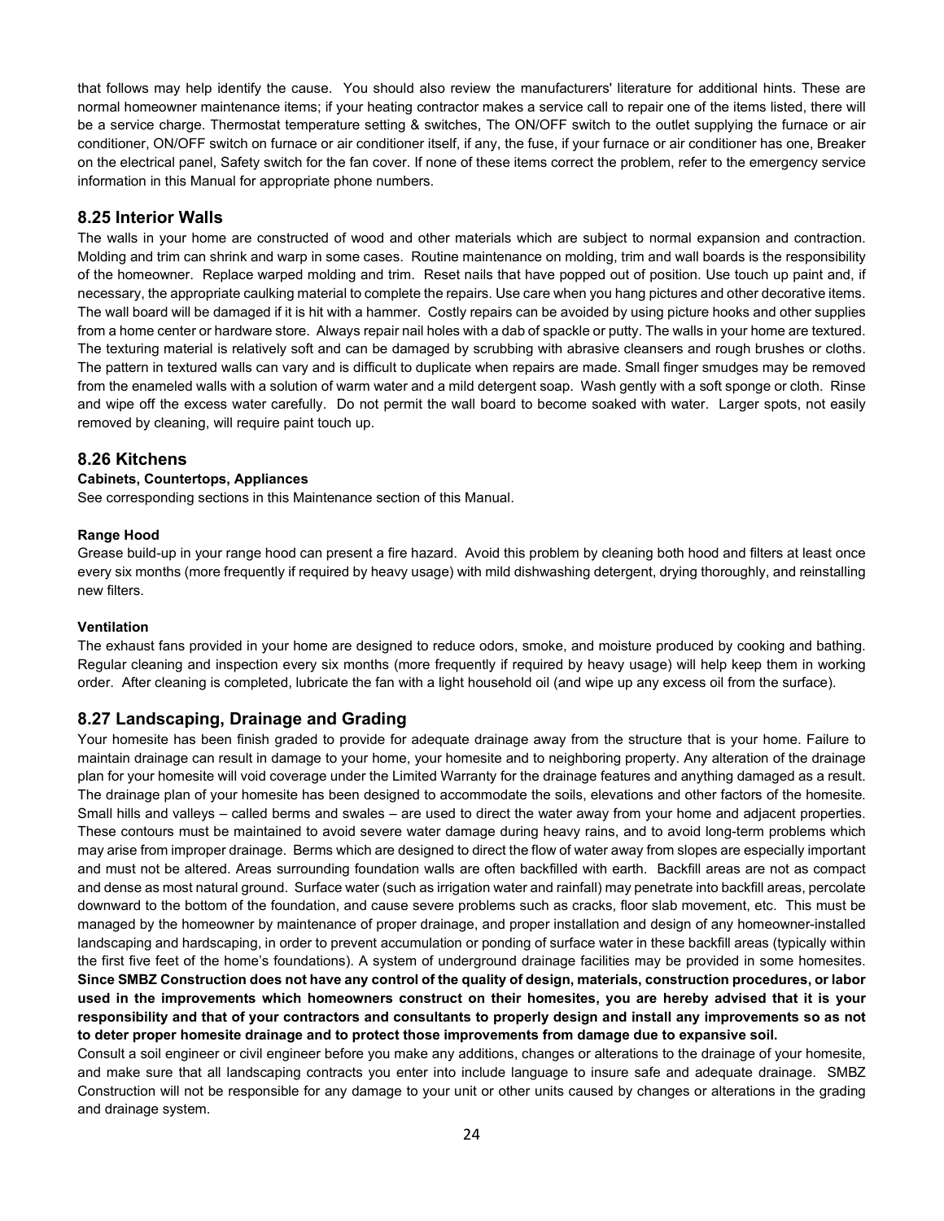that follows may help identify the cause. You should also review the manufacturers' literature for additional hints. These are normal homeowner maintenance items; if your heating contractor makes a service call to repair one of the items listed, there will be a service charge. Thermostat temperature setting & switches, The ON/OFF switch to the outlet supplying the furnace or air conditioner, ON/OFF switch on furnace or air conditioner itself, if any, the fuse, if your furnace or air conditioner has one, Breaker on the electrical panel, Safety switch for the fan cover. If none of these items correct the problem, refer to the emergency service information in this Manual for appropriate phone numbers.

## 8.25 Interior Walls

The walls in your home are constructed of wood and other materials which are subject to normal expansion and contraction. Molding and trim can shrink and warp in some cases. Routine maintenance on molding, trim and wall boards is the responsibility of the homeowner. Replace warped molding and trim. Reset nails that have popped out of position. Use touch up paint and, if necessary, the appropriate caulking material to complete the repairs. Use care when you hang pictures and other decorative items. The wall board will be damaged if it is hit with a hammer. Costly repairs can be avoided by using picture hooks and other supplies from a home center or hardware store. Always repair nail holes with a dab of spackle or putty. The walls in your home are textured. The texturing material is relatively soft and can be damaged by scrubbing with abrasive cleansers and rough brushes or cloths. The pattern in textured walls can vary and is difficult to duplicate when repairs are made. Small finger smudges may be removed from the enameled walls with a solution of warm water and a mild detergent soap. Wash gently with a soft sponge or cloth. Rinse and wipe off the excess water carefully. Do not permit the wall board to become soaked with water. Larger spots, not easily removed by cleaning, will require paint touch up.

## 8.26 Kitchens

**Cabinets, Countertops, Appliances**

See corresponding sections in this Maintenance section of this Manual.

**Range Hood**

Grease build-up in your range hood can present a fire hazard. Avoid this problem by cleaning both hood and filters at least once every six months (more frequently if required by heavy usage) with mild dishwashing detergent, drying thoroughly, and reinstalling new filters.

**Ventilation**

The exhaust fans provided in your home are designed to reduce odors, smoke, and moisture produced by cooking and bathing. Regular cleaning and inspection every six months (more frequently if required by heavy usage) will help keep them in working order. After cleaning is completed, lubricate the fan with a light household oil (and wipe up any excess oil from the surface).

## 8.27 Landscaping, Drainage and Grading

Your homesite has been finish graded to provide for adequate drainage away from the structure that is your home. Failure to maintain drainage can result in damage to your home, your homesite and to neighboring property. Any alteration of the drainage plan for your homesite will void coverage under the Limited Warranty for the drainage features and anything damaged as a result. The drainage plan of your homesite has been designed to accommodate the soils, elevations and other factors of the homesite. Small hills and valleys – called berms and swales – are used to direct the water away from your home and adjacent properties. These contours must be maintained to avoid severe water damage during heavy rains, and to avoid long-term problems which may arise from improper drainage. Berms which are designed to direct the flow of water away from slopes are especially important and must not be altered. Areas surrounding foundation walls are often backfilled with earth. Backfill areas are not as compact and dense as most natural ground. Surface water (such as irrigation water and rainfall) may penetrate into backfill areas, percolate downward to the bottom of the foundation, and cause severe problems such as cracks, floor slab movement, etc. This must be managed by the homeowner by maintenance of proper drainage, and proper installation and design of any homeowner-installed landscaping and hardscaping, in order to prevent accumulation or ponding of surface water in these backfill areas (typically within the first five feet of the home's foundations). A system of underground drainage facilities may be provided in some homesites. **Since SMBZ Construction does not have any control of the quality of design, materials, construction procedures, or labor used in the improvements which homeowners construct on their homesites, you are hereby advised that it is your responsibility and that of your contractors and consultants to properly design and install any improvements so as not to deter proper homesite drainage and to protect those improvements from damage due to expansive soil.**

Consult a soil engineer or civil engineer before you make any additions, changes or alterations to the drainage of your homesite, and make sure that all landscaping contracts you enter into include language to insure safe and adequate drainage. SMBZ Construction will not be responsible for any damage to your unit or other units caused by changes or alterations in the grading and drainage system.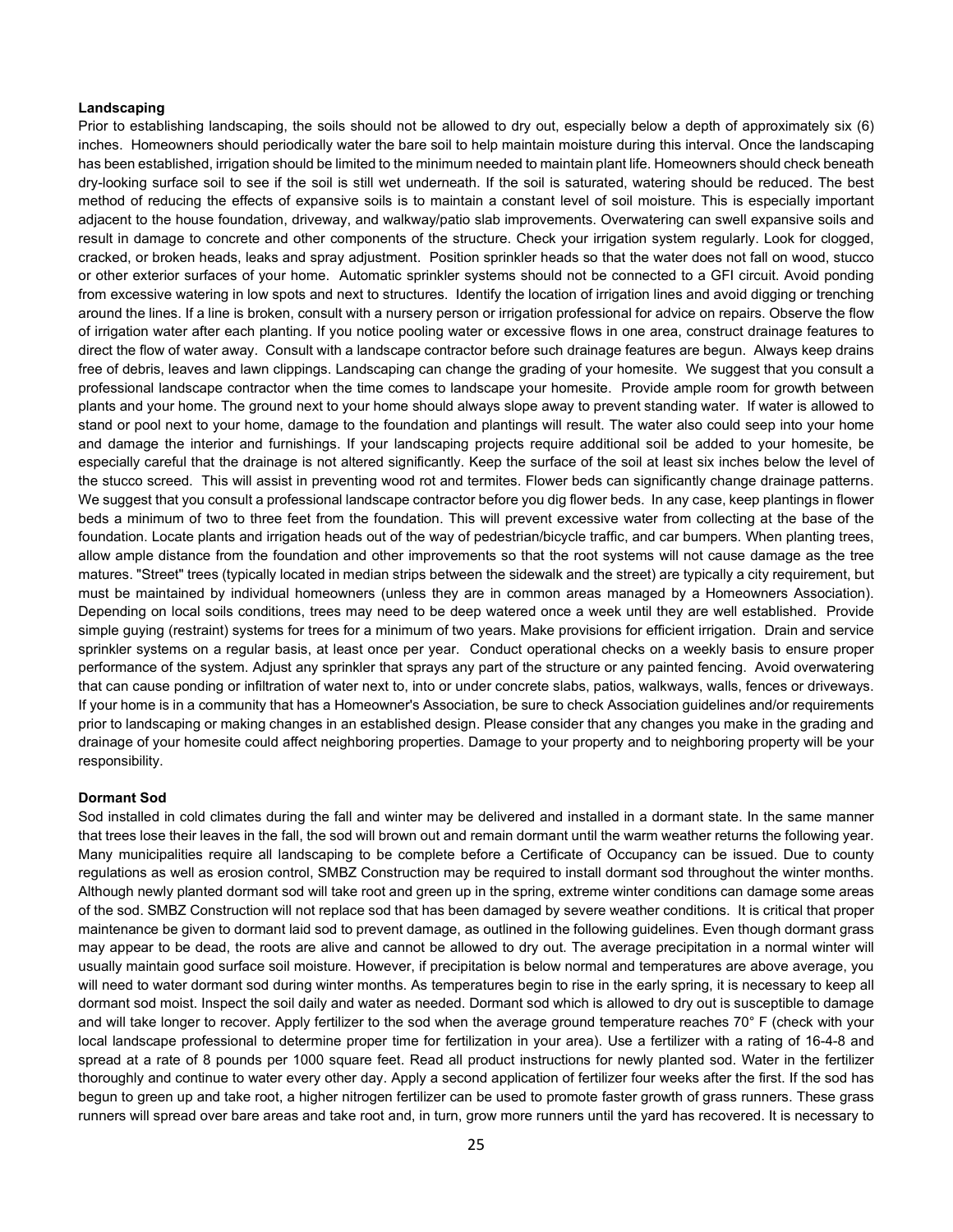**Landscaping**

Prior to establishing landscaping, the soils should not be allowed to dry out, especially below a depth of approximately six (6) inches. Homeowners should periodically water the bare soil to help maintain moisture during this interval. Once the landscaping has been established, irrigation should be limited to the minimum needed to maintain plant life. Homeowners should check beneath dry-looking surface soil to see if the soil is still wet underneath. If the soil is saturated, watering should be reduced. The best method of reducing the effects of expansive soils is to maintain a constant level of soil moisture. This is especially important adjacent to the house foundation, driveway, and walkway/patio slab improvements. Overwatering can swell expansive soils and result in damage to concrete and other components of the structure. Check your irrigation system regularly. Look for clogged, cracked, or broken heads, leaks and spray adjustment. Position sprinkler heads so that the water does not fall on wood, stucco or other exterior surfaces of your home. Automatic sprinkler systems should not be connected to a GFI circuit. Avoid ponding from excessive watering in low spots and next to structures. Identify the location of irrigation lines and avoid digging or trenching around the lines. If a line is broken, consult with a nursery person or irrigation professional for advice on repairs. Observe the flow of irrigation water after each planting. If you notice pooling water or excessive flows in one area, construct drainage features to direct the flow of water away. Consult with a landscape contractor before such drainage features are begun. Always keep drains free of debris, leaves and lawn clippings. Landscaping can change the grading of your homesite. We suggest that you consult a professional landscape contractor when the time comes to landscape your homesite. Provide ample room for growth between plants and your home. The ground next to your home should always slope away to prevent standing water. If water is allowed to stand or pool next to your home, damage to the foundation and plantings will result. The water also could seep into your home and damage the interior and furnishings. If your landscaping projects require additional soil be added to your homesite, be especially careful that the drainage is not altered significantly. Keep the surface of the soil at least six inches below the level of the stucco screed. This will assist in preventing wood rot and termites. Flower beds can significantly change drainage patterns. We suggest that you consult a professional landscape contractor before you dig flower beds. In any case, keep plantings in flower beds a minimum of two to three feet from the foundation. This will prevent excessive water from collecting at the base of the foundation. Locate plants and irrigation heads out of the way of pedestrian/bicycle traffic, and car bumpers. When planting trees, allow ample distance from the foundation and other improvements so that the root systems will not cause damage as the tree matures. "Street" trees (typically located in median strips between the sidewalk and the street) are typically a city requirement, but must be maintained by individual homeowners (unless they are in common areas managed by a Homeowners Association). Depending on local soils conditions, trees may need to be deep watered once a week until they are well established. Provide simple guying (restraint) systems for trees for a minimum of two years. Make provisions for efficient irrigation. Drain and service sprinkler systems on a regular basis, at least once per year. Conduct operational checks on a weekly basis to ensure proper performance of the system. Adjust any sprinkler that sprays any part of the structure or any painted fencing. Avoid overwatering that can cause ponding or infiltration of water next to, into or under concrete slabs, patios, walkways, walls, fences or driveways. If your home is in a community that has a Homeowner's Association, be sure to check Association guidelines and/or requirements prior to landscaping or making changes in an established design. Please consider that any changes you make in the grading and drainage of your homesite could affect neighboring properties. Damage to your property and to neighboring property will be your responsibility.

**Dormant Sod**

Sod installed in cold climates during the fall and winter may be delivered and installed in a dormant state. In the same manner that trees lose their leaves in the fall, the sod will brown out and remain dormant until the warm weather returns the following year. Many municipalities require all landscaping to be complete before a Certificate of Occupancy can be issued. Due to county regulations as well as erosion control, SMBZ Construction may be required to install dormant sod throughout the winter months. Although newly planted dormant sod will take root and green up in the spring, extreme winter conditions can damage some areas of the sod. SMBZ Construction will not replace sod that has been damaged by severe weather conditions. It is critical that proper maintenance be given to dormant laid sod to prevent damage, as outlined in the following guidelines. Even though dormant grass may appear to be dead, the roots are alive and cannot be allowed to dry out. The average precipitation in a normal winter will usually maintain good surface soil moisture. However, if precipitation is below normal and temperatures are above average, you will need to water dormant sod during winter months. As temperatures begin to rise in the early spring, it is necessary to keep all dormant sod moist. Inspect the soil daily and water as needed. Dormant sod which is allowed to dry out is susceptible to damage and will take longer to recover. Apply fertilizer to the sod when the average ground temperature reaches 70° F (check with your local landscape professional to determine proper time for fertilization in your area). Use a fertilizer with a rating of 16-4-8 and spread at a rate of 8 pounds per 1000 square feet. Read all product instructions for newly planted sod. Water in the fertilizer thoroughly and continue to water every other day. Apply a second application of fertilizer four weeks after the first. If the sod has begun to green up and take root, a higher nitrogen fertilizer can be used to promote faster growth of grass runners. These grass runners will spread over bare areas and take root and, in turn, grow more runners until the yard has recovered. It is necessary to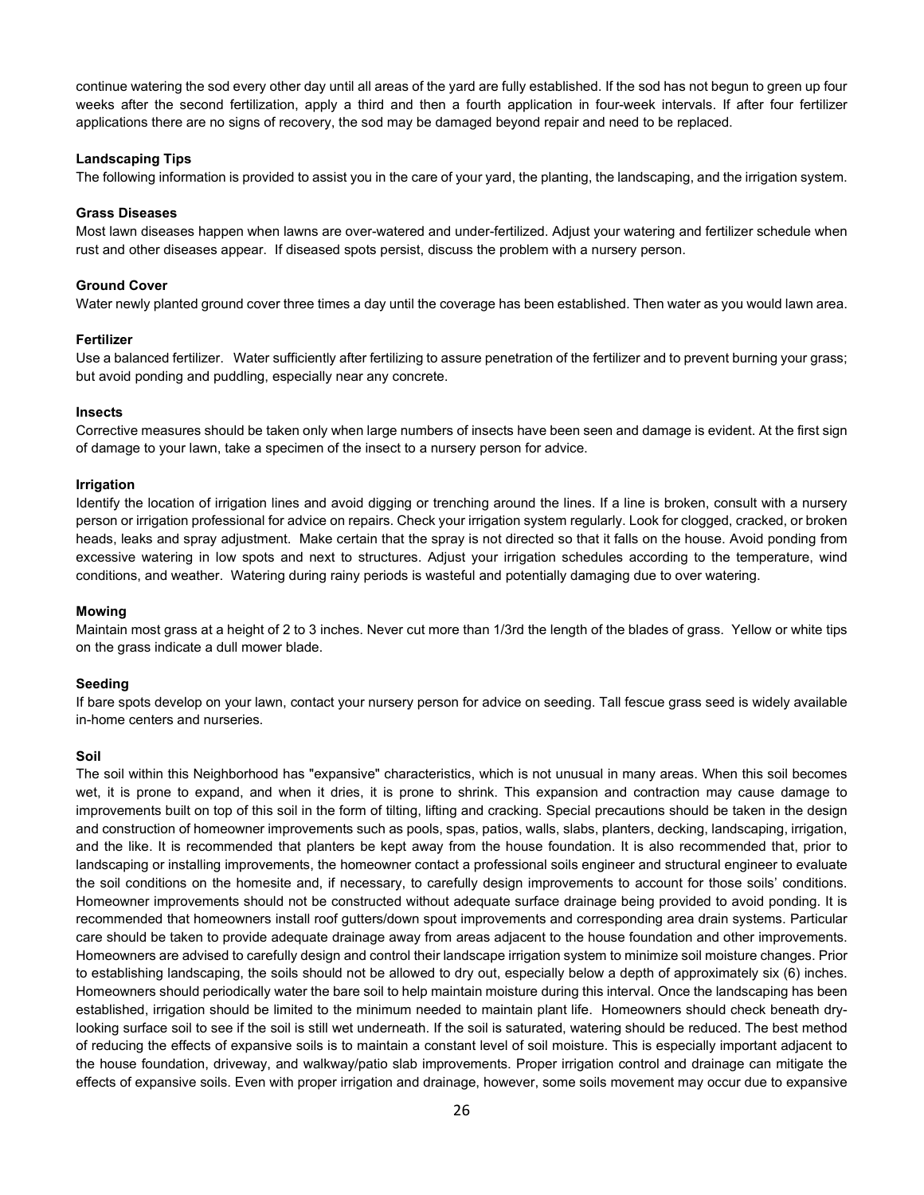continue watering the sod every other day until all areas of the yard are fully established. If the sod has not begun to green up four weeks after the second fertilization, apply a third and then a fourth application in four-week intervals. If after four fertilizer applications there are no signs of recovery, the sod may be damaged beyond repair and need to be replaced.

**Landscaping Tips**

The following information is provided to assist you in the care of your yard, the planting, the landscaping, and the irrigation system.

**Grass Diseases**

Most lawn diseases happen when lawns are over-watered and under-fertilized. Adjust your watering and fertilizer schedule when rust and other diseases appear. If diseased spots persist, discuss the problem with a nursery person.

**Ground Cover**

Water newly planted ground cover three times a day until the coverage has been established. Then water as you would lawn area.

**Fertilizer**

Use a balanced fertilizer. Water sufficiently after fertilizing to assure penetration of the fertilizer and to prevent burning your grass; but avoid ponding and puddling, especially near any concrete.

**Insects**

Corrective measures should be taken only when large numbers of insects have been seen and damage is evident. At the first sign of damage to your lawn, take a specimen of the insect to a nursery person for advice.

**Irrigation**

Identify the location of irrigation lines and avoid digging or trenching around the lines. If a line is broken, consult with a nursery person or irrigation professional for advice on repairs. Check your irrigation system regularly. Look for clogged, cracked, or broken heads, leaks and spray adjustment. Make certain that the spray is not directed so that it falls on the house. Avoid ponding from excessive watering in low spots and next to structures. Adjust your irrigation schedules according to the temperature, wind conditions, and weather. Watering during rainy periods is wasteful and potentially damaging due to over watering.

**Mowing**

Maintain most grass at a height of 2 to 3 inches. Never cut more than 1/3rd the length of the blades of grass. Yellow or white tips on the grass indicate a dull mower blade.

**Seeding**

If bare spots develop on your lawn, contact your nursery person for advice on seeding. Tall fescue grass seed is widely available in-home centers and nurseries.

**Soil**

The soil within this Neighborhood has "expansive" characteristics, which is not unusual in many areas. When this soil becomes wet, it is prone to expand, and when it dries, it is prone to shrink. This expansion and contraction may cause damage to improvements built on top of this soil in the form of tilting, lifting and cracking. Special precautions should be taken in the design and construction of homeowner improvements such as pools, spas, patios, walls, slabs, planters, decking, landscaping, irrigation, and the like. It is recommended that planters be kept away from the house foundation. It is also recommended that, prior to landscaping or installing improvements, the homeowner contact a professional soils engineer and structural engineer to evaluate the soil conditions on the homesite and, if necessary, to carefully design improvements to account for those soils' conditions. Homeowner improvements should not be constructed without adequate surface drainage being provided to avoid ponding. It is recommended that homeowners install roof gutters/down spout improvements and corresponding area drain systems. Particular care should be taken to provide adequate drainage away from areas adjacent to the house foundation and other improvements. Homeowners are advised to carefully design and control their landscape irrigation system to minimize soil moisture changes. Prior to establishing landscaping, the soils should not be allowed to dry out, especially below a depth of approximately six (6) inches. Homeowners should periodically water the bare soil to help maintain moisture during this interval. Once the landscaping has been established, irrigation should be limited to the minimum needed to maintain plant life. Homeowners should check beneath dry-looking surface soil to see if the soil is still wet underneath. If the soil is saturated, watering should be reduced. The best method of reducing the effects of expansive soils is to maintain a constant level of soil moisture. This is especially important adjacent to the house foundation, driveway, and walkway/patio slab improvements. Proper irrigation control and drainage can mitigate the effects of expansive soils. Even with proper irrigation and drainage, however, some soils movement may occur due to expansive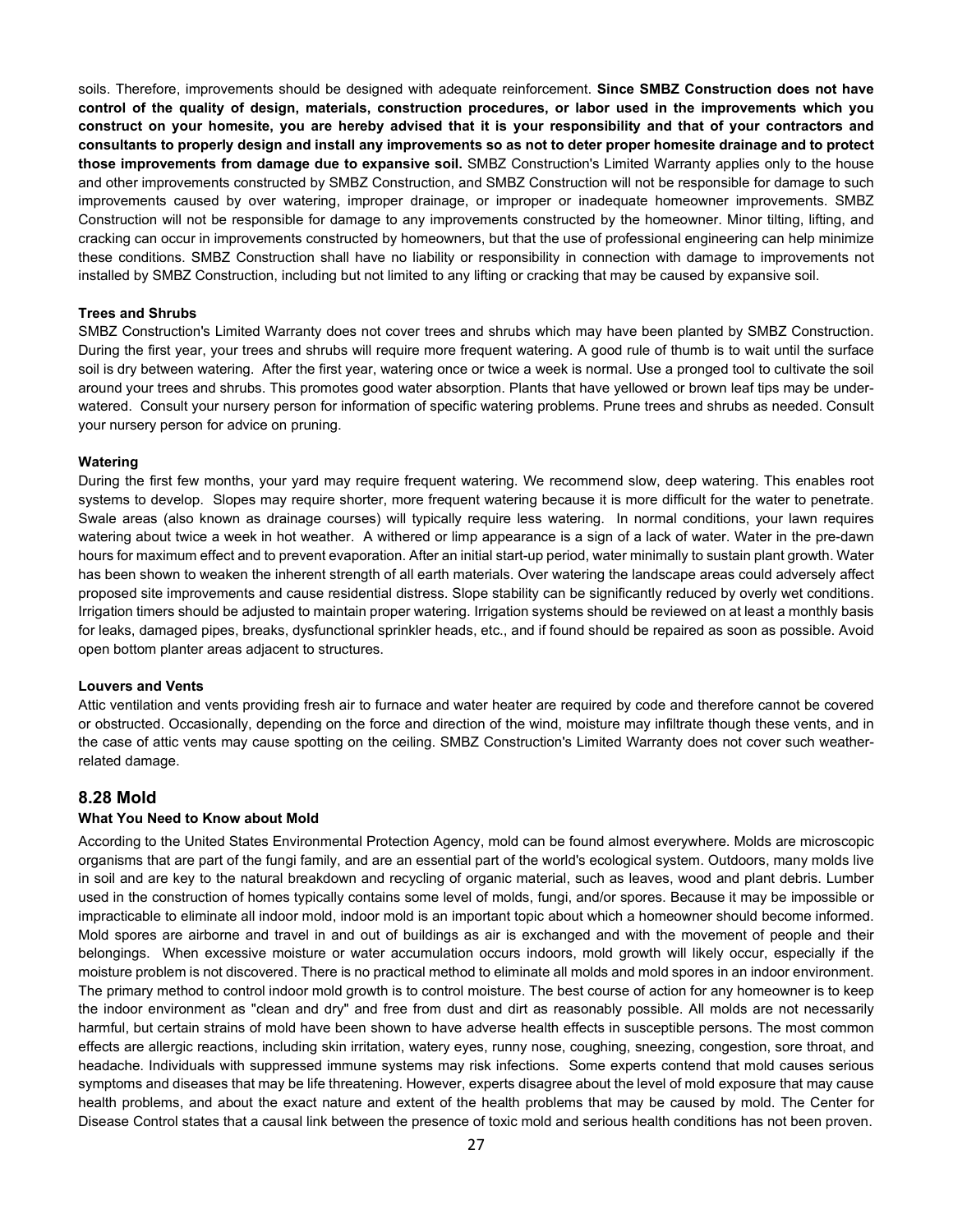soils. Therefore, improvements should be designed with adequate reinforcement. **Since SMBZ Construction does not have control of the quality of design, materials, construction procedures, or labor used in the improvements which you construct on your homesite, you are hereby advised that it is your responsibility and that of your contractors and consultants to properly design and install any improvements so as not to deter proper homesite drainage and to protect those improvements from damage due to expansive soil.** SMBZ Construction's Limited Warranty applies only to the house and other improvements constructed by SMBZ Construction, and SMBZ Construction will not be responsible for damage to such improvements caused by over watering, improper drainage, or improper or inadequate homeowner improvements. SMBZ Construction will not be responsible for damage to any improvements constructed by the homeowner. Minor tilting, lifting, and cracking can occur in improvements constructed by homeowners, but that the use of professional engineering can help minimize these conditions. SMBZ Construction shall have no liability or responsibility in connection with damage to improvements not installed by SMBZ Construction, including but not limited to any lifting or cracking that may be caused by expansive soil.

**Trees and Shrubs**

SMBZ Construction's Limited Warranty does not cover trees and shrubs which may have been planted by SMBZ Construction. During the first year, your trees and shrubs will require more frequent watering. A good rule of thumb is to wait until the surface soil is dry between watering. After the first year, watering once or twice a week is normal. Use a pronged tool to cultivate the soil around your trees and shrubs. This promotes good water absorption. Plants that have yellowed or brown leaf tips may be under-watered. Consult your nursery person for information of specific watering problems. Prune trees and shrubs as needed. Consult your nursery person for advice on pruning.

**Watering**

During the first few months, your yard may require frequent watering. We recommend slow, deep watering. This enables root systems to develop. Slopes may require shorter, more frequent watering because it is more difficult for the water to penetrate. Swale areas (also known as drainage courses) will typically require less watering. In normal conditions, your lawn requires watering about twice a week in hot weather. A withered or limp appearance is a sign of a lack of water. Water in the pre-dawn hours for maximum effect and to prevent evaporation. After an initial start-up period, water minimally to sustain plant growth. Water has been shown to weaken the inherent strength of all earth materials. Over watering the landscape areas could adversely affect proposed site improvements and cause residential distress. Slope stability can be significantly reduced by overly wet conditions. Irrigation timers should be adjusted to maintain proper watering. Irrigation systems should be reviewed on at least a monthly basis for leaks, damaged pipes, breaks, dysfunctional sprinkler heads, etc., and if found should be repaired as soon as possible. Avoid open bottom planter areas adjacent to structures.

**Louvers and Vents**

Attic ventilation and vents providing fresh air to furnace and water heater are required by code and therefore cannot be covered or obstructed. Occasionally, depending on the force and direction of the wind, moisture may infiltrate though these vents, and in the case of attic vents may cause spotting on the ceiling. SMBZ Construction's Limited Warranty does not cover such weather-related damage.

## 8.28 Mold

**What You Need to Know about Mold**

According to the United States Environmental Protection Agency, mold can be found almost everywhere. Molds are microscopic organisms that are part of the fungi family, and are an essential part of the world's ecological system. Outdoors, many molds live in soil and are key to the natural breakdown and recycling of organic material, such as leaves, wood and plant debris. Lumber used in the construction of homes typically contains some level of molds, fungi, and/or spores. Because it may be impossible or impracticable to eliminate all indoor mold, indoor mold is an important topic about which a homeowner should become informed. Mold spores are airborne and travel in and out of buildings as air is exchanged and with the movement of people and their belongings. When excessive moisture or water accumulation occurs indoors, mold growth will likely occur, especially if the moisture problem is not discovered. There is no practical method to eliminate all molds and mold spores in an indoor environment. The primary method to control indoor mold growth is to control moisture. The best course of action for any homeowner is to keep the indoor environment as "clean and dry" and free from dust and dirt as reasonably possible. All molds are not necessarily harmful, but certain strains of mold have been shown to have adverse health effects in susceptible persons. The most common effects are allergic reactions, including skin irritation, watery eyes, runny nose, coughing, sneezing, congestion, sore throat, and headache. Individuals with suppressed immune systems may risk infections. Some experts contend that mold causes serious symptoms and diseases that may be life threatening. However, experts disagree about the level of mold exposure that may cause health problems, and about the exact nature and extent of the health problems that may be caused by mold. The Center for Disease Control states that a causal link between the presence of toxic mold and serious health conditions has not been proven.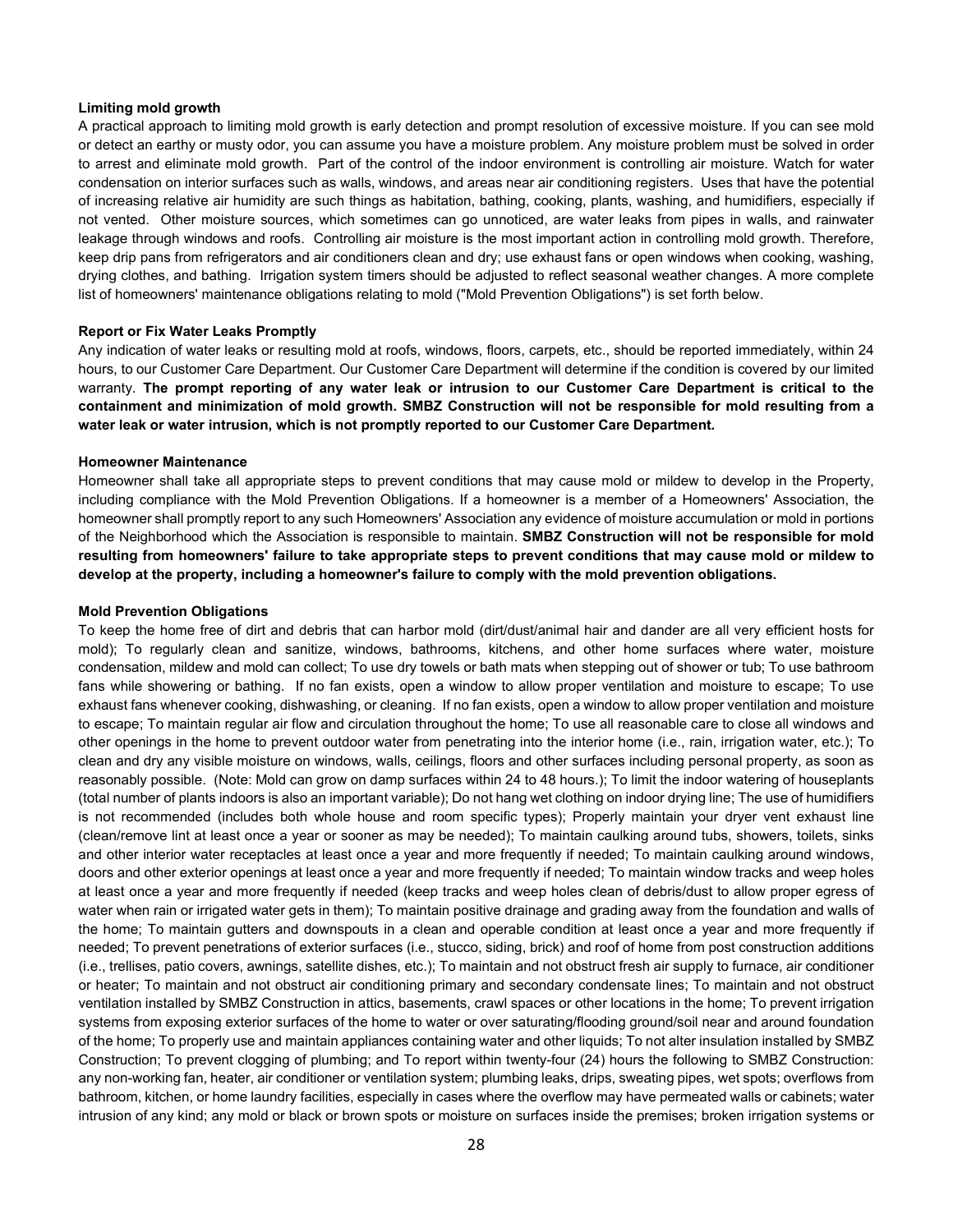**Limiting mold growth**

A practical approach to limiting mold growth is early detection and prompt resolution of excessive moisture. If you can see mold or detect an earthy or musty odor, you can assume you have a moisture problem. Any moisture problem must be solved in order to arrest and eliminate mold growth. Part of the control of the indoor environment is controlling air moisture. Watch for water condensation on interior surfaces such as walls, windows, and areas near air conditioning registers. Uses that have the potential of increasing relative air humidity are such things as habitation, bathing, cooking, plants, washing, and humidifiers, especially if not vented. Other moisture sources, which sometimes can go unnoticed, are water leaks from pipes in walls, and rainwater leakage through windows and roofs. Controlling air moisture is the most important action in controlling mold growth. Therefore, keep drip pans from refrigerators and air conditioners clean and dry; use exhaust fans or open windows when cooking, washing, drying clothes, and bathing. Irrigation system timers should be adjusted to reflect seasonal weather changes. A more complete list of homeowners' maintenance obligations relating to mold ("Mold Prevention Obligations") is set forth below.

**Report or Fix Water Leaks Promptly**

Any indication of water leaks or resulting mold at roofs, windows, floors, carpets, etc., should be reported immediately, within 24 hours, to our Customer Care Department. Our Customer Care Department will determine if the condition is covered by our limited warranty. **The prompt reporting of any water leak or intrusion to our Customer Care Department is critical to the containment and minimization of mold growth. SMBZ Construction will not be responsible for mold resulting from a water leak or water intrusion, which is not promptly reported to our Customer Care Department.**

**Homeowner Maintenance**

Homeowner shall take all appropriate steps to prevent conditions that may cause mold or mildew to develop in the Property, including compliance with the Mold Prevention Obligations. If a homeowner is a member of a Homeowners' Association, the homeowner shall promptly report to any such Homeowners' Association any evidence of moisture accumulation or mold in portions of the Neighborhood which the Association is responsible to maintain. **SMBZ Construction will not be responsible for mold resulting from homeowners' failure to take appropriate steps to prevent conditions that may cause mold or mildew to develop at the property, including a homeowner's failure to comply with the mold prevention obligations.**

**Mold Prevention Obligations**

To keep the home free of dirt and debris that can harbor mold (dirt/dust/animal hair and dander are all very efficient hosts for mold); To regularly clean and sanitize, windows, bathrooms, kitchens, and other home surfaces where water, moisture condensation, mildew and mold can collect; To use dry towels or bath mats when stepping out of shower or tub; To use bathroom fans while showering or bathing. If no fan exists, open a window to allow proper ventilation and moisture to escape; To use exhaust fans whenever cooking, dishwashing, or cleaning. If no fan exists, open a window to allow proper ventilation and moisture to escape; To maintain regular air flow and circulation throughout the home; To use all reasonable care to close all windows and other openings in the home to prevent outdoor water from penetrating into the interior home (i.e., rain, irrigation water, etc.); To clean and dry any visible moisture on windows, walls, ceilings, floors and other surfaces including personal property, as soon as reasonably possible. (Note: Mold can grow on damp surfaces within 24 to 48 hours.); To limit the indoor watering of houseplants (total number of plants indoors is also an important variable); Do not hang wet clothing on indoor drying line; The use of humidifiers is not recommended (includes both whole house and room specific types); Properly maintain your dryer vent exhaust line (clean/remove lint at least once a year or sooner as may be needed); To maintain caulking around tubs, showers, toilets, sinks and other interior water receptacles at least once a year and more frequently if needed; To maintain caulking around windows, doors and other exterior openings at least once a year and more frequently if needed; To maintain window tracks and weep holes at least once a year and more frequently if needed (keep tracks and weep holes clean of debris/dust to allow proper egress of water when rain or irrigated water gets in them); To maintain positive drainage and grading away from the foundation and walls of the home; To maintain gutters and downspouts in a clean and operable condition at least once a year and more frequently if needed; To prevent penetrations of exterior surfaces (i.e., stucco, siding, brick) and roof of home from post construction additions (i.e., trellises, patio covers, awnings, satellite dishes, etc.); To maintain and not obstruct fresh air supply to furnace, air conditioner or heater; To maintain and not obstruct air conditioning primary and secondary condensate lines; To maintain and not obstruct ventilation installed by SMBZ Construction in attics, basements, crawl spaces or other locations in the home; To prevent irrigation systems from exposing exterior surfaces of the home to water or over saturating/flooding ground/soil near and around foundation of the home; To properly use and maintain appliances containing water and other liquids; To not alter insulation installed by SMBZ Construction; To prevent clogging of plumbing; and To report within twenty-four (24) hours the following to SMBZ Construction: any non-working fan, heater, air conditioner or ventilation system; plumbing leaks, drips, sweating pipes, wet spots; overflows from bathroom, kitchen, or home laundry facilities, especially in cases where the overflow may have permeated walls or cabinets; water intrusion of any kind; any mold or black or brown spots or moisture on surfaces inside the premises; broken irrigation systems or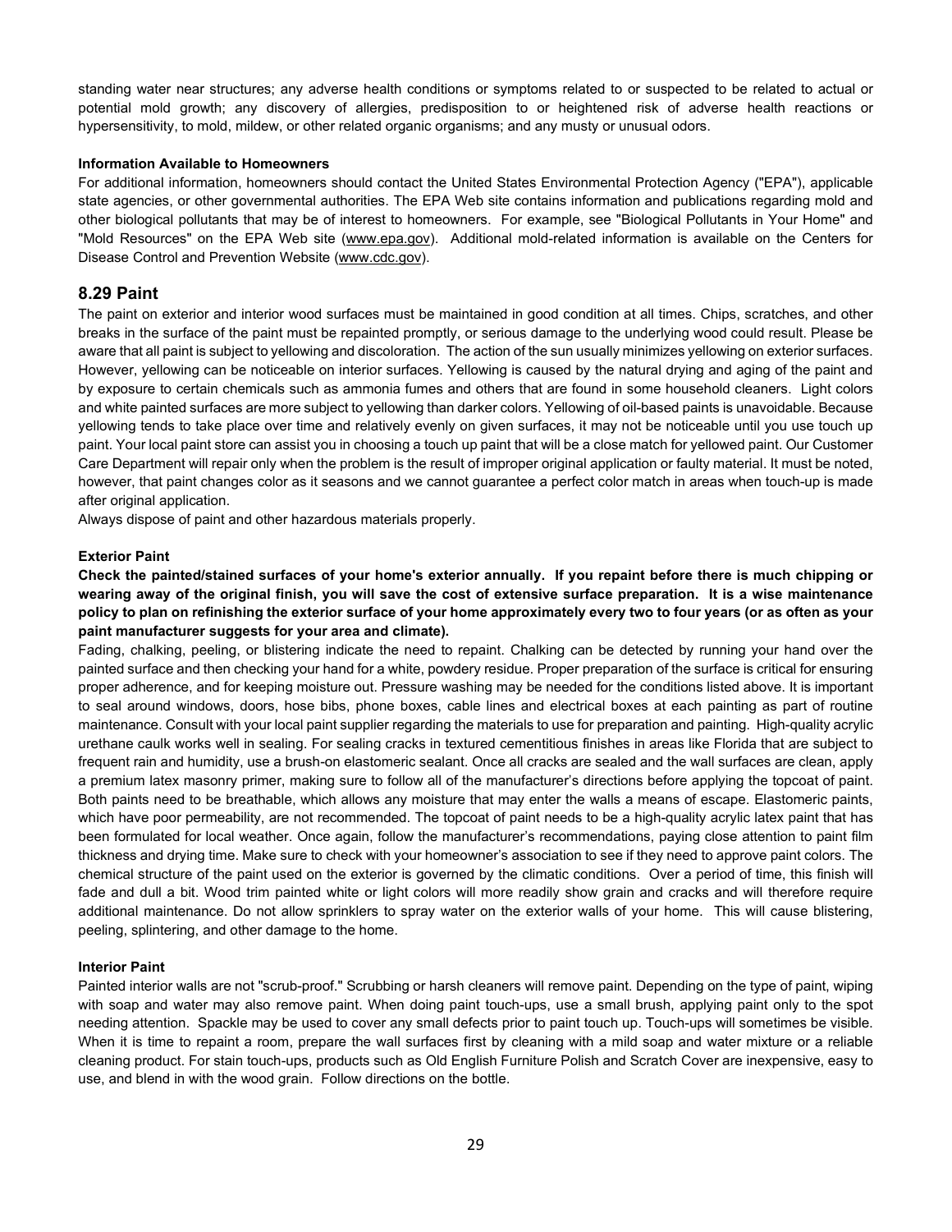standing water near structures; any adverse health conditions or symptoms related to or suspected to be related to actual or potential mold growth; any discovery of allergies, predisposition to or heightened risk of adverse health reactions or hypersensitivity, to mold, mildew, or other related organic organisms; and any musty or unusual odors.

**Information Available to Homeowners**

For additional information, homeowners should contact the United States Environmental Protection Agency ("EPA"), applicable state agencies, or other governmental authorities. The EPA Web site contains information and publications regarding mold and other biological pollutants that may be of interest to homeowners. For example, see "Biological Pollutants in Your Home" and "Mold Resources" on the EPA Web site (www.epa.gov). Additional mold-related information is available on the Centers for Disease Control and Prevention Website (www.cdc.gov).

## 8.29 Paint

The paint on exterior and interior wood surfaces must be maintained in good condition at all times. Chips, scratches, and other breaks in the surface of the paint must be repainted promptly, or serious damage to the underlying wood could result. Please be aware that all paint is subject to yellowing and discoloration. The action of the sun usually minimizes yellowing on exterior surfaces. However, yellowing can be noticeable on interior surfaces. Yellowing is caused by the natural drying and aging of the paint and by exposure to certain chemicals such as ammonia fumes and others that are found in some household cleaners. Light colors and white painted surfaces are more subject to yellowing than darker colors. Yellowing of oil-based paints is unavoidable. Because yellowing tends to take place over time and relatively evenly on given surfaces, it may not be noticeable until you use touch up paint. Your local paint store can assist you in choosing a touch up paint that will be a close match for yellowed paint. Our Customer Care Department will repair only when the problem is the result of improper original application or faulty material. It must be noted, however, that paint changes color as it seasons and we cannot guarantee a perfect color match in areas when touch-up is made after original application.

Always dispose of paint and other hazardous materials properly.

**Exterior Paint**

**Check the painted/stained surfaces of your home's exterior annually. If you repaint before there is much chipping or wearing away of the original finish, you will save the cost of extensive surface preparation. It is a wise maintenance policy to plan on refinishing the exterior surface of your home approximately every two to four years (or as often as your paint manufacturer suggests for your area and climate).**

Fading, chalking, peeling, or blistering indicate the need to repaint. Chalking can be detected by running your hand over the painted surface and then checking your hand for a white, powdery residue. Proper preparation of the surface is critical for ensuring proper adherence, and for keeping moisture out. Pressure washing may be needed for the conditions listed above. It is important to seal around windows, doors, hose bibs, phone boxes, cable lines and electrical boxes at each painting as part of routine maintenance. Consult with your local paint supplier regarding the materials to use for preparation and painting. High-quality acrylic urethane caulk works well in sealing. For sealing cracks in textured cementitious finishes in areas like Florida that are subject to frequent rain and humidity, use a brush-on elastomeric sealant. Once all cracks are sealed and the wall surfaces are clean, apply a premium latex masonry primer, making sure to follow all of the manufacturer's directions before applying the topcoat of paint. Both paints need to be breathable, which allows any moisture that may enter the walls a means of escape. Elastomeric paints, which have poor permeability, are not recommended. The topcoat of paint needs to be a high-quality acrylic latex paint that has been formulated for local weather. Once again, follow the manufacturer's recommendations, paying close attention to paint film thickness and drying time. Make sure to check with your homeowner's association to see if they need to approve paint colors. The chemical structure of the paint used on the exterior is governed by the climatic conditions. Over a period of time, this finish will fade and dull a bit. Wood trim painted white or light colors will more readily show grain and cracks and will therefore require additional maintenance. Do not allow sprinklers to spray water on the exterior walls of your home. This will cause blistering, peeling, splintering, and other damage to the home.

**Interior Paint**

Painted interior walls are not "scrub-proof." Scrubbing or harsh cleaners will remove paint. Depending on the type of paint, wiping with soap and water may also remove paint. When doing paint touch-ups, use a small brush, applying paint only to the spot needing attention. Spackle may be used to cover any small defects prior to paint touch up. Touch-ups will sometimes be visible. When it is time to repaint a room, prepare the wall surfaces first by cleaning with a mild soap and water mixture or a reliable cleaning product. For stain touch-ups, products such as Old English Furniture Polish and Scratch Cover are inexpensive, easy to use, and blend in with the wood grain. Follow directions on the bottle.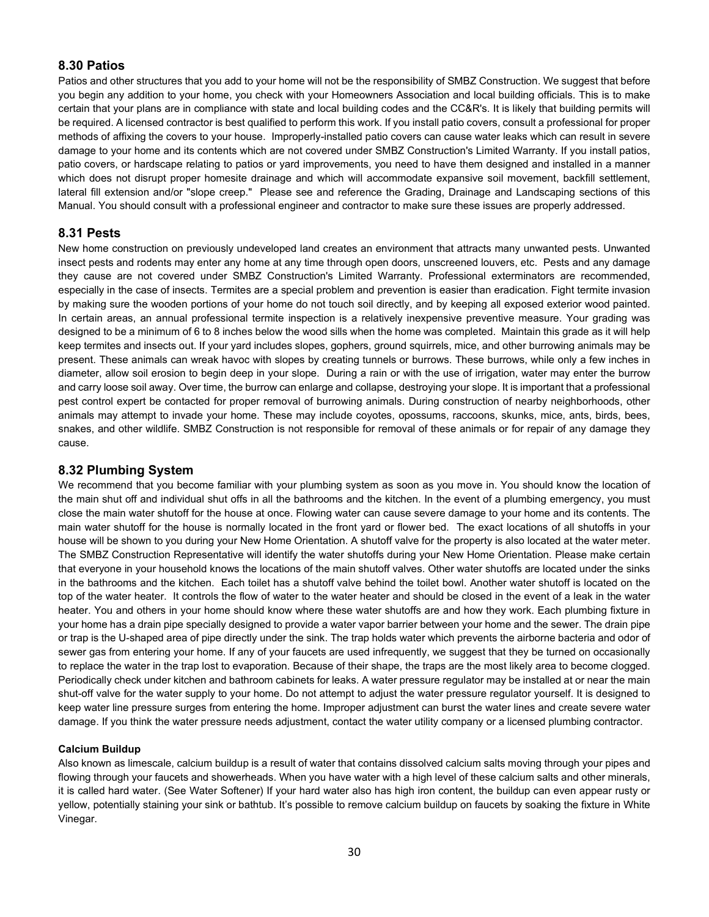## 8.30 Patios

Patios and other structures that you add to your home will not be the responsibility of SMBZ Construction. We suggest that before you begin any addition to your home, you check with your Homeowners Association and local building officials. This is to make certain that your plans are in compliance with state and local building codes and the CC&R's. It is likely that building permits will be required. A licensed contractor is best qualified to perform this work. If you install patio covers, consult a professional for proper methods of affixing the covers to your house. Improperly-installed patio covers can cause water leaks which can result in severe damage to your home and its contents which are not covered under SMBZ Construction's Limited Warranty. If you install patios, patio covers, or hardscape relating to patios or yard improvements, you need to have them designed and installed in a manner which does not disrupt proper homesite drainage and which will accommodate expansive soil movement, backfill settlement, lateral fill extension and/or "slope creep." Please see and reference the Grading, Drainage and Landscaping sections of this Manual. You should consult with a professional engineer and contractor to make sure these issues are properly addressed.

## 8.31 Pests

New home construction on previously undeveloped land creates an environment that attracts many unwanted pests. Unwanted insect pests and rodents may enter any home at any time through open doors, unscreened louvers, etc. Pests and any damage they cause are not covered under SMBZ Construction's Limited Warranty. Professional exterminators are recommended, especially in the case of insects. Termites are a special problem and prevention is easier than eradication. Fight termite invasion by making sure the wooden portions of your home do not touch soil directly, and by keeping all exposed exterior wood painted. In certain areas, an annual professional termite inspection is a relatively inexpensive preventive measure. Your grading was designed to be a minimum of 6 to 8 inches below the wood sills when the home was completed. Maintain this grade as it will help keep termites and insects out. If your yard includes slopes, gophers, ground squirrels, mice, and other burrowing animals may be present. These animals can wreak havoc with slopes by creating tunnels or burrows. These burrows, while only a few inches in diameter, allow soil erosion to begin deep in your slope. During a rain or with the use of irrigation, water may enter the burrow and carry loose soil away. Over time, the burrow can enlarge and collapse, destroying your slope. It is important that a professional pest control expert be contacted for proper removal of burrowing animals. During construction of nearby neighborhoods, other animals may attempt to invade your home. These may include coyotes, opossums, raccoons, skunks, mice, ants, birds, bees, snakes, and other wildlife. SMBZ Construction is not responsible for removal of these animals or for repair of any damage they cause.

## 8.32 Plumbing System

We recommend that you become familiar with your plumbing system as soon as you move in. You should know the location of the main shut off and individual shut offs in all the bathrooms and the kitchen. In the event of a plumbing emergency, you must close the main water shutoff for the house at once. Flowing water can cause severe damage to your home and its contents. The main water shutoff for the house is normally located in the front yard or flower bed. The exact locations of all shutoffs in your house will be shown to you during your New Home Orientation. A shutoff valve for the property is also located at the water meter. The SMBZ Construction Representative will identify the water shutoffs during your New Home Orientation. Please make certain that everyone in your household knows the locations of the main shutoff valves. Other water shutoffs are located under the sinks in the bathrooms and the kitchen. Each toilet has a shutoff valve behind the toilet bowl. Another water shutoff is located on the top of the water heater. It controls the flow of water to the water heater and should be closed in the event of a leak in the water heater. You and others in your home should know where these water shutoffs are and how they work. Each plumbing fixture in your home has a drain pipe specially designed to provide a water vapor barrier between your home and the sewer. The drain pipe or trap is the U-shaped area of pipe directly under the sink. The trap holds water which prevents the airborne bacteria and odor of sewer gas from entering your home. If any of your faucets are used infrequently, we suggest that they be turned on occasionally to replace the water in the trap lost to evaporation. Because of their shape, the traps are the most likely area to become clogged. Periodically check under kitchen and bathroom cabinets for leaks. A water pressure regulator may be installed at or near the main shut-off valve for the water supply to your home. Do not attempt to adjust the water pressure regulator yourself. It is designed to keep water line pressure surges from entering the home. Improper adjustment can burst the water lines and create severe water damage. If you think the water pressure needs adjustment, contact the water utility company or a licensed plumbing contractor.

#### Calcium Buildup

Also known as limescale, calcium buildup is a result of water that contains dissolved calcium salts moving through your pipes and flowing through your faucets and showerheads. When you have water with a high level of these calcium salts and other minerals, it is called hard water. (See Water Softener) If your hard water also has high iron content, the buildup can even appear rusty or yellow, potentially staining your sink or bathtub. It's possible to remove calcium buildup on faucets by soaking the fixture in White Vinegar.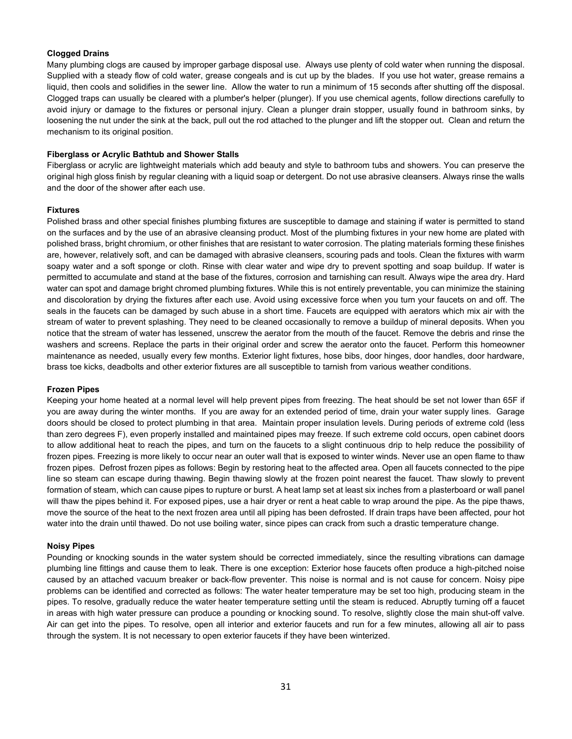**Clogged Drains**

Many plumbing clogs are caused by improper garbage disposal use. Always use plenty of cold water when running the disposal. Supplied with a steady flow of cold water, grease congeals and is cut up by the blades. If you use hot water, grease remains a liquid, then cools and solidifies in the sewer line. Allow the water to run a minimum of 15 seconds after shutting off the disposal. Clogged traps can usually be cleared with a plumber's helper (plunger). If you use chemical agents, follow directions carefully to avoid injury or damage to the fixtures or personal injury. Clean a plunger drain stopper, usually found in bathroom sinks, by loosening the nut under the sink at the back, pull out the rod attached to the plunger and lift the stopper out. Clean and return the mechanism to its original position.

**Fiberglass or Acrylic Bathtub and Shower Stalls**

Fiberglass or acrylic are lightweight materials which add beauty and style to bathroom tubs and showers. You can preserve the original high gloss finish by regular cleaning with a liquid soap or detergent. Do not use abrasive cleansers. Always rinse the walls and the door of the shower after each use.

**Fixtures**

Polished brass and other special finishes plumbing fixtures are susceptible to damage and staining if water is permitted to stand on the surfaces and by the use of an abrasive cleansing product. Most of the plumbing fixtures in your new home are plated with polished brass, bright chromium, or other finishes that are resistant to water corrosion. The plating materials forming these finishes are, however, relatively soft, and can be damaged with abrasive cleansers, scouring pads and tools. Clean the fixtures with warm soapy water and a soft sponge or cloth. Rinse with clear water and wipe dry to prevent spotting and soap buildup. If water is permitted to accumulate and stand at the base of the fixtures, corrosion and tarnishing can result. Always wipe the area dry. Hard water can spot and damage bright chromed plumbing fixtures. While this is not entirely preventable, you can minimize the staining and discoloration by drying the fixtures after each use. Avoid using excessive force when you turn your faucets on and off. The seals in the faucets can be damaged by such abuse in a short time. Faucets are equipped with aerators which mix air with the stream of water to prevent splashing. They need to be cleaned occasionally to remove a buildup of mineral deposits. When you notice that the stream of water has lessened, unscrew the aerator from the mouth of the faucet. Remove the debris and rinse the washers and screens. Replace the parts in their original order and screw the aerator onto the faucet. Perform this homeowner maintenance as needed, usually every few months. Exterior light fixtures, hose bibs, door hinges, door handles, door hardware, brass toe kicks, deadbolts and other exterior fixtures are all susceptible to tarnish from various weather conditions.

**Frozen Pipes**

Keeping your home heated at a normal level will help prevent pipes from freezing. The heat should be set not lower than 65F if you are away during the winter months. If you are away for an extended period of time, drain your water supply lines. Garage doors should be closed to protect plumbing in that area. Maintain proper insulation levels. During periods of extreme cold (less than zero degrees F), even properly installed and maintained pipes may freeze. If such extreme cold occurs, open cabinet doors to allow additional heat to reach the pipes, and turn on the faucets to a slight continuous drip to help reduce the possibility of frozen pipes. Freezing is more likely to occur near an outer wall that is exposed to winter winds. Never use an open flame to thaw frozen pipes. Defrost frozen pipes as follows: Begin by restoring heat to the affected area. Open all faucets connected to the pipe line so steam can escape during thawing. Begin thawing slowly at the frozen point nearest the faucet. Thaw slowly to prevent formation of steam, which can cause pipes to rupture or burst. A heat lamp set at least six inches from a plasterboard or wall panel will thaw the pipes behind it. For exposed pipes, use a hair dryer or rent a heat cable to wrap around the pipe. As the pipe thaws, move the source of the heat to the next frozen area until all piping has been defrosted. If drain traps have been affected, pour hot water into the drain until thawed. Do not use boiling water, since pipes can crack from such a drastic temperature change.

**Noisy Pipes**

Pounding or knocking sounds in the water system should be corrected immediately, since the resulting vibrations can damage plumbing line fittings and cause them to leak. There is one exception: Exterior hose faucets often produce a high-pitched noise caused by an attached vacuum breaker or back-flow preventer. This noise is normal and is not cause for concern. Noisy pipe problems can be identified and corrected as follows: The water heater temperature may be set too high, producing steam in the pipes. To resolve, gradually reduce the water heater temperature setting until the steam is reduced. Abruptly turning off a faucet in areas with high water pressure can produce a pounding or knocking sound. To resolve, slightly close the main shut-off valve. Air can get into the pipes. To resolve, open all interior and exterior faucets and run for a few minutes, allowing all air to pass through the system. It is not necessary to open exterior faucets if they have been winterized.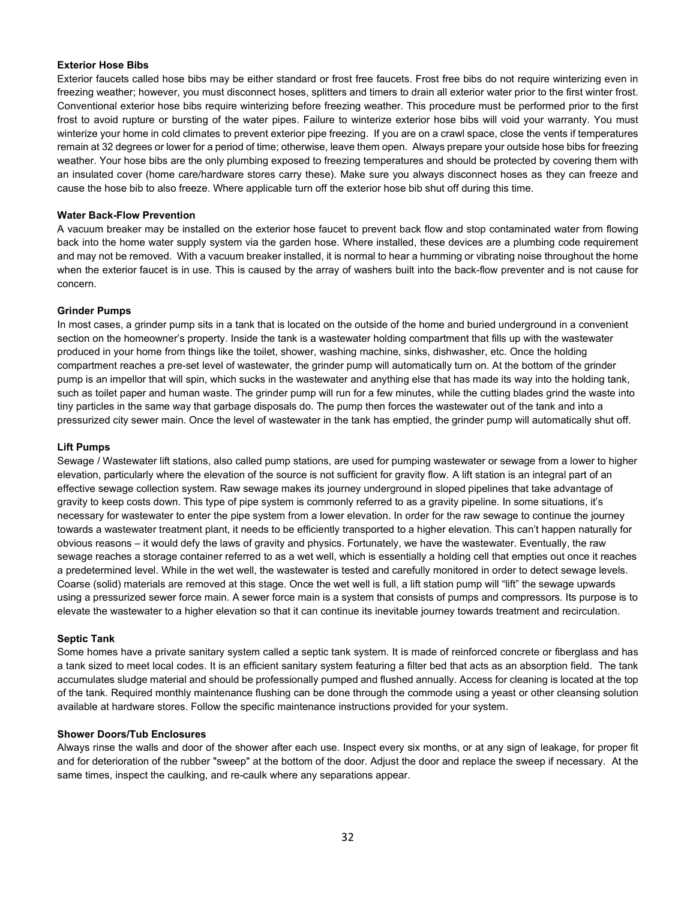**Exterior Hose Bibs**

Exterior faucets called hose bibs may be either standard or frost free faucets. Frost free bibs do not require winterizing even in freezing weather; however, you must disconnect hoses, splitters and timers to drain all exterior water prior to the first winter frost. Conventional exterior hose bibs require winterizing before freezing weather. This procedure must be performed prior to the first frost to avoid rupture or bursting of the water pipes. Failure to winterize exterior hose bibs will void your warranty. You must winterize your home in cold climates to prevent exterior pipe freezing. If you are on a crawl space, close the vents if temperatures remain at 32 degrees or lower for a period of time; otherwise, leave them open. Always prepare your outside hose bibs for freezing weather. Your hose bibs are the only plumbing exposed to freezing temperatures and should be protected by covering them with an insulated cover (home care/hardware stores carry these). Make sure you always disconnect hoses as they can freeze and cause the hose bib to also freeze. Where applicable turn off the exterior hose bib shut off during this time.

**Water Back-Flow Prevention**

A vacuum breaker may be installed on the exterior hose faucet to prevent back flow and stop contaminated water from flowing back into the home water supply system via the garden hose. Where installed, these devices are a plumbing code requirement and may not be removed. With a vacuum breaker installed, it is normal to hear a humming or vibrating noise throughout the home when the exterior faucet is in use. This is caused by the array of washers built into the back-flow preventer and is not cause for concern.

**Grinder Pumps**

In most cases, a grinder pump sits in a tank that is located on the outside of the home and buried underground in a convenient section on the homeowner's property. Inside the tank is a wastewater holding compartment that fills up with the wastewater produced in your home from things like the toilet, shower, washing machine, sinks, dishwasher, etc. Once the holding compartment reaches a pre-set level of wastewater, the grinder pump will automatically turn on. At the bottom of the grinder pump is an impellor that will spin, which sucks in the wastewater and anything else that has made its way into the holding tank, such as toilet paper and human waste. The grinder pump will run for a few minutes, while the cutting blades grind the waste into tiny particles in the same way that garbage disposals do. The pump then forces the wastewater out of the tank and into a pressurized city sewer main. Once the level of wastewater in the tank has emptied, the grinder pump will automatically shut off.

**Lift Pumps**

Sewage / Wastewater lift stations, also called pump stations, are used for pumping wastewater or sewage from a lower to higher elevation, particularly where the elevation of the source is not sufficient for gravity flow. A lift station is an integral part of an effective sewage collection system. Raw sewage makes its journey underground in sloped pipelines that take advantage of gravity to keep costs down. This type of pipe system is commonly referred to as a gravity pipeline. In some situations, it's necessary for wastewater to enter the pipe system from a lower elevation. In order for the raw sewage to continue the journey towards a wastewater treatment plant, it needs to be efficiently transported to a higher elevation. This can't happen naturally for obvious reasons – it would defy the laws of gravity and physics. Fortunately, we have the wastewater. Eventually, the raw sewage reaches a storage container referred to as a wet well, which is essentially a holding cell that empties out once it reaches a predetermined level. While in the wet well, the wastewater is tested and carefully monitored in order to detect sewage levels. Coarse (solid) materials are removed at this stage. Once the wet well is full, a lift station pump will "lift" the sewage upwards using a pressurized sewer force main. A sewer force main is a system that consists of pumps and compressors. Its purpose is to elevate the wastewater to a higher elevation so that it can continue its inevitable journey towards treatment and recirculation.

**Septic Tank**

Some homes have a private sanitary system called a septic tank system. It is made of reinforced concrete or fiberglass and has a tank sized to meet local codes. It is an efficient sanitary system featuring a filter bed that acts as an absorption field. The tank accumulates sludge material and should be professionally pumped and flushed annually. Access for cleaning is located at the top of the tank. Required monthly maintenance flushing can be done through the commode using a yeast or other cleansing solution available at hardware stores. Follow the specific maintenance instructions provided for your system.

**Shower Doors/Tub Enclosures**

Always rinse the walls and door of the shower after each use. Inspect every six months, or at any sign of leakage, for proper fit and for deterioration of the rubber "sweep" at the bottom of the door. Adjust the door and replace the sweep if necessary. At the same times, inspect the caulking, and re-caulk where any separations appear.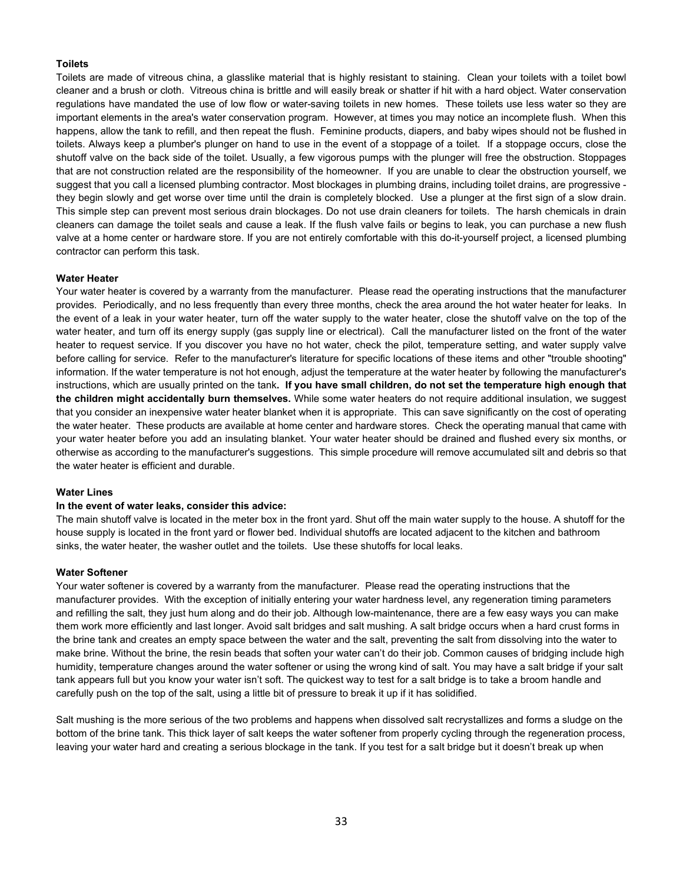**Toilets**

Toilets are made of vitreous china, a glasslike material that is highly resistant to staining. Clean your toilets with a toilet bowl cleaner and a brush or cloth. Vitreous china is brittle and will easily break or shatter if hit with a hard object. Water conservation regulations have mandated the use of low flow or water-saving toilets in new homes. These toilets use less water so they are important elements in the area's water conservation program. However, at times you may notice an incomplete flush. When this happens, allow the tank to refill, and then repeat the flush. Feminine products, diapers, and baby wipes should not be flushed in toilets. Always keep a plumber's plunger on hand to use in the event of a stoppage of a toilet. If a stoppage occurs, close the shutoff valve on the back side of the toilet. Usually, a few vigorous pumps with the plunger will free the obstruction. Stoppages that are not construction related are the responsibility of the homeowner. If you are unable to clear the obstruction yourself, we suggest that you call a licensed plumbing contractor. Most blockages in plumbing drains, including toilet drains, are progressive - they begin slowly and get worse over time until the drain is completely blocked. Use a plunger at the first sign of a slow drain. This simple step can prevent most serious drain blockages. Do not use drain cleaners for toilets. The harsh chemicals in drain cleaners can damage the toilet seals and cause a leak. If the flush valve fails or begins to leak, you can purchase a new flush valve at a home center or hardware store. If you are not entirely comfortable with this do-it-yourself project, a licensed plumbing contractor can perform this task.

**Water Heater**

Your water heater is covered by a warranty from the manufacturer. Please read the operating instructions that the manufacturer provides. Periodically, and no less frequently than every three months, check the area around the hot water heater for leaks. In the event of a leak in your water heater, turn off the water supply to the water heater, close the shutoff valve on the top of the water heater, and turn off its energy supply (gas supply line or electrical). Call the manufacturer listed on the front of the water heater to request service. If you discover you have no hot water, check the pilot, temperature setting, and water supply valve before calling for service. Refer to the manufacturer's literature for specific locations of these items and other "trouble shooting" information. If the water temperature is not hot enough, adjust the temperature at the water heater by following the manufacturer's instructions, which are usually printed on the tank**. If you have small children, do not set the temperature high enough that the children might accidentally burn themselves.** While some water heaters do not require additional insulation, we suggest that you consider an inexpensive water heater blanket when it is appropriate. This can save significantly on the cost of operating the water heater. These products are available at home center and hardware stores. Check the operating manual that came with your water heater before you add an insulating blanket. Your water heater should be drained and flushed every six months, or otherwise as according to the manufacturer's suggestions. This simple procedure will remove accumulated silt and debris so that the water heater is efficient and durable.

**Water Lines**

**In the event of water leaks, consider this advice:**

The main shutoff valve is located in the meter box in the front yard. Shut off the main water supply to the house. A shutoff for the house supply is located in the front yard or flower bed. Individual shutoffs are located adjacent to the kitchen and bathroom sinks, the water heater, the washer outlet and the toilets. Use these shutoffs for local leaks.

**Water Softener**

Your water softener is covered by a warranty from the manufacturer. Please read the operating instructions that the manufacturer provides. With the exception of initially entering your water hardness level, any regeneration timing parameters and refilling the salt, they just hum along and do their job. Although low-maintenance, there are a few easy ways you can make them work more efficiently and last longer. Avoid salt bridges and salt mushing. A salt bridge occurs when a hard crust forms in the brine tank and creates an empty space between the water and the salt, preventing the salt from dissolving into the water to make brine. Without the brine, the resin beads that soften your water can't do their job. Common causes of bridging include high humidity, temperature changes around the water softener or using the wrong kind of salt. You may have a salt bridge if your salt tank appears full but you know your water isn't soft. The quickest way to test for a salt bridge is to take a broom handle and carefully push on the top of the salt, using a little bit of pressure to break it up if it has solidified.

Salt mushing is the more serious of the two problems and happens when dissolved salt recrystallizes and forms a sludge on the bottom of the brine tank. This thick layer of salt keeps the water softener from properly cycling through the regeneration process, leaving your water hard and creating a serious blockage in the tank. If you test for a salt bridge but it doesn't break up when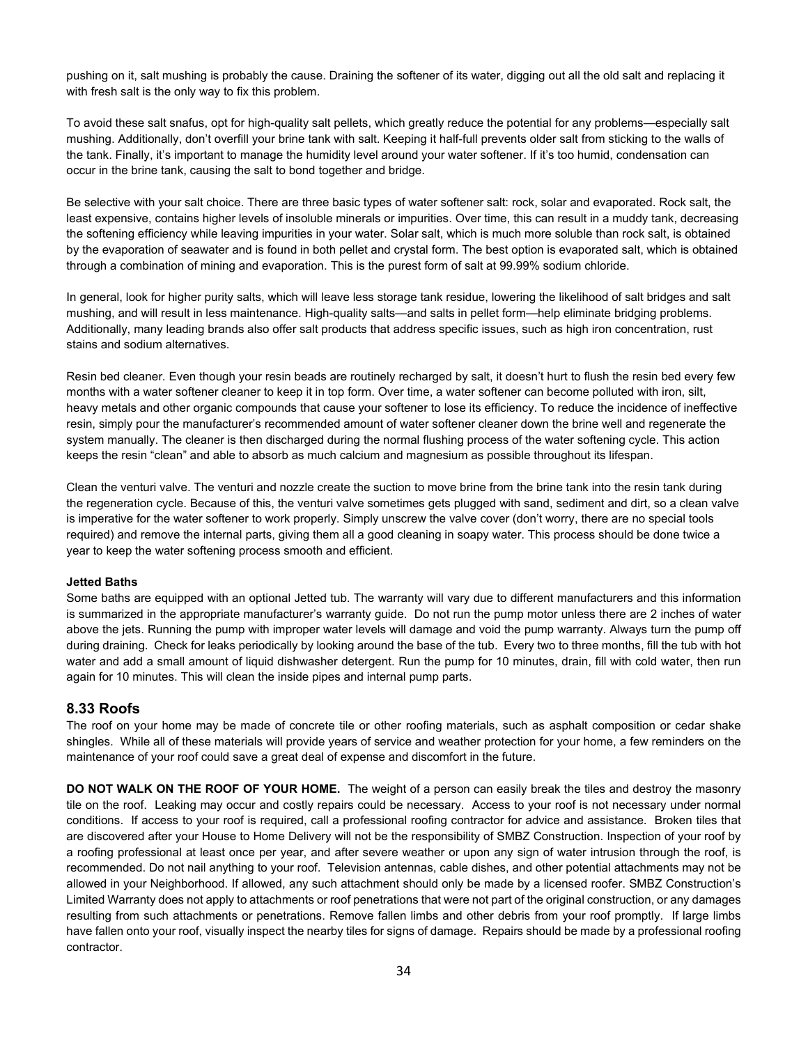pushing on it, salt mushing is probably the cause. Draining the softener of its water, digging out all the old salt and replacing it with fresh salt is the only way to fix this problem.

To avoid these salt snafus, opt for high-quality salt pellets, which greatly reduce the potential for any problems—especially salt mushing. Additionally, don't overfill your brine tank with salt. Keeping it half-full prevents older salt from sticking to the walls of the tank. Finally, it's important to manage the humidity level around your water softener. If it's too humid, condensation can occur in the brine tank, causing the salt to bond together and bridge.

Be selective with your salt choice. There are three basic types of water softener salt: rock, solar and evaporated. Rock salt, the least expensive, contains higher levels of insoluble minerals or impurities. Over time, this can result in a muddy tank, decreasing the softening efficiency while leaving impurities in your water. Solar salt, which is much more soluble than rock salt, is obtained by the evaporation of seawater and is found in both pellet and crystal form. The best option is evaporated salt, which is obtained through a combination of mining and evaporation. This is the purest form of salt at 99.99% sodium chloride.

In general, look for higher purity salts, which will leave less storage tank residue, lowering the likelihood of salt bridges and salt mushing, and will result in less maintenance. High-quality salts—and salts in pellet form—help eliminate bridging problems. Additionally, many leading brands also offer salt products that address specific issues, such as high iron concentration, rust stains and sodium alternatives.

Resin bed cleaner. Even though your resin beads are routinely recharged by salt, it doesn't hurt to flush the resin bed every few months with a water softener cleaner to keep it in top form. Over time, a water softener can become polluted with iron, silt, heavy metals and other organic compounds that cause your softener to lose its efficiency. To reduce the incidence of ineffective resin, simply pour the manufacturer's recommended amount of water softener cleaner down the brine well and regenerate the system manually. The cleaner is then discharged during the normal flushing process of the water softening cycle. This action keeps the resin "clean" and able to absorb as much calcium and magnesium as possible throughout its lifespan.

Clean the venturi valve. The venturi and nozzle create the suction to move brine from the brine tank into the resin tank during the regeneration cycle. Because of this, the venturi valve sometimes gets plugged with sand, sediment and dirt, so a clean valve is imperative for the water softener to work properly. Simply unscrew the valve cover (don't worry, there are no special tools required) and remove the internal parts, giving them all a good cleaning in soapy water. This process should be done twice a year to keep the water softening process smooth and efficient.

**Jetted Baths**

Some baths are equipped with an optional Jetted tub. The warranty will vary due to different manufacturers and this information is summarized in the appropriate manufacturer's warranty guide. Do not run the pump motor unless there are 2 inches of water above the jets. Running the pump with improper water levels will damage and void the pump warranty. Always turn the pump off during draining. Check for leaks periodically by looking around the base of the tub. Every two to three months, fill the tub with hot water and add a small amount of liquid dishwasher detergent. Run the pump for 10 minutes, drain, fill with cold water, then run again for 10 minutes. This will clean the inside pipes and internal pump parts.

## 8.33 Roofs

The roof on your home may be made of concrete tile or other roofing materials, such as asphalt composition or cedar shake shingles. While all of these materials will provide years of service and weather protection for your home, a few reminders on the maintenance of your roof could save a great deal of expense and discomfort in the future.

**DO NOT WALK ON THE ROOF OF YOUR HOME.** The weight of a person can easily break the tiles and destroy the masonry tile on the roof. Leaking may occur and costly repairs could be necessary. Access to your roof is not necessary under normal conditions. If access to your roof is required, call a professional roofing contractor for advice and assistance. Broken tiles that are discovered after your House to Home Delivery will not be the responsibility of SMBZ Construction. Inspection of your roof by a roofing professional at least once per year, and after severe weather or upon any sign of water intrusion through the roof, is recommended. Do not nail anything to your roof. Television antennas, cable dishes, and other potential attachments may not be allowed in your Neighborhood. If allowed, any such attachment should only be made by a licensed roofer. SMBZ Construction's Limited Warranty does not apply to attachments or roof penetrations that were not part of the original construction, or any damages resulting from such attachments or penetrations. Remove fallen limbs and other debris from your roof promptly. If large limbs have fallen onto your roof, visually inspect the nearby tiles for signs of damage. Repairs should be made by a professional roofing contractor.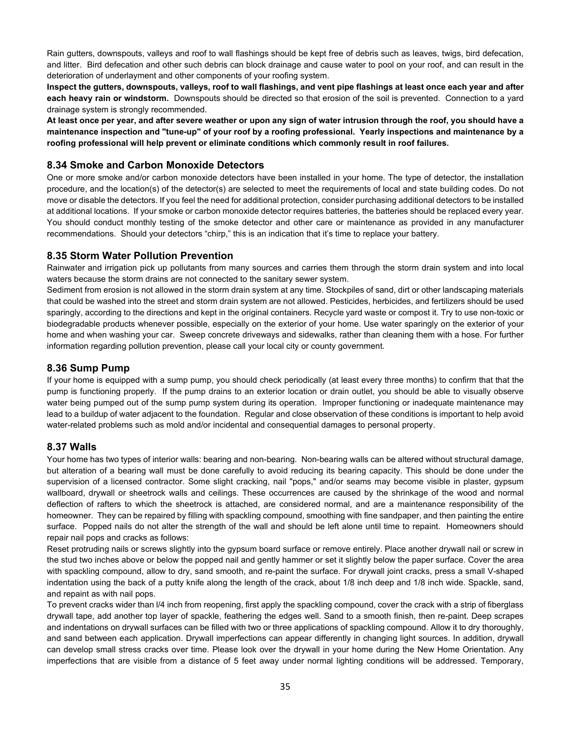Rain gutters, downspouts, valleys and roof to wall flashings should be kept free of debris such as leaves, twigs, bird defecation, and litter. Bird defecation and other such debris can block drainage and cause water to pool on your roof, and can result in the deterioration of underlayment and other components of your roofing system.

**Inspect the gutters, downspouts, valleys, roof to wall flashings, and vent pipe flashings at least once each year and after each heavy rain or windstorm.** Downspouts should be directed so that erosion of the soil is prevented. Connection to a yard drainage system is strongly recommended.

**At least once per year, and after severe weather or upon any sign of water intrusion through the roof, you should have a maintenance inspection and "tune-up" of your roof by a roofing professional. Yearly inspections and maintenance by a roofing professional will help prevent or eliminate conditions which commonly result in roof failures.**

## 8.34 Smoke and Carbon Monoxide Detectors

One or more smoke and/or carbon monoxide detectors have been installed in your home. The type of detector, the installation procedure, and the location(s) of the detector(s) are selected to meet the requirements of local and state building codes. Do not move or disable the detectors. If you feel the need for additional protection, consider purchasing additional detectors to be installed at additional locations. If your smoke or carbon monoxide detector requires batteries, the batteries should be replaced every year. You should conduct monthly testing of the smoke detector and other care or maintenance as provided in any manufacturer recommendations. Should your detectors "chirp," this is an indication that it's time to replace your battery.

## 8.35 Storm Water Pollution Prevention

Rainwater and irrigation pick up pollutants from many sources and carries them through the storm drain system and into local waters because the storm drains are not connected to the sanitary sewer system.

Sediment from erosion is not allowed in the storm drain system at any time. Stockpiles of sand, dirt or other landscaping materials that could be washed into the street and storm drain system are not allowed. Pesticides, herbicides, and fertilizers should be used sparingly, according to the directions and kept in the original containers. Recycle yard waste or compost it. Try to use non-toxic or biodegradable products whenever possible, especially on the exterior of your home. Use water sparingly on the exterior of your home and when washing your car. Sweep concrete driveways and sidewalks, rather than cleaning them with a hose. For further information regarding pollution prevention, please call your local city or county government.

## 8.36 Sump Pump

If your home is equipped with a sump pump, you should check periodically (at least every three months) to confirm that that the pump is functioning properly. If the pump drains to an exterior location or drain outlet, you should be able to visually observe water being pumped out of the sump pump system during its operation. Improper functioning or inadequate maintenance may lead to a buildup of water adjacent to the foundation. Regular and close observation of these conditions is important to help avoid water-related problems such as mold and/or incidental and consequential damages to personal property.

## 8.37 Walls

Your home has two types of interior walls: bearing and non-bearing. Non-bearing walls can be altered without structural damage, but alteration of a bearing wall must be done carefully to avoid reducing its bearing capacity. This should be done under the supervision of a licensed contractor. Some slight cracking, nail "pops," and/or seams may become visible in plaster, gypsum wallboard, drywall or sheetrock walls and ceilings. These occurrences are caused by the shrinkage of the wood and normal deflection of rafters to which the sheetrock is attached, are considered normal, and are a maintenance responsibility of the homeowner. They can be repaired by filling with spackling compound, smoothing with fine sandpaper, and then painting the entire surface. Popped nails do not alter the strength of the wall and should be left alone until time to repaint. Homeowners should repair nail pops and cracks as follows:

Reset protruding nails or screws slightly into the gypsum board surface or remove entirely. Place another drywall nail or screw in the stud two inches above or below the popped nail and gently hammer or set it slightly below the paper surface. Cover the area with spackling compound, allow to dry, sand smooth, and re-paint the surface. For drywall joint cracks, press a small V-shaped indentation using the back of a putty knife along the length of the crack, about 1/8 inch deep and 1/8 inch wide. Spackle, sand, and repaint as with nail pops.

To prevent cracks wider than l/4 inch from reopening, first apply the spackling compound, cover the crack with a strip of fiberglass drywall tape, add another top layer of spackle, feathering the edges well. Sand to a smooth finish, then re-paint. Deep scrapes and indentations on drywall surfaces can be filled with two or three applications of spackling compound. Allow it to dry thoroughly, and sand between each application. Drywall imperfections can appear differently in changing light sources. In addition, drywall can develop small stress cracks over time. Please look over the drywall in your home during the New Home Orientation. Any imperfections that are visible from a distance of 5 feet away under normal lighting conditions will be addressed. Temporary,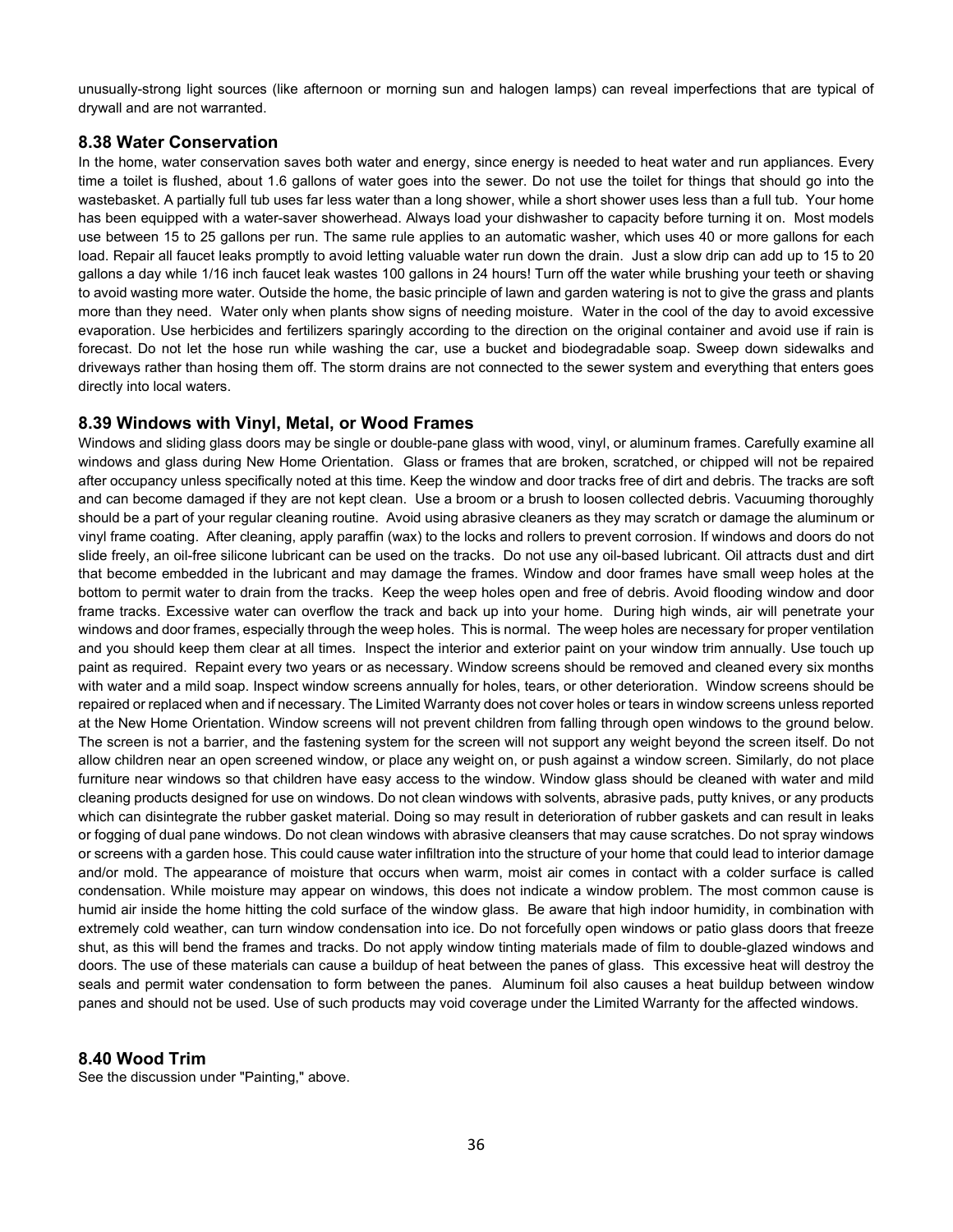unusually-strong light sources (like afternoon or morning sun and halogen lamps) can reveal imperfections that are typical of drywall and are not warranted.

## 8.38 Water Conservation

In the home, water conservation saves both water and energy, since energy is needed to heat water and run appliances. Every time a toilet is flushed, about 1.6 gallons of water goes into the sewer. Do not use the toilet for things that should go into the wastebasket. A partially full tub uses far less water than a long shower, while a short shower uses less than a full tub. Your home has been equipped with a water-saver showerhead. Always load your dishwasher to capacity before turning it on. Most models use between 15 to 25 gallons per run. The same rule applies to an automatic washer, which uses 40 or more gallons for each load. Repair all faucet leaks promptly to avoid letting valuable water run down the drain. Just a slow drip can add up to 15 to 20 gallons a day while 1/16 inch faucet leak wastes 100 gallons in 24 hours! Turn off the water while brushing your teeth or shaving to avoid wasting more water. Outside the home, the basic principle of lawn and garden watering is not to give the grass and plants more than they need. Water only when plants show signs of needing moisture. Water in the cool of the day to avoid excessive evaporation. Use herbicides and fertilizers sparingly according to the direction on the original container and avoid use if rain is forecast. Do not let the hose run while washing the car, use a bucket and biodegradable soap. Sweep down sidewalks and driveways rather than hosing them off. The storm drains are not connected to the sewer system and everything that enters goes directly into local waters.

## 8.39 Windows with Vinyl, Metal, or Wood Frames

Windows and sliding glass doors may be single or double-pane glass with wood, vinyl, or aluminum frames. Carefully examine all windows and glass during New Home Orientation. Glass or frames that are broken, scratched, or chipped will not be repaired after occupancy unless specifically noted at this time. Keep the window and door tracks free of dirt and debris. The tracks are soft and can become damaged if they are not kept clean. Use a broom or a brush to loosen collected debris. Vacuuming thoroughly should be a part of your regular cleaning routine. Avoid using abrasive cleaners as they may scratch or damage the aluminum or vinyl frame coating. After cleaning, apply paraffin (wax) to the locks and rollers to prevent corrosion. If windows and doors do not slide freely, an oil-free silicone lubricant can be used on the tracks. Do not use any oil-based lubricant. Oil attracts dust and dirt that become embedded in the lubricant and may damage the frames. Window and door frames have small weep holes at the bottom to permit water to drain from the tracks. Keep the weep holes open and free of debris. Avoid flooding window and door frame tracks. Excessive water can overflow the track and back up into your home. During high winds, air will penetrate your windows and door frames, especially through the weep holes. This is normal. The weep holes are necessary for proper ventilation and you should keep them clear at all times. Inspect the interior and exterior paint on your window trim annually. Use touch up paint as required. Repaint every two years or as necessary. Window screens should be removed and cleaned every six months with water and a mild soap. Inspect window screens annually for holes, tears, or other deterioration. Window screens should be repaired or replaced when and if necessary. The Limited Warranty does not cover holes or tears in window screens unless reported at the New Home Orientation. Window screens will not prevent children from falling through open windows to the ground below. The screen is not a barrier, and the fastening system for the screen will not support any weight beyond the screen itself. Do not allow children near an open screened window, or place any weight on, or push against a window screen. Similarly, do not place furniture near windows so that children have easy access to the window. Window glass should be cleaned with water and mild cleaning products designed for use on windows. Do not clean windows with solvents, abrasive pads, putty knives, or any products which can disintegrate the rubber gasket material. Doing so may result in deterioration of rubber gaskets and can result in leaks or fogging of dual pane windows. Do not clean windows with abrasive cleansers that may cause scratches. Do not spray windows or screens with a garden hose. This could cause water infiltration into the structure of your home that could lead to interior damage and/or mold. The appearance of moisture that occurs when warm, moist air comes in contact with a colder surface is called condensation. While moisture may appear on windows, this does not indicate a window problem. The most common cause is humid air inside the home hitting the cold surface of the window glass. Be aware that high indoor humidity, in combination with extremely cold weather, can turn window condensation into ice. Do not forcefully open windows or patio glass doors that freeze shut, as this will bend the frames and tracks. Do not apply window tinting materials made of film to double-glazed windows and doors. The use of these materials can cause a buildup of heat between the panes of glass. This excessive heat will destroy the seals and permit water condensation to form between the panes. Aluminum foil also causes a heat buildup between window panes and should not be used. Use of such products may void coverage under the Limited Warranty for the affected windows.

## 8.40 Wood Trim

See the discussion under "Painting," above.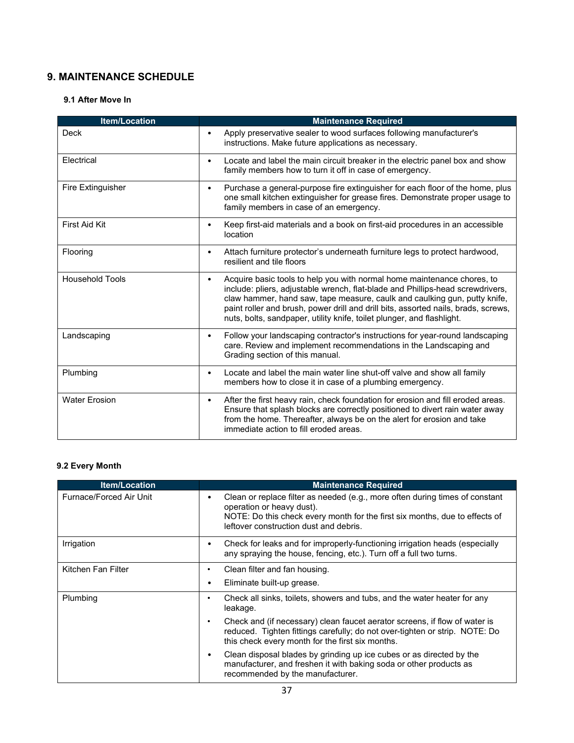## 9. MAINTENANCE SCHEDULE

### 9.1 After Move In

| Item/Location | Maintenance Required |
| --- | --- |
| Deck | • Apply preservative sealer to wood surfaces following manufacturer's instructions. Make future applications as necessary. |
| Electrical | • Locate and label the main circuit breaker in the electric panel box and show family members how to turn it off in case of emergency. |
| Fire Extinguisher | • Purchase a general-purpose fire extinguisher for each floor of the home, plus one small kitchen extinguisher for grease fires. Demonstrate proper usage to family members in case of an emergency. |
| First Aid Kit | • Keep first-aid materials and a book on first-aid procedures in an accessible location |
| Flooring | • Attach furniture protector's underneath furniture legs to protect hardwood, resilient and tile floors |
| Household Tools | • Acquire basic tools to help you with normal home maintenance chores, to include: pliers, adjustable wrench, flat-blade and Phillips-head screwdrivers, claw hammer, hand saw, tape measure, caulk and caulking gun, putty knife, paint roller and brush, power drill and drill bits, assorted nails, brads, screws, nuts, bolts, sandpaper, utility knife, toilet plunger, and flashlight. |
| Landscaping | • Follow your landscaping contractor's instructions for year-round landscaping care. Review and implement recommendations in the Landscaping and Grading section of this manual. |
| Plumbing | • Locate and label the main water line shut-off valve and show all family members how to close it in case of a plumbing emergency. |
| Water Erosion | • After the first heavy rain, check foundation for erosion and fill eroded areas. Ensure that splash blocks are correctly positioned to divert rain water away from the home. Thereafter, always be on the alert for erosion and take immediate action to fill eroded areas. |

### 9.2 Every Month

| Item/Location | Maintenance Required |
| --- | --- |
| Furnace/Forced Air Unit | • Clean or replace filter as needed (e.g., more often during times of constant operation or heavy dust).<br>NOTE: Do this check every month for the first six months, due to effects of leftover construction dust and debris. |
| Irrigation | • Check for leaks and for improperly-functioning irrigation heads (especially any spraying the house, fencing, etc.). Turn off a full two turns. |
| Kitchen Fan Filter | • Clean filter and fan housing.<br>• Eliminate built-up grease. |
| Plumbing | • Check all sinks, toilets, showers and tubs, and the water heater for any leakage.<br>• Check and (if necessary) clean faucet aerator screens, if flow of water is reduced. Tighten fittings carefully; do not over-tighten or strip. NOTE: Do this check every month for the first six months.<br>• Clean disposal blades by grinding up ice cubes or as directed by the manufacturer, and freshen it with baking soda or other products as recommended by the manufacturer. |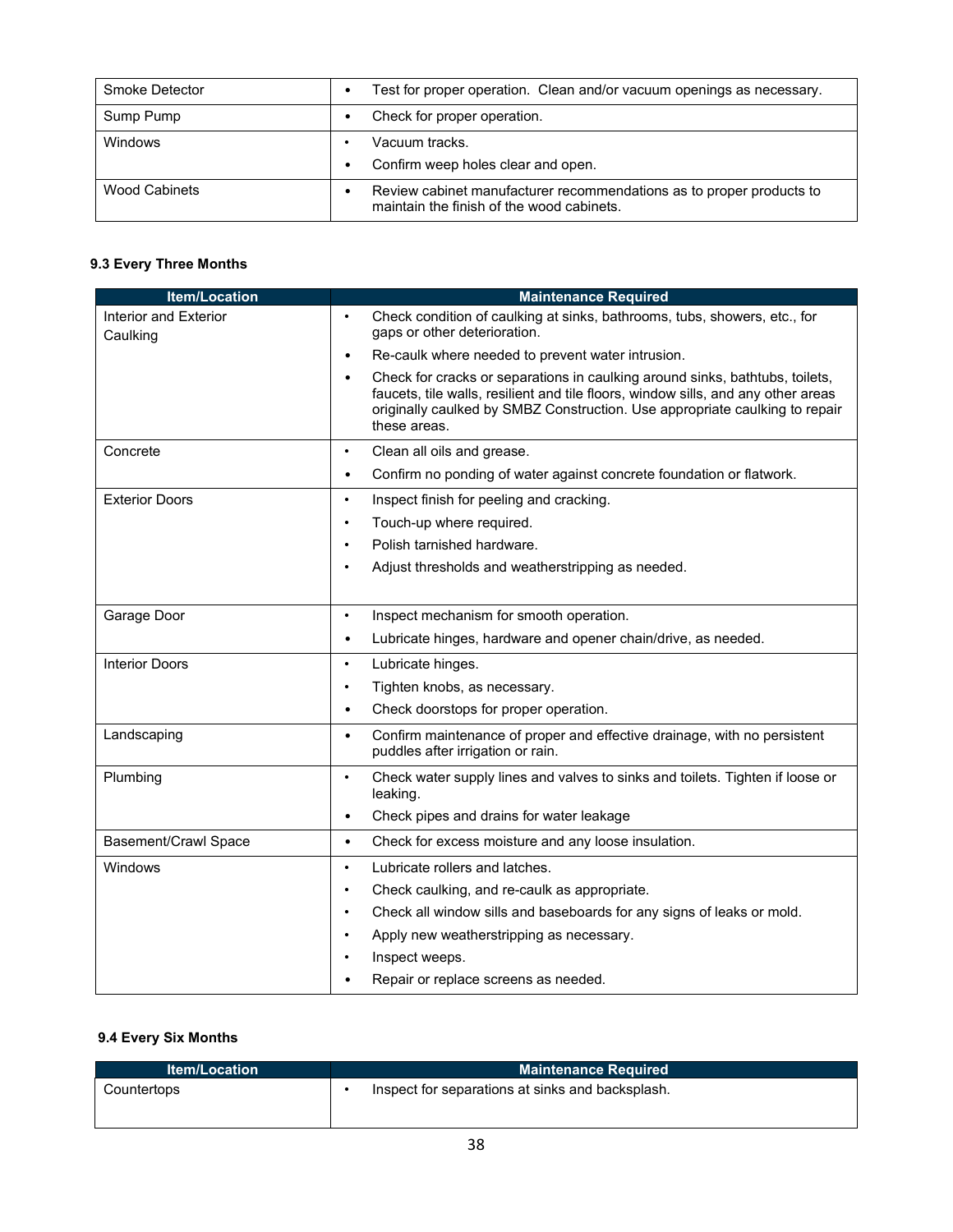| | |
|---|---|
| Smoke Detector | • Test for proper operation. Clean and/or vacuum openings as necessary. |
| Sump Pump | • Check for proper operation. |
| Windows | • Vacuum tracks.<br>• Confirm weep holes clear and open. |
| Wood Cabinets | • Review cabinet manufacturer recommendations as to proper products to maintain the finish of the wood cabinets. |

### 9.3 Every Three Months

| Item/Location | Maintenance Required |
|---|---|
| Interior and Exterior Caulking | • Check condition of caulking at sinks, bathrooms, tubs, showers, etc., for gaps or other deterioration.<br>• Re-caulk where needed to prevent water intrusion.<br>• Check for cracks or separations in caulking around sinks, bathtubs, toilets, faucets, tile walls, resilient and tile floors, window sills, and any other areas originally caulked by SMBZ Construction. Use appropriate caulking to repair these areas. |
| Concrete | • Clean all oils and grease.<br>• Confirm no ponding of water against concrete foundation or flatwork. |
| Exterior Doors | • Inspect finish for peeling and cracking.<br>• Touch-up where required.<br>• Polish tarnished hardware.<br>• Adjust thresholds and weatherstripping as needed. |
| Garage Door | • Inspect mechanism for smooth operation.<br>• Lubricate hinges, hardware and opener chain/drive, as needed. |
| Interior Doors | • Lubricate hinges.<br>• Tighten knobs, as necessary.<br>• Check doorstops for proper operation. |
| Landscaping | • Confirm maintenance of proper and effective drainage, with no persistent puddles after irrigation or rain. |
| Plumbing | • Check water supply lines and valves to sinks and toilets. Tighten if loose or leaking.<br>• Check pipes and drains for water leakage |
| Basement/Crawl Space | • Check for excess moisture and any loose insulation. |
| Windows | • Lubricate rollers and latches.<br>• Check caulking, and re-caulk as appropriate.<br>• Check all window sills and baseboards for any signs of leaks or mold.<br>• Apply new weatherstripping as necessary.<br>• Inspect weeps.<br>• Repair or replace screens as needed. |

### 9.4 Every Six Months

| Item/Location | Maintenance Required |
|---|---|
| Countertops | • Inspect for separations at sinks and backsplash. |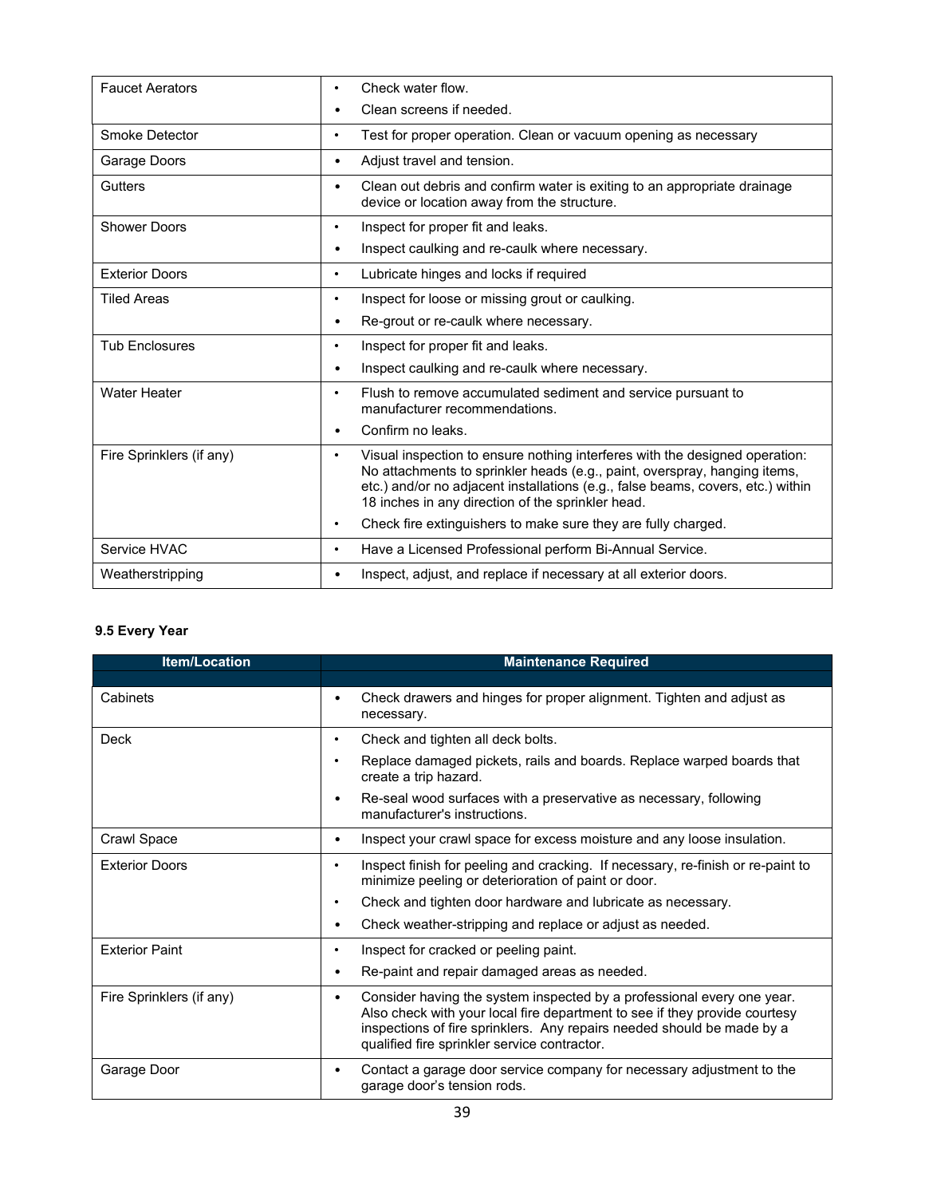| | |
|---|---|
| Faucet Aerators | • Check water flow.<br>• Clean screens if needed. |
| Smoke Detector | • Test for proper operation. Clean or vacuum opening as necessary |
| Garage Doors | • Adjust travel and tension. |
| Gutters | • Clean out debris and confirm water is exiting to an appropriate drainage device or location away from the structure. |
| Shower Doors | • Inspect for proper fit and leaks.<br>• Inspect caulking and re-caulk where necessary. |
| Exterior Doors | • Lubricate hinges and locks if required |
| Tiled Areas | • Inspect for loose or missing grout or caulking.<br>• Re-grout or re-caulk where necessary. |
| Tub Enclosures | • Inspect for proper fit and leaks.<br>• Inspect caulking and re-caulk where necessary. |
| Water Heater | • Flush to remove accumulated sediment and service pursuant to manufacturer recommendations.<br>• Confirm no leaks. |
| Fire Sprinklers (if any) | • Visual inspection to ensure nothing interferes with the designed operation: No attachments to sprinkler heads (e.g., paint, overspray, hanging items, etc.) and/or no adjacent installations (e.g., false beams, covers, etc.) within 18 inches in any direction of the sprinkler head.<br>• Check fire extinguishers to make sure they are fully charged. |
| Service HVAC | • Have a Licensed Professional perform Bi-Annual Service. |
| Weatherstripping | • Inspect, adjust, and replace if necessary at all exterior doors. |

### 9.5 Every Year

| Item/Location | Maintenance Required |
|---|---|
| Cabinets | • Check drawers and hinges for proper alignment. Tighten and adjust as necessary. |
| Deck | • Check and tighten all deck bolts.<br>• Replace damaged pickets, rails and boards. Replace warped boards that create a trip hazard.<br>• Re-seal wood surfaces with a preservative as necessary, following manufacturer's instructions. |
| Crawl Space | • Inspect your crawl space for excess moisture and any loose insulation. |
| Exterior Doors | • Inspect finish for peeling and cracking. If necessary, re-finish or re-paint to minimize peeling or deterioration of paint or door.<br>• Check and tighten door hardware and lubricate as necessary.<br>• Check weather-stripping and replace or adjust as needed. |
| Exterior Paint | • Inspect for cracked or peeling paint.<br>• Re-paint and repair damaged areas as needed. |
| Fire Sprinklers (if any) | • Consider having the system inspected by a professional every one year. Also check with your local fire department to see if they provide courtesy inspections of fire sprinklers. Any repairs needed should be made by a qualified fire sprinkler service contractor. |
| Garage Door | • Contact a garage door service company for necessary adjustment to the garage door's tension rods. |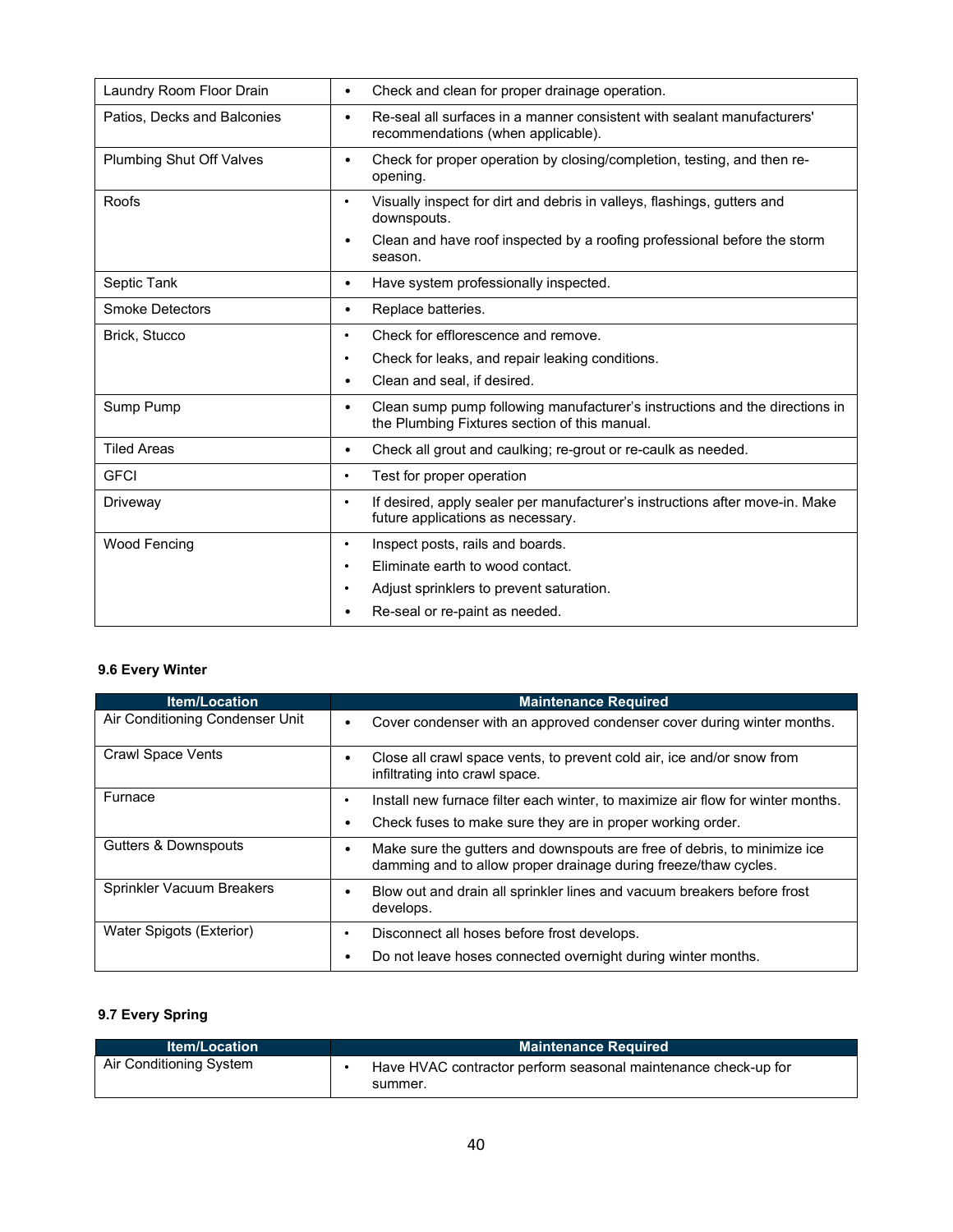| Item/Location | Maintenance Required |
|---|---|
| Laundry Room Floor Drain | • Check and clean for proper drainage operation. |
| Patios, Decks and Balconies | • Re-seal all surfaces in a manner consistent with sealant manufacturers' recommendations (when applicable). |
| Plumbing Shut Off Valves | • Check for proper operation by closing/completion, testing, and then re-opening. |
| Roofs | • Visually inspect for dirt and debris in valleys, flashings, gutters and downspouts.<br>• Clean and have roof inspected by a roofing professional before the storm season. |
| Septic Tank | • Have system professionally inspected. |
| Smoke Detectors | • Replace batteries. |
| Brick, Stucco | • Check for efflorescence and remove.<br>• Check for leaks, and repair leaking conditions.<br>• Clean and seal, if desired. |
| Sump Pump | • Clean sump pump following manufacturer's instructions and the directions in the Plumbing Fixtures section of this manual. |
| Tiled Areas | • Check all grout and caulking; re-grout or re-caulk as needed. |
| GFCI | • Test for proper operation |
| Driveway | • If desired, apply sealer per manufacturer's instructions after move-in. Make future applications as necessary. |
| Wood Fencing | • Inspect posts, rails and boards.<br>• Eliminate earth to wood contact.<br>• Adjust sprinklers to prevent saturation.<br>• Re-seal or re-paint as needed. |

### 9.6 Every Winter

| Item/Location | Maintenance Required |
|---|---|
| Air Conditioning Condenser Unit | • Cover condenser with an approved condenser cover during winter months. |
| Crawl Space Vents | • Close all crawl space vents, to prevent cold air, ice and/or snow from infiltrating into crawl space. |
| Furnace | • Install new furnace filter each winter, to maximize air flow for winter months.<br>• Check fuses to make sure they are in proper working order. |
| Gutters & Downspouts | • Make sure the gutters and downspouts are free of debris, to minimize ice damming and to allow proper drainage during freeze/thaw cycles. |
| Sprinkler Vacuum Breakers | • Blow out and drain all sprinkler lines and vacuum breakers before frost develops. |
| Water Spigots (Exterior) | • Disconnect all hoses before frost develops.<br>• Do not leave hoses connected overnight during winter months. |

### 9.7 Every Spring

| Item/Location | Maintenance Required |
|---|---|
| Air Conditioning System | • Have HVAC contractor perform seasonal maintenance check-up for summer. |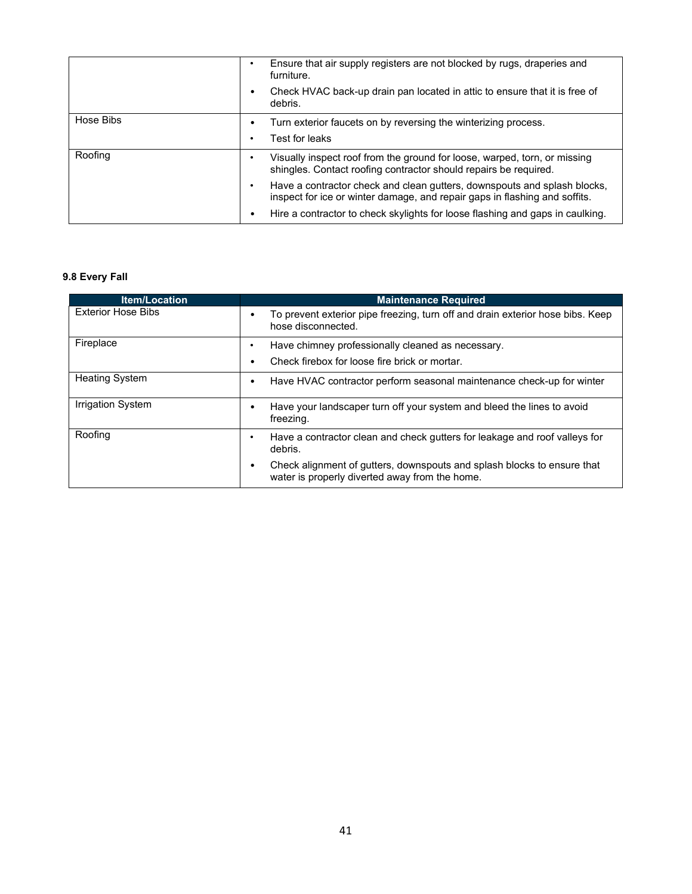| | |
|---|---|
| | • Ensure that air supply registers are not blocked by rugs, draperies and furniture.<br>• Check HVAC back-up drain pan located in attic to ensure that it is free of debris. |
| Hose Bibs | • Turn exterior faucets on by reversing the winterizing process.<br>• Test for leaks |
| Roofing | • Visually inspect roof from the ground for loose, warped, torn, or missing shingles. Contact roofing contractor should repairs be required.<br>• Have a contractor check and clean gutters, downspouts and splash blocks, inspect for ice or winter damage, and repair gaps in flashing and soffits.<br>• Hire a contractor to check skylights for loose flashing and gaps in caulking. |

**9.8 Every Fall**

| Item/Location | Maintenance Required |
|---|---|
| Exterior Hose Bibs | • To prevent exterior pipe freezing, turn off and drain exterior hose bibs. Keep hose disconnected. |
| Fireplace | • Have chimney professionally cleaned as necessary.<br>• Check firebox for loose fire brick or mortar. |
| Heating System | • Have HVAC contractor perform seasonal maintenance check-up for winter |
| Irrigation System | • Have your landscaper turn off your system and bleed the lines to avoid freezing. |
| Roofing | • Have a contractor clean and check gutters for leakage and roof valleys for debris.<br>• Check alignment of gutters, downspouts and splash blocks to ensure that water is properly diverted away from the home. |